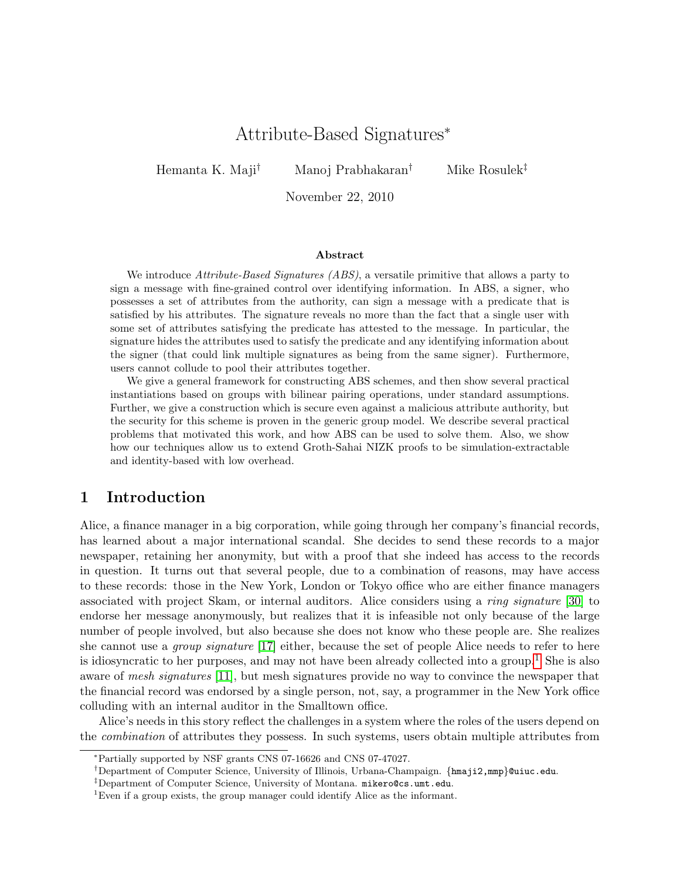# Attribute-Based Signatures*

Hemanta K. Maji[†] Manoj Prabhakaran[†] Mike Rosulek[‡]

November 22, 2010

### Abstract

We introduce *Attribute-Based Signatures (ABS)*, a versatile primitive that allows a party to sign a message with fine-grained control over identifying information. In ABS, a signer, who possesses a set of attributes from the authority, can sign a message with a predicate that is satisfied by his attributes. The signature reveals no more than the fact that a single user with some set of attributes satisfying the predicate has attested to the message. In particular, the signature hides the attributes used to satisfy the predicate and any identifying information about the signer (that could link multiple signatures as being from the same signer). Furthermore, users cannot collude to pool their attributes together.

We give a general framework for constructing ABS schemes, and then show several practical instantiations based on groups with bilinear pairing operations, under standard assumptions. Further, we give a construction which is secure even against a malicious attribute authority, but the security for this scheme is proven in the generic group model. We describe several practical problems that motivated this work, and how ABS can be used to solve them. Also, we show how our techniques allow us to extend Groth-Sahai NIZK proofs to be simulation-extractable and identity-based with low overhead.

## 1 Introduction

Alice, a finance manager in a big corporation, while going through her company's financial records, has learned about a major international scandal. She decides to send these records to a major newspaper, retaining her anonymity, but with a proof that she indeed has access to the records in question. It turns out that several people, due to a combination of reasons, may have access to these records: those in the New York, London or Tokyo office who are either finance managers associated with project Skam, or internal auditors. Alice considers using a *ring signature* [30] to endorse her message anonymously, but realizes that it is infeasible not only because of the large number of people involved, but also because she does not know who these people are. She realizes she cannot use a *group signature* [17] either, because the set of people Alice needs to refer to here is idiosyncratic to her purposes, and may not have been already collected into a group.[1] She is also aware of *mesh signatures* [11], but mesh signatures provide no way to convince the newspaper that the financial record was endorsed by a single person, not, say, a programmer in the New York office colluding with an internal auditor in the Smalltown office.

Alice's needs in this story reflect the challenges in a system where the roles of the users depend on the *combination* of attributes they possess. In such systems, users obtain multiple attributes from

---

*Partially supported by NSF grants CNS 07-16626 and CNS 07-47027.

†Department of Computer Science, University of Illinois, Urbana-Champaign. {hmaji2,mmp}@uiuc.edu.

‡Department of Computer Science, University of Montana. mikero@cs.umt.edu.

1Even if a group exists, the group manager could identify Alice as the informant.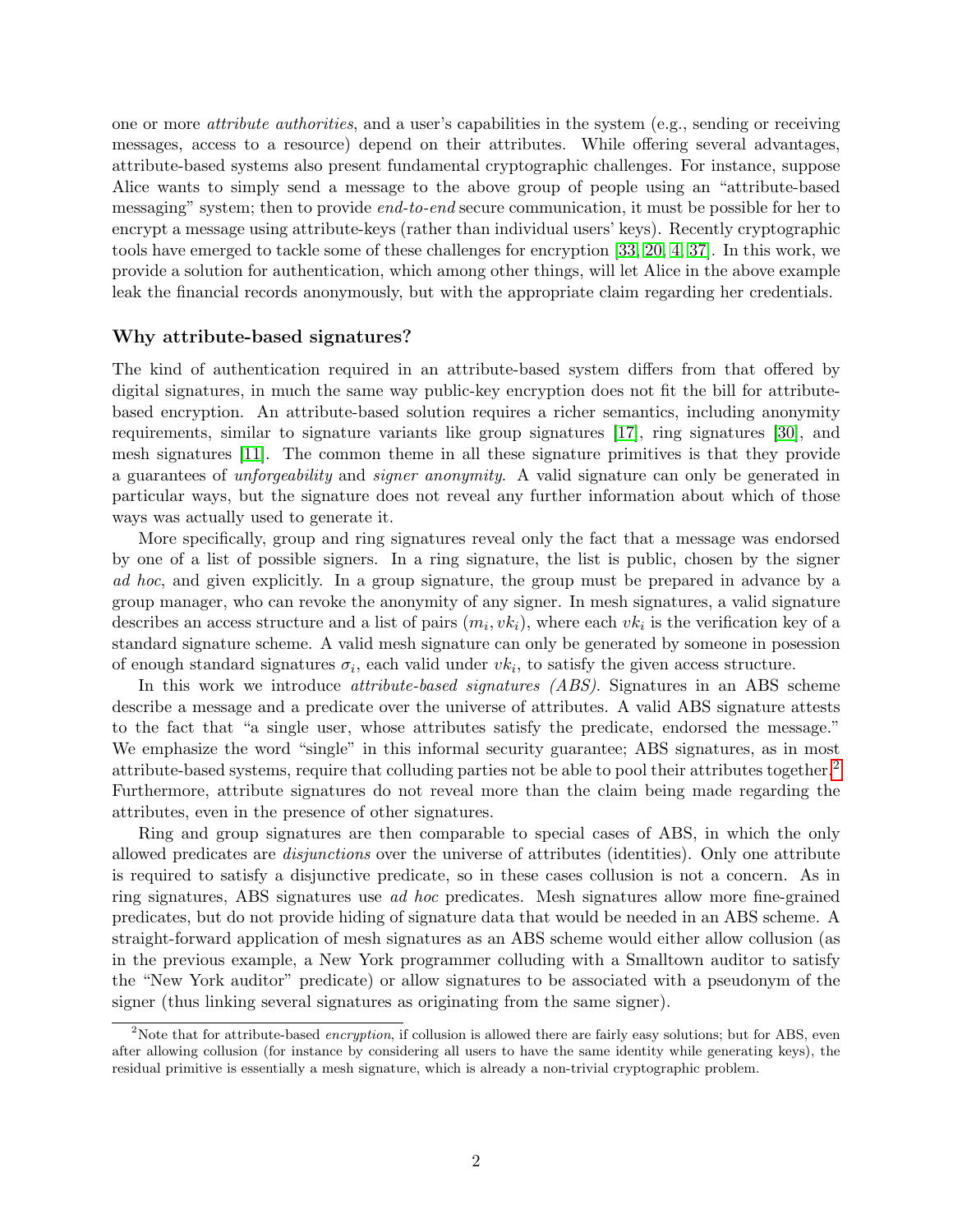one or more *attribute authorities*, and a user's capabilities in the system (e.g., sending or receiving messages, access to a resource) depend on their attributes. While offering several advantages, attribute-based systems also present fundamental cryptographic challenges. For instance, suppose Alice wants to simply send a message to the above group of people using an "attribute-based messaging" system; then to provide *end-to-end* secure communication, it must be possible for her to encrypt a message using attribute-keys (rather than individual users' keys). Recently cryptographic tools have emerged to tackle some of these challenges for encryption [33, 20, 4, 37]. In this work, we provide a solution for authentication, which among other things, will let Alice in the above example leak the financial records anonymously, but with the appropriate claim regarding her credentials.

### Why attribute-based signatures?

The kind of authentication required in an attribute-based system differs from that offered by digital signatures, in much the same way public-key encryption does not fit the bill for attribute-based encryption. An attribute-based solution requires a richer semantics, including anonymity requirements, similar to signature variants like group signatures [17], ring signatures [30], and mesh signatures [11]. The common theme in all these signature primitives is that they provide a guarantees of *unforgeability* and *signer anonymity*. A valid signature can only be generated in particular ways, but the signature does not reveal any further information about which of those ways was actually used to generate it.

More specifically, group and ring signatures reveal only the fact that a message was endorsed by one of a list of possible signers. In a ring signature, the list is public, chosen by the signer *ad hoc*, and given explicitly. In a group signature, the group must be prepared in advance by a group manager, who can revoke the anonymity of any signer. In mesh signatures, a valid signature describes an access structure and a list of pairs $(m_i, vk_i)$, where each $vk_i$ is the verification key of a standard signature scheme. A valid mesh signature can only be generated by someone in posession of enough standard signatures $\sigma_i$, each valid under $vk_i$, to satisfy the given access structure.

In this work we introduce *attribute-based signatures (ABS)*. Signatures in an ABS scheme describe a message and a predicate over the universe of attributes. A valid ABS signature attests to the fact that "a single user, whose attributes satisfy the predicate, endorsed the message." We emphasize the word "single" in this informal security guarantee; ABS signatures, as in most attribute-based systems, require that colluding parties not be able to pool their attributes together.[2] Furthermore, attribute signatures do not reveal more than the claim being made regarding the attributes, even in the presence of other signatures.

Ring and group signatures are then comparable to special cases of ABS, in which the only allowed predicates are *disjunctions* over the universe of attributes (identities). Only one attribute is required to satisfy a disjunctive predicate, so in these cases collusion is not a concern. As in ring signatures, ABS signatures use *ad hoc* predicates. Mesh signatures allow more fine-grained predicates, but do not provide hiding of signature data that would be needed in an ABS scheme. A straight-forward application of mesh signatures as an ABS scheme would either allow collusion (as in the previous example, a New York programmer colluding with a Smalltown auditor to satisfy the "New York auditor" predicate) or allow signatures to be associated with a pseudonym of the signer (thus linking several signatures as originating from the same signer).

[2] Note that for attribute-based *encryption*, if collusion is allowed there are fairly easy solutions; but for ABS, even after allowing collusion (for instance by considering all users to have the same identity while generating keys), the residual primitive is essentially a mesh signature, which is already a non-trivial cryptographic problem.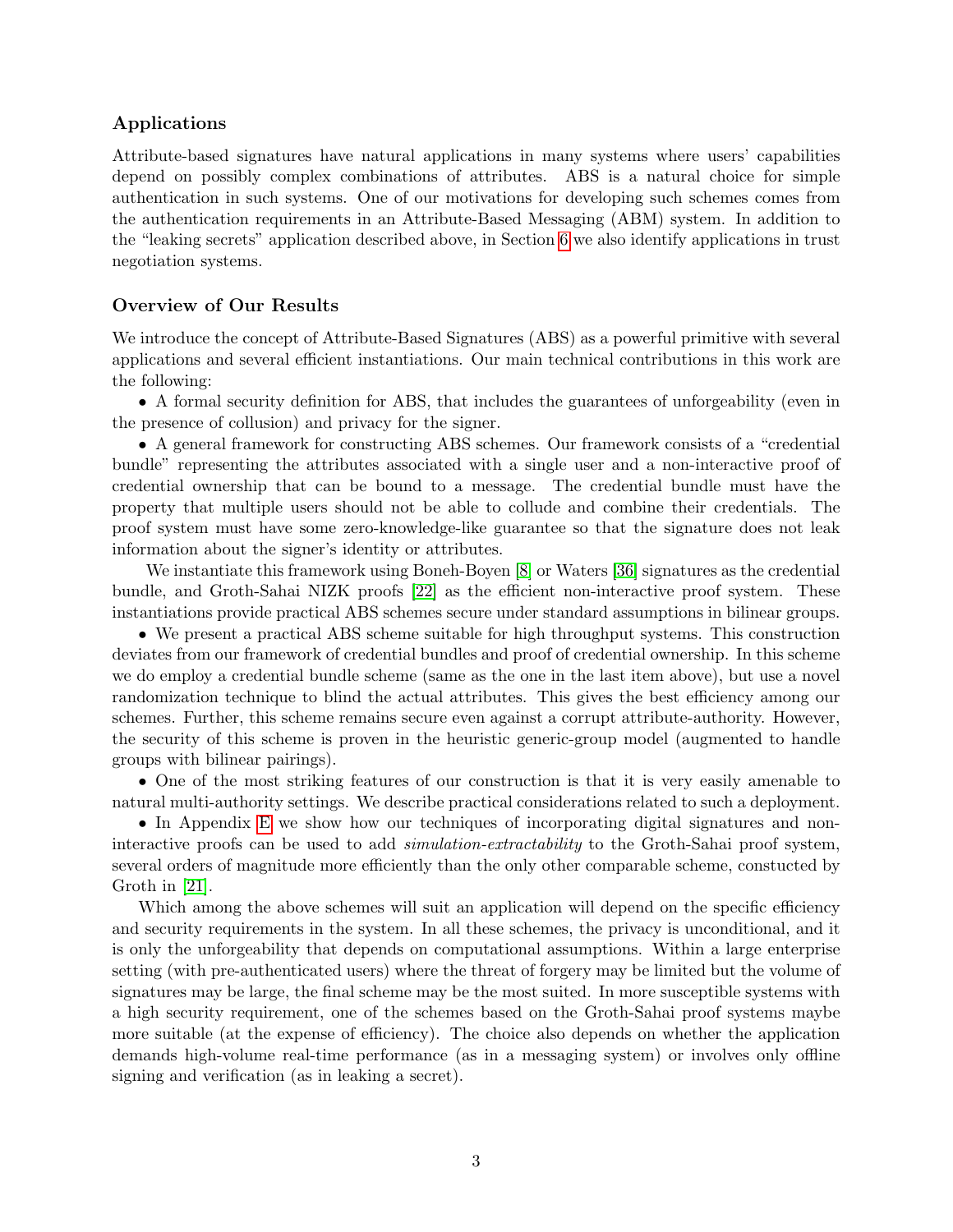### Applications

Attribute-based signatures have natural applications in many systems where users' capabilities depend on possibly complex combinations of attributes. ABS is a natural choice for simple authentication in such systems. One of our motivations for developing such schemes comes from the authentication requirements in an Attribute-Based Messaging (ABM) system. In addition to the "leaking secrets" application described above, in Section 6 we also identify applications in trust negotiation systems.

### Overview of Our Results

We introduce the concept of Attribute-Based Signatures (ABS) as a powerful primitive with several applications and several efficient instantiations. Our main technical contributions in this work are the following:

- A formal security definition for ABS, that includes the guarantees of unforgeability (even in the presence of collusion) and privacy for the signer.
- A general framework for constructing ABS schemes. Our framework consists of a "credential bundle" representing the attributes associated with a single user and a non-interactive proof of credential ownership that can be bound to a message. The credential bundle must have the property that multiple users should not be able to collude and combine their credentials. The proof system must have some zero-knowledge-like guarantee so that the signature does not leak information about the signer's identity or attributes.

  We instantiate this framework using Boneh-Boyen [8] or Waters [36] signatures as the credential bundle, and Groth-Sahai NIZK proofs [22] as the efficient non-interactive proof system. These instantiations provide practical ABS schemes secure under standard assumptions in bilinear groups.
- We present a practical ABS scheme suitable for high throughput systems. This construction deviates from our framework of credential bundles and proof of credential ownership. In this scheme we do employ a credential bundle scheme (same as the one in the last item above), but use a novel randomization technique to blind the actual attributes. This gives the best efficiency among our schemes. Further, this scheme remains secure even against a corrupt attribute-authority. However, the security of this scheme is proven in the heuristic generic-group model (augmented to handle groups with bilinear pairings).
- One of the most striking features of our construction is that it is very easily amenable to natural multi-authority settings. We describe practical considerations related to such a deployment.
- In Appendix E we show how our techniques of incorporating digital signatures and non-interactive proofs can be used to add *simulation-extractability* to the Groth-Sahai proof system, several orders of magnitude more efficiently than the only other comparable scheme, constucted by Groth in [21].

Which among the above schemes will suit an application will depend on the specific efficiency and security requirements in the system. In all these schemes, the privacy is unconditional, and it is only the unforgeability that depends on computational assumptions. Within a large enterprise setting (with pre-authenticated users) where the threat of forgery may be limited but the volume of signatures may be large, the final scheme may be the most suited. In more susceptible systems with a high security requirement, one of the schemes based on the Groth-Sahai proof systems maybe more suitable (at the expense of efficiency). The choice also depends on whether the application demands high-volume real-time performance (as in a messaging system) or involves only offline signing and verification (as in leaking a secret).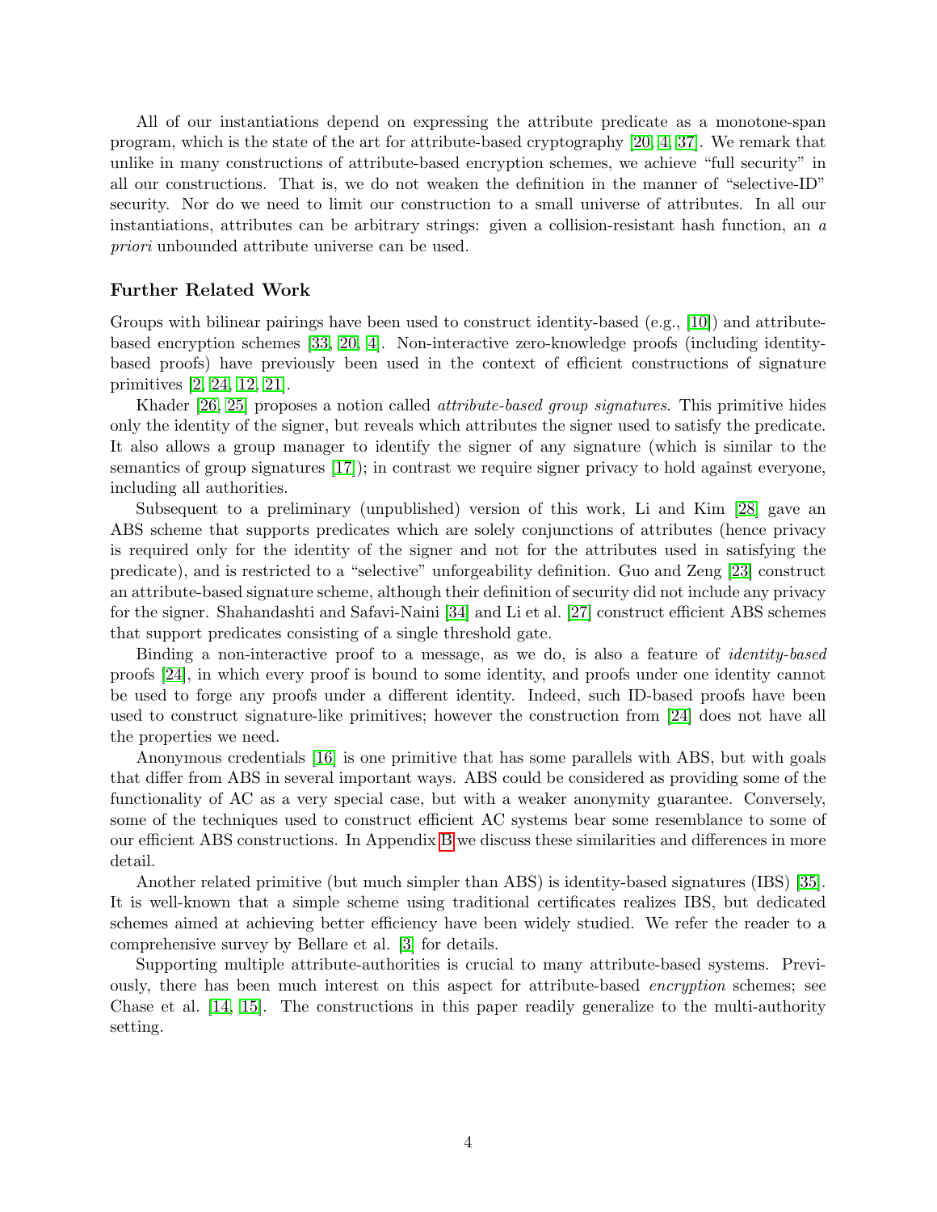All of our instantiations depend on expressing the attribute predicate as a monotone-span program, which is the state of the art for attribute-based cryptography [20, 4, 37]. We remark that unlike in many constructions of attribute-based encryption schemes, we achieve "full security" in all our constructions. That is, we do not weaken the definition in the manner of "selective-ID" security. Nor do we need to limit our construction to a small universe of attributes. In all our instantiations, attributes can be arbitrary strings: given a collision-resistant hash function, an *a priori* unbounded attribute universe can be used.

### Further Related Work

Groups with bilinear pairings have been used to construct identity-based (e.g., [10]) and attribute-based encryption schemes [33, 20, 4]. Non-interactive zero-knowledge proofs (including identity-based proofs) have previously been used in the context of efficient constructions of signature primitives [2, 24, 12, 21].

Khader [26, 25] proposes a notion called *attribute-based group signatures*. This primitive hides only the identity of the signer, but reveals which attributes the signer used to satisfy the predicate. It also allows a group manager to identify the signer of any signature (which is similar to the semantics of group signatures [17]); in contrast we require signer privacy to hold against everyone, including all authorities.

Subsequent to a preliminary (unpublished) version of this work, Li and Kim [28] gave an ABS scheme that supports predicates which are solely conjunctions of attributes (hence privacy is required only for the identity of the signer and not for the attributes used in satisfying the predicate), and is restricted to a "selective" unforgeability definition. Guo and Zeng [23] construct an attribute-based signature scheme, although their definition of security did not include any privacy for the signer. Shahandashti and Safavi-Naini [34] and Li et al. [27] construct efficient ABS schemes that support predicates consisting of a single threshold gate.

Binding a non-interactive proof to a message, as we do, is also a feature of *identity-based* proofs [24], in which every proof is bound to some identity, and proofs under one identity cannot be used to forge any proofs under a different identity. Indeed, such ID-based proofs have been used to construct signature-like primitives; however the construction from [24] does not have all the properties we need.

Anonymous credentials [16] is one primitive that has some parallels with ABS, but with goals that differ from ABS in several important ways. ABS could be considered as providing some of the functionality of AC as a very special case, but with a weaker anonymity guarantee. Conversely, some of the techniques used to construct efficient AC systems bear some resemblance to some of our efficient ABS constructions. In Appendix B we discuss these similarities and differences in more detail.

Another related primitive (but much simpler than ABS) is identity-based signatures (IBS) [35]. It is well-known that a simple scheme using traditional certificates realizes IBS, but dedicated schemes aimed at achieving better efficiency have been widely studied. We refer the reader to a comprehensive survey by Bellare et al. [3] for details.

Supporting multiple attribute-authorities is crucial to many attribute-based systems. Previously, there has been much interest on this aspect for attribute-based *encryption* schemes; see Chase et al. [14, 15]. The constructions in this paper readily generalize to the multi-authority setting.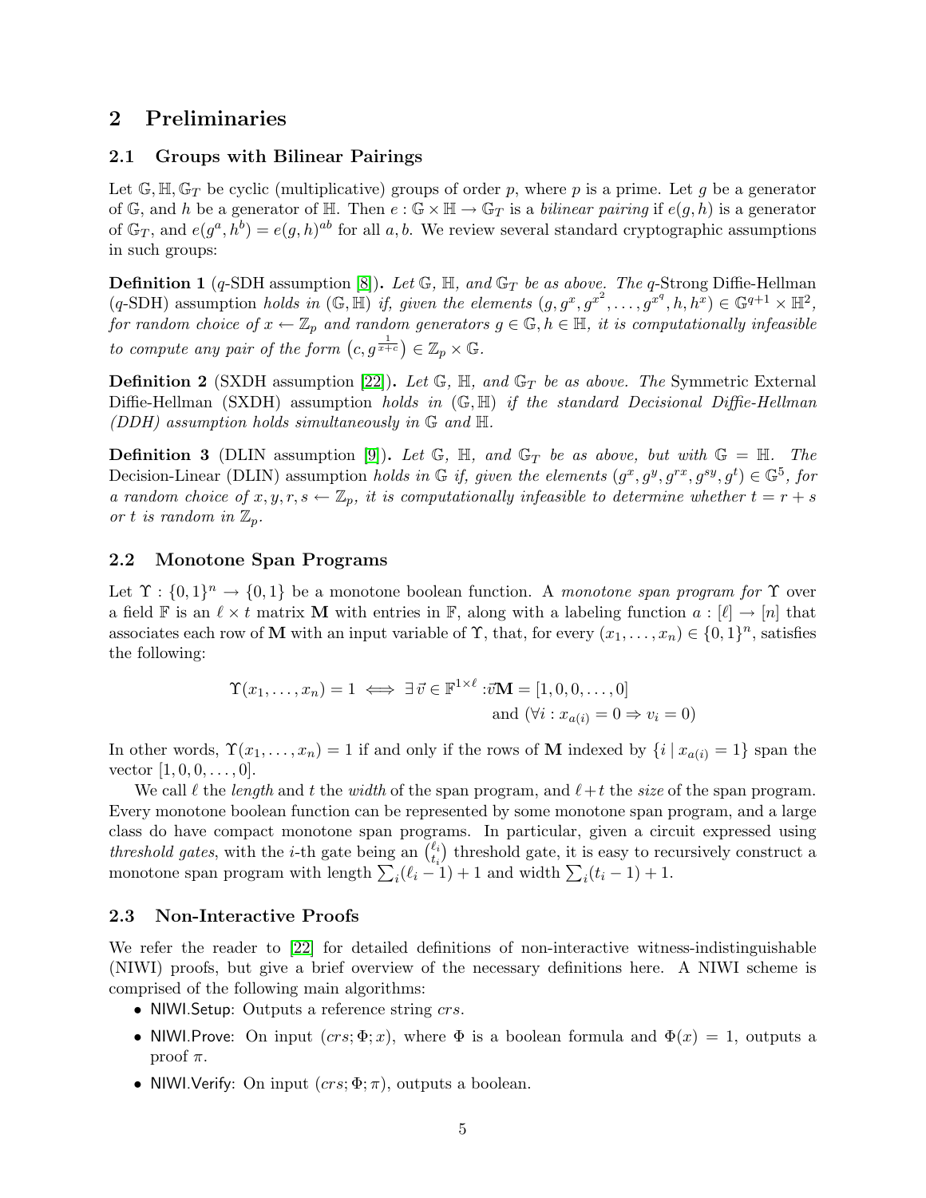## 2 Preliminaries

### 2.1 Groups with Bilinear Pairings

Let $\mathbb{G}, \mathbb{H}, \mathbb{G}_T$ be cyclic (multiplicative) groups of order $p$, where $p$ is a prime. Let $g$ be a generator of $\mathbb{G}$, and $h$ be a generator of $\mathbb{H}$. Then $e : \mathbb{G} \times \mathbb{H} \to \mathbb{G}_T$ is a *bilinear pairing* if $e(g, h)$ is a generator of $\mathbb{G}_T$, and $e(g^a, h^b) = e(g, h)^{ab}$ for all $a, b$. We review several standard cryptographic assumptions in such groups:

**Definition 1** ($q$-SDH assumption [8]). *Let $\mathbb{G}$, $\mathbb{H}$, and $\mathbb{G}_T$ be as above. The* $q$-Strong Diffie-Hellman ($q$-SDH) assumption *holds in $(\mathbb{G}, \mathbb{H})$ if, given the elements $(g, g^x, g^{x^2}, \dots, g^{x^q}, h, h^x) \in \mathbb{G}^{q+1} \times \mathbb{H}^2$, for random choice of $x \leftarrow \mathbb{Z}_p$ and random generators $g \in \mathbb{G}, h \in \mathbb{H}$, it is computationally infeasible to compute any pair of the form $\left(c, g^{\frac{1}{x+c}}\right) \in \mathbb{Z}_p \times \mathbb{G}$.*

**Definition 2** (SXDH assumption [22]). *Let $\mathbb{G}$, $\mathbb{H}$, and $\mathbb{G}_T$ be as above. The* Symmetric External Diffie-Hellman (SXDH) assumption *holds in $(\mathbb{G}, \mathbb{H})$ if the standard Decisional Diffie-Hellman (DDH) assumption holds simultaneously in $\mathbb{G}$ and $\mathbb{H}$.*

**Definition 3** (DLIN assumption [9]). *Let $\mathbb{G}$, $\mathbb{H}$, and $\mathbb{G}_T$ be as above, but with $\mathbb{G} = \mathbb{H}$. The* Decision-Linear (DLIN) assumption *holds in $\mathbb{G}$ if, given the elements $(g^x, g^y, g^{rx}, g^{sy}, g^t) \in \mathbb{G}^5$, for a random choice of $x, y, r, s \leftarrow \mathbb{Z}_p$, it is computationally infeasible to determine whether $t = r + s$ or $t$ is random in $\mathbb{Z}_p$.*

### 2.2 Monotone Span Programs

Let $\Upsilon : \{0,1\}^n \to \{0,1\}$ be a monotone boolean function. A *monotone span program for* $\Upsilon$ over a field $\mathbb{F}$ is an $\ell \times t$ matrix $\mathbf{M}$ with entries in $\mathbb{F}$, along with a labeling function $a : [\ell] \to [n]$ that associates each row of $\mathbf{M}$ with an input variable of $\Upsilon$, that, for every $(x_1, \dots, x_n) \in \{0,1\}^n$, satisfies the following:

$$\Upsilon(x_1, \dots, x_n) = 1 \iff \exists\, \vec{v} \in \mathbb{F}^{1 \times \ell} : \vec{v}\mathbf{M} = [1, 0, 0, \dots, 0] \\ \text{and } (\forall i : x_{a(i)} = 0 \Rightarrow v_i = 0)$$

In other words, $\Upsilon(x_1, \dots, x_n) = 1$ if and only if the rows of $\mathbf{M}$ indexed by $\{i \mid x_{a(i)} = 1\}$ span the vector $[1, 0, 0, \dots, 0]$.

We call $\ell$ the *length* and $t$ the *width* of the span program, and $\ell + t$ the *size* of the span program. Every monotone boolean function can be represented by some monotone span program, and a large class do have compact monotone span programs. In particular, given a circuit expressed using *threshold gates*, with the $i$-th gate being an $\binom{\ell_i}{t_i}$ threshold gate, it is easy to recursively construct a monotone span program with length $\sum_i (\ell_i - 1) + 1$ and width $\sum_i (t_i - 1) + 1$.

### 2.3 Non-Interactive Proofs

We refer the reader to [22] for detailed definitions of non-interactive witness-indistinguishable (NIWI) proofs, but give a brief overview of the necessary definitions here. A NIWI scheme is comprised of the following main algorithms:

- NIWI.Setup: Outputs a reference string $crs$.
- NIWI.Prove: On input $(crs; \Phi; x)$, where $\Phi$ is a boolean formula and $\Phi(x) = 1$, outputs a proof $\pi$.
- NIWI.Verify: On input $(crs; \Phi; \pi)$, outputs a boolean.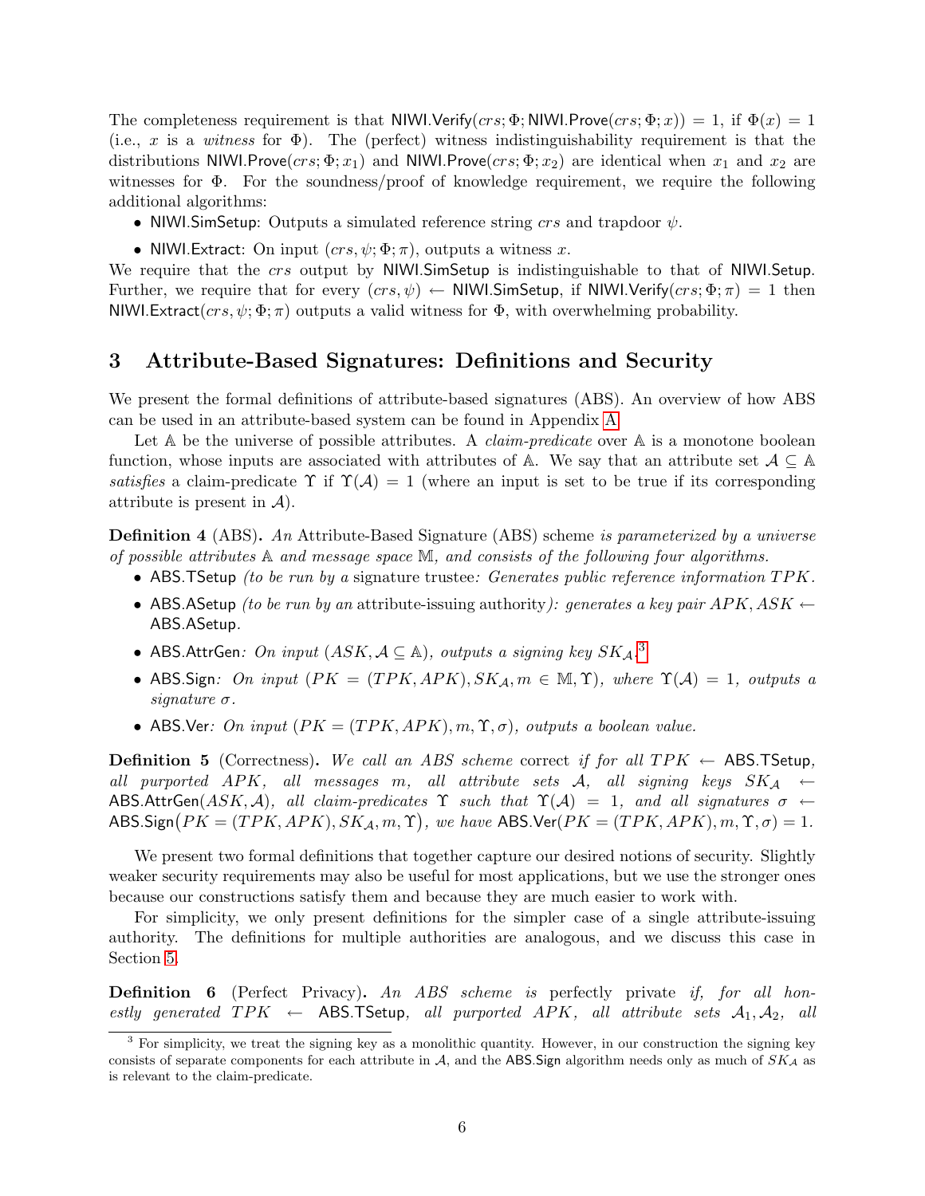The completeness requirement is that NIWI.Verify($crs$; $\Phi$; NIWI.Prove($crs$; $\Phi$; $x$)) = 1, if $\Phi(x) = 1$ (i.e., $x$ is a *witness* for $\Phi$). The (perfect) witness indistinguishability requirement is that the distributions NIWI.Prove($crs$; $\Phi$; $x_1$) and NIWI.Prove($crs$; $\Phi$; $x_2$) are identical when $x_1$ and $x_2$ are witnesses for $\Phi$. For the soundness/proof of knowledge requirement, we require the following additional algorithms:

- NIWI.SimSetup: Outputs a simulated reference string $crs$ and trapdoor $\psi$.
- NIWI.Extract: On input ($crs, \psi$; $\Phi$; $\pi$), outputs a witness $x$.

We require that the $crs$ output by NIWI.SimSetup is indistinguishable to that of NIWI.Setup. Further, we require that for every $(crs, \psi) \leftarrow$ NIWI.SimSetup, if NIWI.Verify($crs$; $\Phi$; $\pi$) = 1 then NIWI.Extract($crs, \psi$; $\Phi$; $\pi$) outputs a valid witness for $\Phi$, with overwhelming probability.

## 3 Attribute-Based Signatures: Definitions and Security

We present the formal definitions of attribute-based signatures (ABS). An overview of how ABS can be used in an attribute-based system can be found in Appendix A.

Let $\mathbb{A}$ be the universe of possible attributes. A *claim-predicate* over $\mathbb{A}$ is a monotone boolean function, whose inputs are associated with attributes of $\mathbb{A}$. We say that an attribute set $\mathcal{A} \subseteq \mathbb{A}$ *satisfies* a claim-predicate $\Upsilon$ if $\Upsilon(\mathcal{A}) = 1$ (where an input is set to be true if its corresponding attribute is present in $\mathcal{A}$).

**Definition 4** (ABS). *An* Attribute-Based Signature (ABS) scheme *is parameterized by a universe of possible attributes $\mathbb{A}$ and message space $\mathbb{M}$, and consists of the following four algorithms.*

- ABS.TSetup *(to be run by a* signature trustee*: Generates public reference information $TPK$.*
- ABS.ASetup *(to be run by an* attribute-issuing authority*): generates a key pair $APK, ASK \leftarrow$* ABS.ASetup.
- ABS.AttrGen*: On input $(ASK, \mathcal{A} \subseteq \mathbb{A})$, outputs a signing key $SK_{\mathcal{A}}$.*[3]
- ABS.Sign*: On input $(PK = (TPK, APK), SK_{\mathcal{A}}, m \in \mathbb{M}, \Upsilon)$, where $\Upsilon(\mathcal{A}) = 1$, outputs a signature $\sigma$.*
- ABS.Ver*: On input $(PK = (TPK, APK), m, \Upsilon, \sigma)$, outputs a boolean value.*

**Definition 5** (Correctness)**.** *We call an ABS scheme* correct *if for all $TPK \leftarrow$* ABS.TSetup*, all purported $APK$, all messages $m$, all attribute sets $\mathcal{A}$, all signing keys $SK_{\mathcal{A}} \leftarrow$* ABS.AttrGen$(ASK, \mathcal{A})$*, all claim-predicates $\Upsilon$ such that $\Upsilon(\mathcal{A}) = 1$, and all signatures $\sigma \leftarrow$* ABS.Sign$\big(PK = (TPK, APK), SK_{\mathcal{A}}, m, \Upsilon\big)$*, we have* ABS.Ver$(PK = (TPK, APK), m, \Upsilon, \sigma) = 1$.

We present two formal definitions that together capture our desired notions of security. Slightly weaker security requirements may also be useful for most applications, but we use the stronger ones because our constructions satisfy them and because they are much easier to work with.

For simplicity, we only present definitions for the simpler case of a single attribute-issuing authority. The definitions for multiple authorities are analogous, and we discuss this case in Section 5.

**Definition 6** (Perfect Privacy)**.** *An ABS scheme is* perfectly private *if, for all honestly generated $TPK \leftarrow$* ABS.TSetup*, all purported $APK$, all attribute sets $\mathcal{A}_1, \mathcal{A}_2$, all*

[3] For simplicity, we treat the signing key as a monolithic quantity. However, in our construction the signing key consists of separate components for each attribute in $\mathcal{A}$, and the ABS.Sign algorithm needs only as much of $SK_{\mathcal{A}}$ as is relevant to the claim-predicate.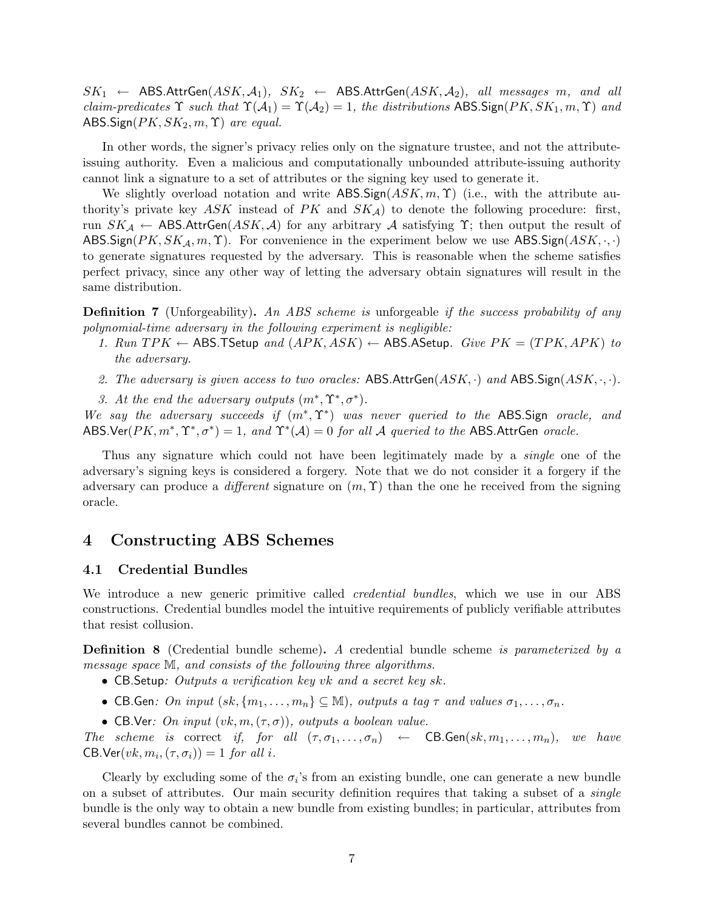$SK_1 \leftarrow \mathsf{ABS.AttrGen}(ASK, \mathcal{A}_1)$, $SK_2 \leftarrow \mathsf{ABS.AttrGen}(ASK, \mathcal{A}_2)$, *all messages* $m$, *and all claim-predicates* $\Upsilon$ *such that* $\Upsilon(\mathcal{A}_1) = \Upsilon(\mathcal{A}_2) = 1$, *the distributions* $\mathsf{ABS.Sign}(PK, SK_1, m, \Upsilon)$ *and* $\mathsf{ABS.Sign}(PK, SK_2, m, \Upsilon)$ *are equal.*

In other words, the signer's privacy relies only on the signature trustee, and not the attribute-issuing authority. Even a malicious and computationally unbounded attribute-issuing authority cannot link a signature to a set of attributes or the signing key used to generate it.

We slightly overload notation and write $\mathsf{ABS.Sign}(ASK, m, \Upsilon)$ (i.e., with the attribute authority's private key $ASK$ instead of $PK$ and $SK_\mathcal{A}$) to denote the following procedure: first, run $SK_\mathcal{A} \leftarrow \mathsf{ABS.AttrGen}(ASK, \mathcal{A})$ for any arbitrary $\mathcal{A}$ satisfying $\Upsilon$; then output the result of $\mathsf{ABS.Sign}(PK, SK_\mathcal{A}, m, \Upsilon)$. For convenience in the experiment below we use $\mathsf{ABS.Sign}(ASK, \cdot, \cdot)$ to generate signatures requested by the adversary. This is reasonable when the scheme satisfies perfect privacy, since any other way of letting the adversary obtain signatures will result in the same distribution.

**Definition 7** (Unforgeability)**.** *An ABS scheme is* unforgeable *if the success probability of any polynomial-time adversary in the following experiment is negligible:*

1. *Run* $TPK \leftarrow \mathsf{ABS.TSetup}$ *and* $(APK, ASK) \leftarrow \mathsf{ABS.ASetup}$*. Give* $PK = (TPK, APK)$ *to the adversary.*
2. *The adversary is given access to two oracles:* $\mathsf{ABS.AttrGen}(ASK, \cdot)$ *and* $\mathsf{ABS.Sign}(ASK, \cdot, \cdot)$*.*
3. *At the end the adversary outputs* $(m^*, \Upsilon^*, \sigma^*)$*.*

*We say the adversary succeeds if* $(m^*, \Upsilon^*)$ *was never queried to the* $\mathsf{ABS.Sign}$ *oracle, and* $\mathsf{ABS.Ver}(PK, m^*, \Upsilon^*, \sigma^*) = 1$*, and* $\Upsilon^*(\mathcal{A}) = 0$ *for all* $\mathcal{A}$ *queried to the* $\mathsf{ABS.AttrGen}$ *oracle.*

Thus any signature which could not have been legitimately made by a *single* one of the adversary's signing keys is considered a forgery. Note that we do not consider it a forgery if the adversary can produce a *different* signature on $(m, \Upsilon)$ than the one he received from the signing oracle.

## 4 Constructing ABS Schemes

### 4.1 Credential Bundles

We introduce a new generic primitive called *credential bundles*, which we use in our ABS constructions. Credential bundles model the intuitive requirements of publicly verifiable attributes that resist collusion.

**Definition 8** (Credential bundle scheme)**.** *A* credential bundle scheme *is parameterized by a message space* $\mathbb{M}$*, and consists of the following three algorithms.*

- $\mathsf{CB.Setup}$*: Outputs a verification key* $vk$ *and a secret key* $sk$*.*
- $\mathsf{CB.Gen}$*: On input* $(sk, \{m_1, \ldots, m_n\} \subseteq \mathbb{M})$*, outputs a tag* $\tau$ *and values* $\sigma_1, \ldots, \sigma_n$*.*
- $\mathsf{CB.Ver}$*: On input* $(vk, m, (\tau, \sigma))$*, outputs a boolean value.*

*The scheme is* correct *if, for all* $(\tau, \sigma_1, \ldots, \sigma_n) \leftarrow \mathsf{CB.Gen}(sk, m_1, \ldots, m_n)$*, we have* $\mathsf{CB.Ver}(vk, m_i, (\tau, \sigma_i)) = 1$ *for all* $i$*.*

Clearly by excluding some of the $\sigma_i$'s from an existing bundle, one can generate a new bundle on a subset of attributes. Our main security definition requires that taking a subset of a *single* bundle is the only way to obtain a new bundle from existing bundles; in particular, attributes from several bundles cannot be combined.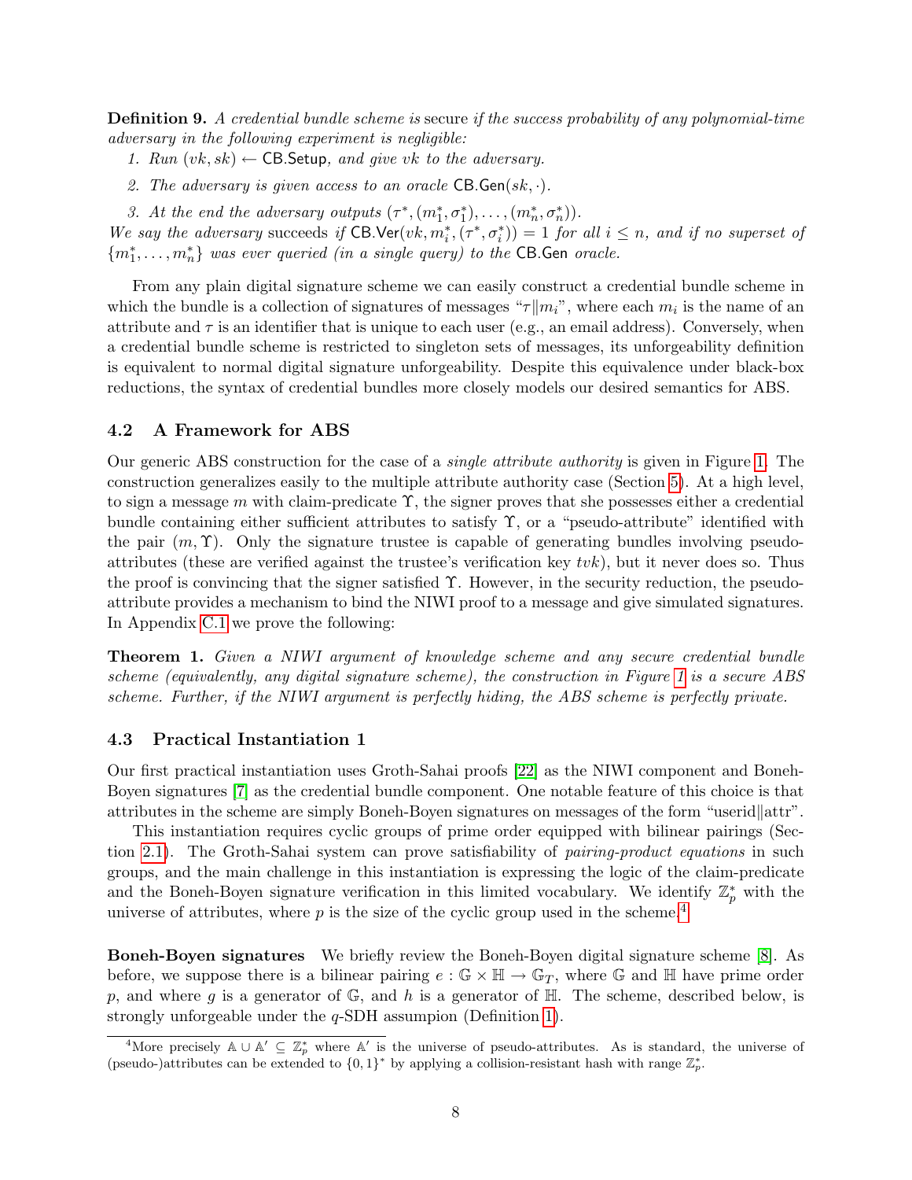**Definition 9.** *A credential bundle scheme is* secure *if the success probability of any polynomial-time adversary in the following experiment is negligible:*

1. *Run* $(vk, sk) \leftarrow \mathsf{CB.Setup}$*, and give* $vk$ *to the adversary.*
2. *The adversary is given access to an oracle* $\mathsf{CB.Gen}(sk, \cdot)$*.*
3. *At the end the adversary outputs* $(\tau^*, (m_1^*, \sigma_1^*), \ldots, (m_n^*, \sigma_n^*))$*.*

*We say the adversary* succeeds *if* $\mathsf{CB.Ver}(vk, m_i^*, (\tau^*, \sigma_i^*)) = 1$ *for all* $i \leq n$*, and if no superset of* $\{m_1^*, \ldots, m_n^*\}$ *was ever queried (in a single query) to the* $\mathsf{CB.Gen}$ *oracle.*

From any plain digital signature scheme we can easily construct a credential bundle scheme in which the bundle is a collection of signatures of messages "$\tau \| m_i$", where each $m_i$ is the name of an attribute and $\tau$ is an identifier that is unique to each user (e.g., an email address). Conversely, when a credential bundle scheme is restricted to singleton sets of messages, its unforgeability definition is equivalent to normal digital signature unforgeability. Despite this equivalence under black-box reductions, the syntax of credential bundles more closely models our desired semantics for ABS.

### 4.2 A Framework for ABS

Our generic ABS construction for the case of a *single attribute authority* is given in Figure 1. The construction generalizes easily to the multiple attribute authority case (Section 5). At a high level, to sign a message $m$ with claim-predicate $\Upsilon$, the signer proves that she possesses either a credential bundle containing either sufficient attributes to satisfy $\Upsilon$, or a "pseudo-attribute" identified with the pair $(m, \Upsilon)$. Only the signature trustee is capable of generating bundles involving pseudo-attributes (these are verified against the trustee's verification key $tvk$), but it never does so. Thus the proof is convincing that the signer satisfied $\Upsilon$. However, in the security reduction, the pseudo-attribute provides a mechanism to bind the NIWI proof to a message and give simulated signatures. In Appendix C.1 we prove the following:

**Theorem 1.** *Given a NIWI argument of knowledge scheme and any secure credential bundle scheme (equivalently, any digital signature scheme), the construction in Figure 1 is a secure ABS scheme. Further, if the NIWI argument is perfectly hiding, the ABS scheme is perfectly private.*

### 4.3 Practical Instantiation 1

Our first practical instantiation uses Groth-Sahai proofs [22] as the NIWI component and Boneh-Boyen signatures [7] as the credential bundle component. One notable feature of this choice is that attributes in the scheme are simply Boneh-Boyen signatures on messages of the form "userid$\|$attr".

This instantiation requires cyclic groups of prime order equipped with bilinear pairings (Section 2.1). The Groth-Sahai system can prove satisfiability of *pairing-product equations* in such groups, and the main challenge in this instantiation is expressing the logic of the claim-predicate and the Boneh-Boyen signature verification in this limited vocabulary. We identify $\mathbb{Z}_p^*$ with the universe of attributes, where $p$ is the size of the cyclic group used in the scheme.[4]

**Boneh-Boyen signatures** We briefly review the Boneh-Boyen digital signature scheme [8]. As before, we suppose there is a bilinear pairing $e : \mathbb{G} \times \mathbb{H} \rightarrow \mathbb{G}_T$, where $\mathbb{G}$ and $\mathbb{H}$ have prime order $p$, and where $g$ is a generator of $\mathbb{G}$, and $h$ is a generator of $\mathbb{H}$. The scheme, described below, is strongly unforgeable under the $q$-SDH assumpion (Definition 1).

[4] More precisely $\mathbb{A} \cup \mathbb{A}' \subseteq \mathbb{Z}_p^*$ where $\mathbb{A}'$ is the universe of pseudo-attributes. As is standard, the universe of (pseudo-)attributes can be extended to $\{0,1\}^*$ by applying a collision-resistant hash with range $\mathbb{Z}_p^*$.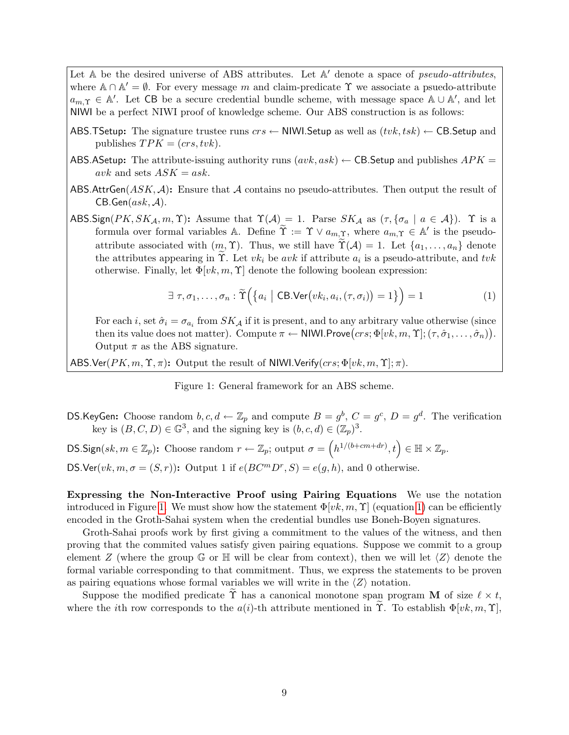Let $\mathbb{A}$ be the desired universe of ABS attributes. Let $\mathbb{A}'$ denote a space of *pseudo-attributes*, where $\mathbb{A} \cap \mathbb{A}' = \emptyset$. For every message $m$ and claim-predicate $\Upsilon$ we associate a psuedo-attribute $a_{m,\Upsilon} \in \mathbb{A}'$. Let CB be a secure credential bundle scheme, with message space $\mathbb{A} \cup \mathbb{A}'$, and let NIWI be a perfect NIWI proof of knowledge scheme. Our ABS construction is as follows:

**ABS.TSetup:** The signature trustee runs $crs \leftarrow \mathsf{NIWI.Setup}$ as well as $(tvk, tsk) \leftarrow \mathsf{CB.Setup}$ and publishes $TPK = (crs, tvk)$.

**ABS.ASetup:** The attribute-issuing authority runs $(avk, ask) \leftarrow \mathsf{CB.Setup}$ and publishes $APK = avk$ and sets $ASK = ask$.

**ABS.AttrGen$(ASK, \mathcal{A})$:** Ensure that $\mathcal{A}$ contains no pseudo-attributes. Then output the result of $\mathsf{CB.Gen}(ask, \mathcal{A})$.

**ABS.Sign$(PK, SK_{\mathcal{A}}, m, \Upsilon)$:** Assume that $\Upsilon(\mathcal{A}) = 1$. Parse $SK_{\mathcal{A}}$ as $(\tau, \{\sigma_a \mid a \in \mathcal{A}\})$. $\Upsilon$ is a formula over formal variables $\mathbb{A}$. Define $\widetilde{\Upsilon} := \Upsilon \vee a_{m,\Upsilon}$, where $a_{m,\Upsilon} \in \mathbb{A}'$ is the pseudo-attribute associated with $(m, \Upsilon)$. Thus, we still have $\widetilde{\Upsilon}(\mathcal{A}) = 1$. Let $\{a_1, \ldots, a_n\}$ denote the attributes appearing in $\widetilde{\Upsilon}$. Let $vk_i$ be $avk$ if attribute $a_i$ is a pseudo-attribute, and $tvk$ otherwise. Finally, let $\Phi[vk, m, \Upsilon]$ denote the following boolean expression:

$$\exists\, \tau, \sigma_1, \ldots, \sigma_n : \widetilde{\Upsilon}\Big(\big\{a_i \;\big|\; \mathsf{CB.Ver}\big(vk_i, a_i, (\tau, \sigma_i)\big) = 1\big\}\Big) = 1 \tag{1}$$

For each $i$, set $\hat{\sigma}_i = \sigma_{a_i}$ from $SK_{\mathcal{A}}$ if it is present, and to any arbitrary value otherwise (since then its value does not matter). Compute $\pi \leftarrow \mathsf{NIWI.Prove}\big(crs; \Phi[vk, m, \Upsilon]; (\tau, \hat{\sigma}_1, \ldots, \hat{\sigma}_n)\big)$. Output $\pi$ as the ABS signature.

**ABS.Ver$(PK, m, \Upsilon, \pi)$:** Output the result of $\mathsf{NIWI.Verify}(crs; \Phi[vk, m, \Upsilon]; \pi)$.

Figure 1: General framework for an ABS scheme.

**DS.KeyGen:** Choose random $b, c, d \leftarrow \mathbb{Z}_p$ and compute $B = g^b$, $C = g^c$, $D = g^d$. The verification key is $(B, C, D) \in \mathbb{G}^3$, and the signing key is $(b, c, d) \in (\mathbb{Z}_p)^3$.

**DS.Sign$(sk, m \in \mathbb{Z}_p)$:** Choose random $r \leftarrow \mathbb{Z}_p$; output $\sigma = \left(h^{1/(b+cm+dr)}, t\right) \in \mathbb{H} \times \mathbb{Z}_p$.

**DS.Ver$(vk, m, \sigma = (S, r))$:** Output 1 if $e(BC^m D^r, S) = e(g, h)$, and 0 otherwise.

**Expressing the Non-Interactive Proof using Pairing Equations** We use the notation introduced in Figure 1. We must show how the statement $\Phi[vk, m, \Upsilon]$ (equation 1) can be efficiently encoded in the Groth-Sahai system when the credential bundles use Boneh-Boyen signatures.

Groth-Sahai proofs work by first giving a commitment to the values of the witness, and then proving that the commited values satisfy given pairing equations. Suppose we commit to a group element $Z$ (where the group $\mathbb{G}$ or $\mathbb{H}$ will be clear from context), then we will let $\langle Z \rangle$ denote the formal variable corresponding to that commitment. Thus, we express the statements to be proven as pairing equations whose formal variables we will write in the $\langle Z \rangle$ notation.

Suppose the modified predicate $\widetilde{\Upsilon}$ has a canonical monotone span program $\mathbf{M}$ of size $\ell \times t$, where the $i$th row corresponds to the $a(i)$-th attribute mentioned in $\widetilde{\Upsilon}$. To establish $\Phi[vk, m, \Upsilon]$,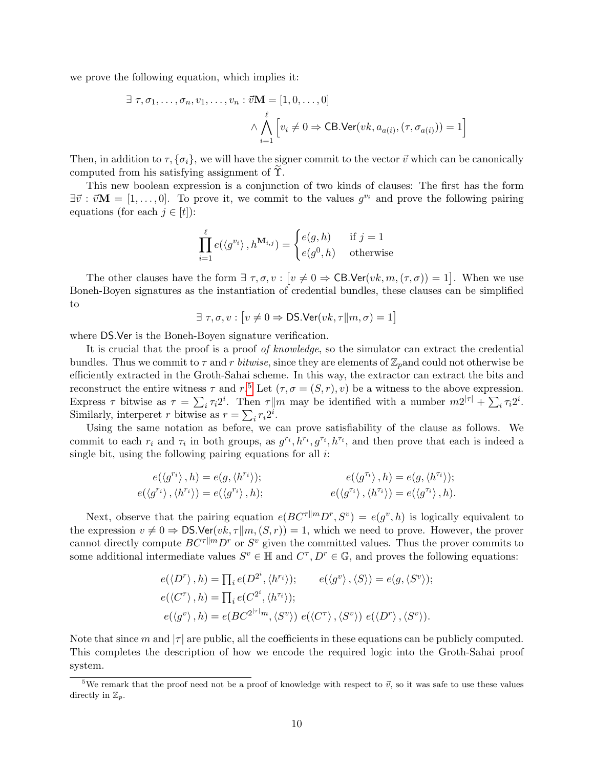we prove the following equation, which implies it:

$$\exists\ \tau, \sigma_1, \ldots, \sigma_n, v_1, \ldots, v_n : \vec{v}\mathbf{M} = [1, 0, \ldots, 0] \\ \wedge \bigwedge_{i=1}^{\ell} \Big[ v_i \neq 0 \Rightarrow \mathsf{CB.Ver}(vk, a_{a(i)}, (\tau, \sigma_{a(i)})) = 1 \Big]$$

Then, in addition to $\tau, \{\sigma_i\}$, we will have the signer commit to the vector $\vec{v}$ which can be canonically computed from his satisfying assignment of $\widetilde{\Upsilon}$.

This new boolean expression is a conjunction of two kinds of clauses: The first has the form $\exists \vec{v} : \vec{v}\mathbf{M} = [1, \ldots, 0]$. To prove it, we commit to the values $g^{v_i}$ and prove the following pairing equations (for each $j \in [t]$):

$$\prod_{i=1}^{\ell} e(\langle g^{v_i} \rangle, h^{\mathbf{M}_{i,j}}) = \begin{cases} e(g, h) & \text{if } j = 1 \\ e(g^0, h) & \text{otherwise} \end{cases}$$

The other clauses have the form $\exists\ \tau, \sigma, v : \big[ v \neq 0 \Rightarrow \mathsf{CB.Ver}(vk, m, (\tau, \sigma)) = 1 \big]$. When we use Boneh-Boyen signatures as the instantiation of credential bundles, these clauses can be simplified to

$$\exists\ \tau, \sigma, v : \big[ v \neq 0 \Rightarrow \mathsf{DS.Ver}(vk, \tau \| m, \sigma) = 1 \big]$$

where $\mathsf{DS.Ver}$ is the Boneh-Boyen signature verification.

It is crucial that the proof is a proof *of knowledge*, so the simulator can extract the credential bundles. Thus we commit to $\tau$ and $r$ *bitwise*, since they are elements of $\mathbb{Z}_p$and could not otherwise be efficiently extracted in the Groth-Sahai scheme. In this way, the extractor can extract the bits and reconstruct the entire witness $\tau$ and $r$.[5] Let $(\tau, \sigma = (S, r), v)$ be a witness to the above expression. Express $\tau$ bitwise as $\tau = \sum_i \tau_i 2^i$. Then $\tau \| m$ may be identified with a number $m 2^{|\tau|} + \sum_i \tau_i 2^i$. Similarly, interperet $r$ bitwise as $r = \sum_i r_i 2^i$.

Using the same notation as before, we can prove satisfiability of the clause as follows. We commit to each $r_i$ and $\tau_i$ in both groups, as $g^{r_i}, h^{r_i}, g^{\tau_i}, h^{\tau_i}$, and then prove that each is indeed a single bit, using the following pairing equations for all $i$:

$$e(\langle g^{r_i} \rangle, h) = e(g, \langle h^{r_i} \rangle); \qquad e(\langle g^{\tau_i} \rangle, h) = e(g, \langle h^{\tau_i} \rangle);$$
$$e(\langle g^{r_i} \rangle, \langle h^{r_i} \rangle) = e(\langle g^{r_i} \rangle, h); \qquad e(\langle g^{\tau_i} \rangle, \langle h^{\tau_i} \rangle) = e(\langle g^{\tau_i} \rangle, h).$$

Next, observe that the pairing equation $e(BC^{\tau \| m} D^r, S^v) = e(g^v, h)$ is logically equivalent to the expression $v \neq 0 \Rightarrow \mathsf{DS.Ver}(vk, \tau \| m, (S, r)) = 1$, which we need to prove. However, the prover cannot directly compute $BC^{\tau \| m} D^r$ or $S^v$ given the committed values. Thus the prover commits to some additional intermediate values $S^v \in \mathbb{H}$ and $C^\tau, D^r \in \mathbb{G}$, and proves the following equations:

$$e(\langle D^r \rangle, h) = \textstyle\prod_i e(D^{2^i}, \langle h^{r_i} \rangle); \qquad e(\langle g^v \rangle, \langle S \rangle) = e(g, \langle S^v \rangle);$$
$$e(\langle C^\tau \rangle, h) = \textstyle\prod_i e(C^{2^i}, \langle h^{\tau_i} \rangle);$$
$$e(\langle g^v \rangle, h) = e(BC^{2^{|\tau|} m}, \langle S^v \rangle)\ e(\langle C^\tau \rangle, \langle S^v \rangle)\ e(\langle D^r \rangle, \langle S^v \rangle).$$

Note that since $m$ and $|\tau|$ are public, all the coefficients in these equations can be publicly computed. This completes the description of how we encode the required logic into the Groth-Sahai proof system.

[5] We remark that the proof need not be a proof of knowledge with respect to $\vec{v}$, so it was safe to use these values directly in $\mathbb{Z}_p$.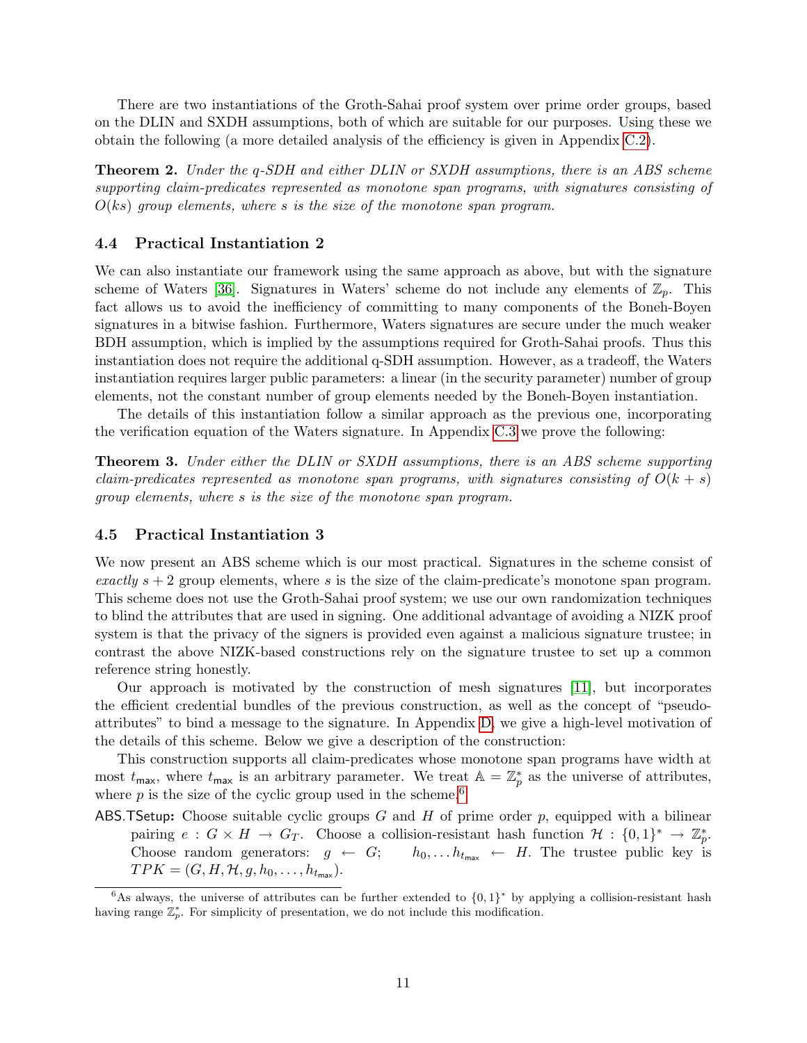There are two instantiations of the Groth-Sahai proof system over prime order groups, based on the DLIN and SXDH assumptions, both of which are suitable for our purposes. Using these we obtain the following (a more detailed analysis of the efficiency is given in Appendix C.2).

**Theorem 2.** *Under the q-SDH and either DLIN or SXDH assumptions, there is an ABS scheme supporting claim-predicates represented as monotone span programs, with signatures consisting of $O(ks)$ group elements, where $s$ is the size of the monotone span program.*

### 4.4 Practical Instantiation 2

We can also instantiate our framework using the same approach as above, but with the signature scheme of Waters [36]. Signatures in Waters' scheme do not include any elements of $\mathbb{Z}_p$. This fact allows us to avoid the inefficiency of committing to many components of the Boneh-Boyen signatures in a bitwise fashion. Furthermore, Waters signatures are secure under the much weaker BDH assumption, which is implied by the assumptions required for Groth-Sahai proofs. Thus this instantiation does not require the additional q-SDH assumption. However, as a tradeoff, the Waters instantiation requires larger public parameters: a linear (in the security parameter) number of group elements, not the constant number of group elements needed by the Boneh-Boyen instantiation.

The details of this instantiation follow a similar approach as the previous one, incorporating the verification equation of the Waters signature. In Appendix C.3 we prove the following:

**Theorem 3.** *Under either the DLIN or SXDH assumptions, there is an ABS scheme supporting claim-predicates represented as monotone span programs, with signatures consisting of $O(k + s)$ group elements, where $s$ is the size of the monotone span program.*

### 4.5 Practical Instantiation 3

We now present an ABS scheme which is our most practical. Signatures in the scheme consist of *exactly* $s + 2$ group elements, where $s$ is the size of the claim-predicate's monotone span program. This scheme does not use the Groth-Sahai proof system; we use our own randomization techniques to blind the attributes that are used in signing. One additional advantage of avoiding a NIZK proof system is that the privacy of the signers is provided even against a malicious signature trustee; in contrast the above NIZK-based constructions rely on the signature trustee to set up a common reference string honestly.

Our approach is motivated by the construction of mesh signatures [11], but incorporates the efficient credential bundles of the previous construction, as well as the concept of "pseudo-attributes" to bind a message to the signature. In Appendix D, we give a high-level motivation of the details of this scheme. Below we give a description of the construction:

This construction supports all claim-predicates whose monotone span programs have width at most $t_{\max}$, where $t_{\max}$ is an arbitrary parameter. We treat $\mathbb{A} = \mathbb{Z}_p^*$ as the universe of attributes, where $p$ is the size of the cyclic group used in the scheme.[6]

$\mathsf{ABS.TSetup}$: Choose suitable cyclic groups $G$ and $H$ of prime order $p$, equipped with a bilinear pairing $e : G \times H \to G_T$. Choose a collision-resistant hash function $\mathcal{H} : \{0,1\}^* \to \mathbb{Z}_p^*$. Choose random generators: $g \leftarrow G$; $h_0, \dots h_{t_{\max}} \leftarrow H$. The trustee public key is $TPK = (G, H, \mathcal{H}, g, h_0, \dots, h_{t_{\max}})$.

[6] As always, the universe of attributes can be further extended to $\{0,1\}^*$ by applying a collision-resistant hash having range $\mathbb{Z}_p^*$. For simplicity of presentation, we do not include this modification.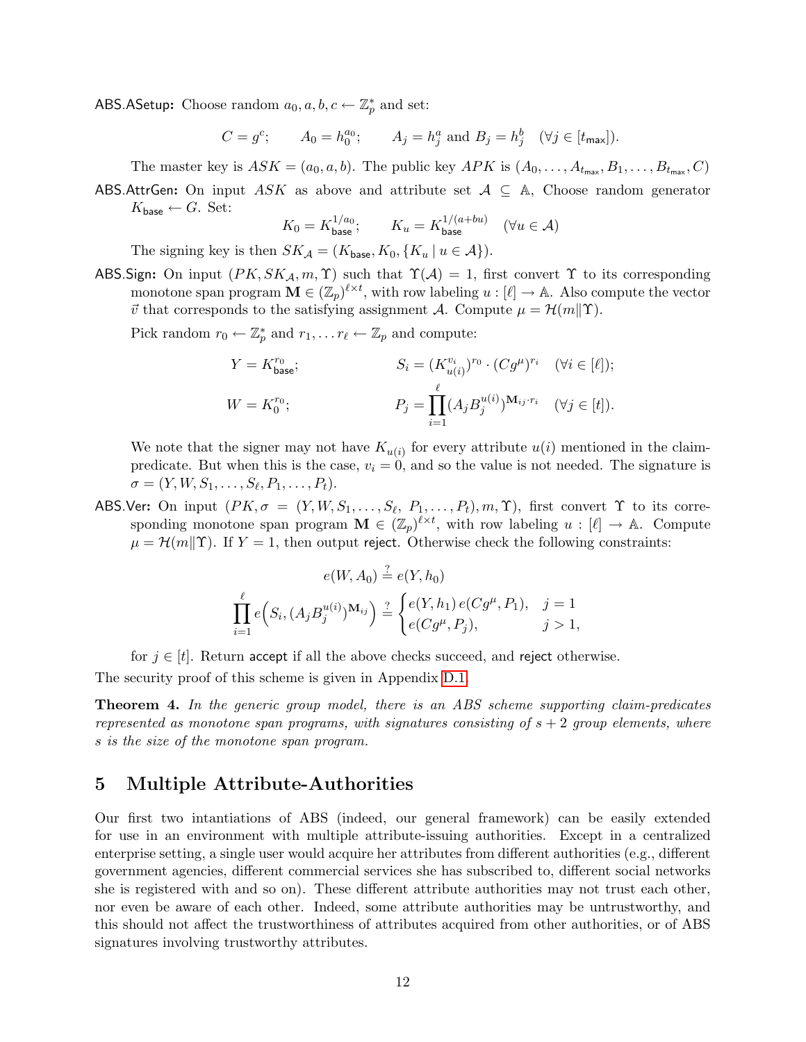**ABS.ASetup:** Choose random $a_0, a, b, c \leftarrow \mathbb{Z}_p^*$ and set:

$$C = g^c; \qquad A_0 = h_0^{a_0}; \qquad A_j = h_j^a \text{ and } B_j = h_j^b \quad (\forall j \in [t_{\mathsf{max}}]).$$

The master key is $ASK = (a_0, a, b)$. The public key $APK$ is $(A_0, \ldots, A_{t_{\mathsf{max}}}, B_1, \ldots, B_{t_{\mathsf{max}}}, C)$

**ABS.AttrGen:** On input $ASK$ as above and attribute set $\mathcal{A} \subseteq \mathbb{A}$, Choose random generator $K_{\mathsf{base}} \leftarrow G$. Set:

$$K_0 = K_{\mathsf{base}}^{1/a_0}; \qquad K_u = K_{\mathsf{base}}^{1/(a+bu)} \quad (\forall u \in \mathcal{A})$$

The signing key is then $SK_{\mathcal{A}} = (K_{\mathsf{base}}, K_0, \{K_u \mid u \in \mathcal{A}\})$.

**ABS.Sign:** On input $(PK, SK_{\mathcal{A}}, m, \Upsilon)$ such that $\Upsilon(\mathcal{A}) = 1$, first convert $\Upsilon$ to its corresponding monotone span program $\mathbf{M} \in (\mathbb{Z}_p)^{\ell \times t}$, with row labeling $u : [\ell] \rightarrow \mathbb{A}$. Also compute the vector $\vec{v}$ that corresponds to the satisfying assignment $\mathcal{A}$. Compute $\mu = \mathcal{H}(m \| \Upsilon)$.

Pick random $r_0 \leftarrow \mathbb{Z}_p^*$ and $r_1, \ldots r_\ell \leftarrow \mathbb{Z}_p$ and compute:

$$Y = K_{\mathsf{base}}^{r_0}; \qquad S_i = (K_{u(i)}^{v_i})^{r_0} \cdot (Cg^{\mu})^{r_i} \quad (\forall i \in [\ell]);$$

$$W = K_0^{r_0}; \qquad P_j = \prod_{i=1}^{\ell} (A_j B_j^{u(i)})^{\mathbf{M}_{ij} \cdot r_i} \quad (\forall j \in [t]).$$

We note that the signer may not have $K_{u(i)}$ for every attribute $u(i)$ mentioned in the claim-predicate. But when this is the case, $v_i = 0$, and so the value is not needed. The signature is $\sigma = (Y, W, S_1, \ldots, S_\ell, P_1, \ldots, P_t)$.

**ABS.Ver:** On input $(PK, \sigma = (Y, W, S_1, \ldots, S_\ell, P_1, \ldots, P_t), m, \Upsilon)$, first convert $\Upsilon$ to its corresponding monotone span program $\mathbf{M} \in (\mathbb{Z}_p)^{\ell \times t}$, with row labeling $u : [\ell] \rightarrow \mathbb{A}$. Compute $\mu = \mathcal{H}(m \| \Upsilon)$. If $Y = 1$, then output $\mathsf{reject}$. Otherwise check the following constraints:

$$e(W, A_0) \stackrel{?}{=} e(Y, h_0)$$

$$\prod_{i=1}^{\ell} e\Big(S_i, (A_j B_j^{u(i)})^{\mathbf{M}_{ij}}\Big) \stackrel{?}{=} \begin{cases} e(Y, h_1)\, e(Cg^{\mu}, P_1), & j = 1 \\ e(Cg^{\mu}, P_j), & j > 1, \end{cases}$$

for $j \in [t]$. Return $\mathsf{accept}$ if all the above checks succeed, and $\mathsf{reject}$ otherwise.

The security proof of this scheme is given in Appendix D.1.

**Theorem 4.** *In the generic group model, there is an ABS scheme supporting claim-predicates represented as monotone span programs, with signatures consisting of $s + 2$ group elements, where $s$ is the size of the monotone span program.*

## 5 Multiple Attribute-Authorities

Our first two intantiations of ABS (indeed, our general framework) can be easily extended for use in an environment with multiple attribute-issuing authorities. Except in a centralized enterprise setting, a single user would acquire her attributes from different authorities (e.g., different government agencies, different commercial services she has subscribed to, different social networks she is registered with and so on). These different attribute authorities may not trust each other, nor even be aware of each other. Indeed, some attribute authorities may be untrustworthy, and this should not affect the trustworthiness of attributes acquired from other authorities, or of ABS signatures involving trustworthy attributes.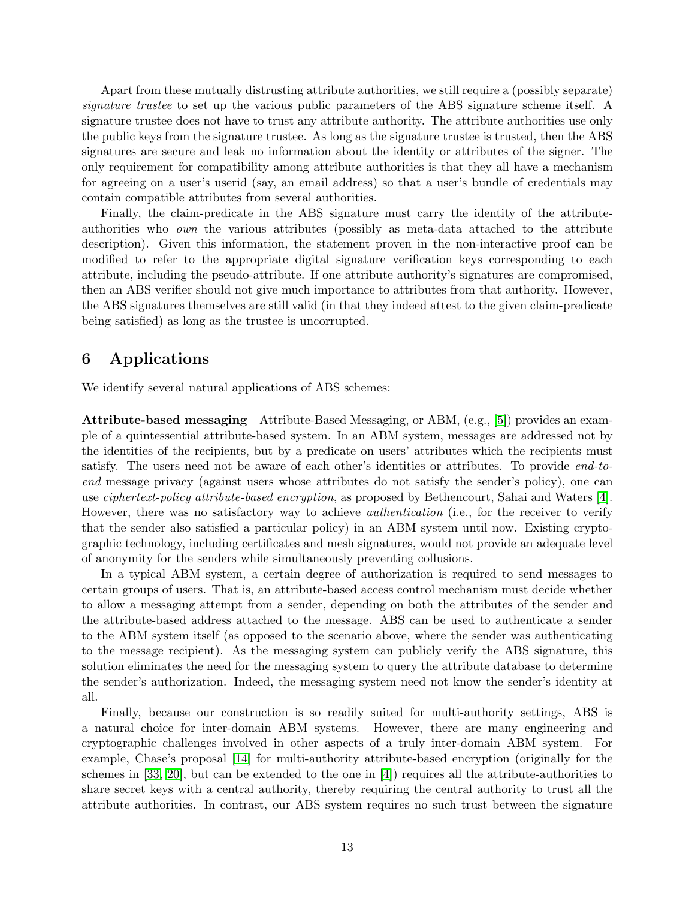Apart from these mutually distrusting attribute authorities, we still require a (possibly separate) *signature trustee* to set up the various public parameters of the ABS signature scheme itself. A signature trustee does not have to trust any attribute authority. The attribute authorities use only the public keys from the signature trustee. As long as the signature trustee is trusted, then the ABS signatures are secure and leak no information about the identity or attributes of the signer. The only requirement for compatibility among attribute authorities is that they all have a mechanism for agreeing on a user's userid (say, an email address) so that a user's bundle of credentials may contain compatible attributes from several authorities.

Finally, the claim-predicate in the ABS signature must carry the identity of the attribute-authorities who *own* the various attributes (possibly as meta-data attached to the attribute description). Given this information, the statement proven in the non-interactive proof can be modified to refer to the appropriate digital signature verification keys corresponding to each attribute, including the pseudo-attribute. If one attribute authority's signatures are compromised, then an ABS verifier should not give much importance to attributes from that authority. However, the ABS signatures themselves are still valid (in that they indeed attest to the given claim-predicate being satisfied) as long as the trustee is uncorrupted.

## 6 Applications

We identify several natural applications of ABS schemes:

**Attribute-based messaging** Attribute-Based Messaging, or ABM, (e.g., [5]) provides an example of a quintessential attribute-based system. In an ABM system, messages are addressed not by the identities of the recipients, but by a predicate on users' attributes which the recipients must satisfy. The users need not be aware of each other's identities or attributes. To provide *end-to-end* message privacy (against users whose attributes do not satisfy the sender's policy), one can use *ciphertext-policy attribute-based encryption*, as proposed by Bethencourt, Sahai and Waters [4]. However, there was no satisfactory way to achieve *authentication* (i.e., for the receiver to verify that the sender also satisfied a particular policy) in an ABM system until now. Existing cryptographic technology, including certificates and mesh signatures, would not provide an adequate level of anonymity for the senders while simultaneously preventing collusions.

In a typical ABM system, a certain degree of authorization is required to send messages to certain groups of users. That is, an attribute-based access control mechanism must decide whether to allow a messaging attempt from a sender, depending on both the attributes of the sender and the attribute-based address attached to the message. ABS can be used to authenticate a sender to the ABM system itself (as opposed to the scenario above, where the sender was authenticating to the message recipient). As the messaging system can publicly verify the ABS signature, this solution eliminates the need for the messaging system to query the attribute database to determine the sender's authorization. Indeed, the messaging system need not know the sender's identity at all.

Finally, because our construction is so readily suited for multi-authority settings, ABS is a natural choice for inter-domain ABM systems. However, there are many engineering and cryptographic challenges involved in other aspects of a truly inter-domain ABM system. For example, Chase's proposal [14] for multi-authority attribute-based encryption (originally for the schemes in [33, 20], but can be extended to the one in [4]) requires all the attribute-authorities to share secret keys with a central authority, thereby requiring the central authority to trust all the attribute authorities. In contrast, our ABS system requires no such trust between the signature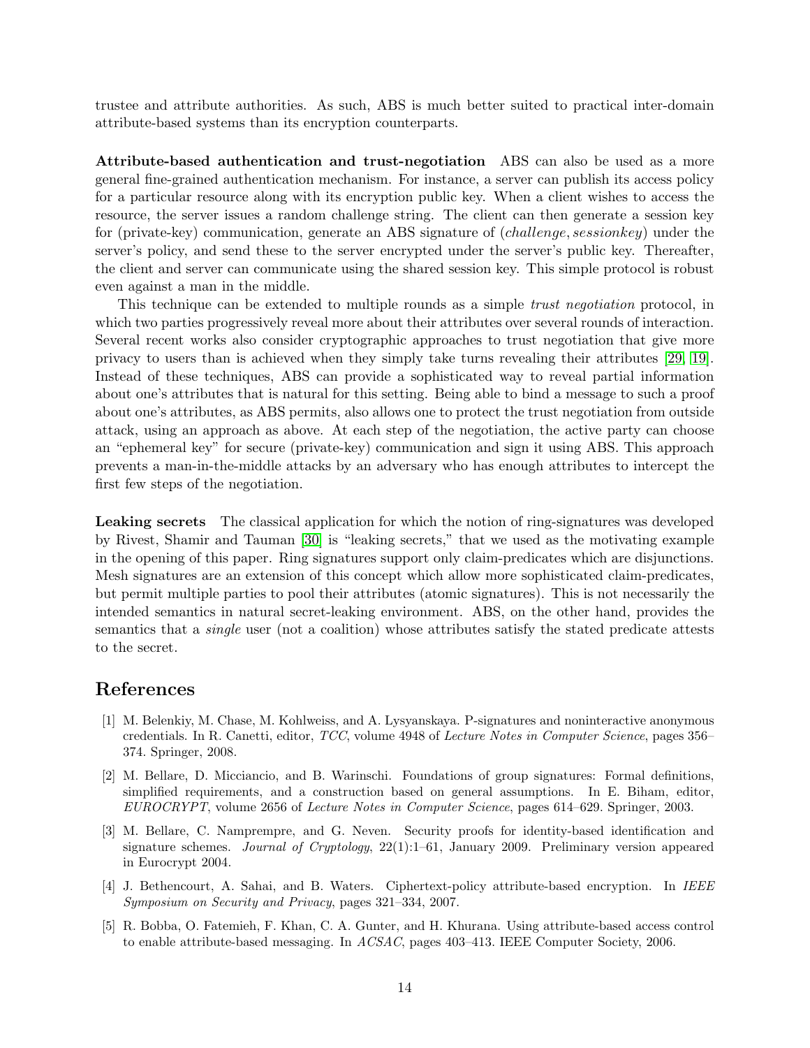trustee and attribute authorities. As such, ABS is much better suited to practical inter-domain attribute-based systems than its encryption counterparts.

**Attribute-based authentication and trust-negotiation** ABS can also be used as a more general fine-grained authentication mechanism. For instance, a server can publish its access policy for a particular resource along with its encryption public key. When a client wishes to access the resource, the server issues a random challenge string. The client can then generate a session key for (private-key) communication, generate an ABS signature of ($challenge, sessionkey$) under the server's policy, and send these to the server encrypted under the server's public key. Thereafter, the client and server can communicate using the shared session key. This simple protocol is robust even against a man in the middle.

This technique can be extended to multiple rounds as a simple *trust negotiation* protocol, in which two parties progressively reveal more about their attributes over several rounds of interaction. Several recent works also consider cryptographic approaches to trust negotiation that give more privacy to users than is achieved when they simply take turns revealing their attributes [29, 19]. Instead of these techniques, ABS can provide a sophisticated way to reveal partial information about one's attributes that is natural for this setting. Being able to bind a message to such a proof about one's attributes, as ABS permits, also allows one to protect the trust negotiation from outside attack, using an approach as above. At each step of the negotiation, the active party can choose an "ephemeral key" for secure (private-key) communication and sign it using ABS. This approach prevents a man-in-the-middle attacks by an adversary who has enough attributes to intercept the first few steps of the negotiation.

**Leaking secrets** The classical application for which the notion of ring-signatures was developed by Rivest, Shamir and Tauman [30] is "leaking secrets," that we used as the motivating example in the opening of this paper. Ring signatures support only claim-predicates which are disjunctions. Mesh signatures are an extension of this concept which allow more sophisticated claim-predicates, but permit multiple parties to pool their attributes (atomic signatures). This is not necessarily the intended semantics in natural secret-leaking environment. ABS, on the other hand, provides the semantics that a *single* user (not a coalition) whose attributes satisfy the stated predicate attests to the secret.

# References

[1] M. Belenkiy, M. Chase, M. Kohlweiss, and A. Lysyanskaya. P-signatures and noninteractive anonymous credentials. In R. Canetti, editor, *TCC*, volume 4948 of *Lecture Notes in Computer Science*, pages 356–374. Springer, 2008.

[2] M. Bellare, D. Micciancio, and B. Warinschi. Foundations of group signatures: Formal definitions, simplified requirements, and a construction based on general assumptions. In E. Biham, editor, *EUROCRYPT*, volume 2656 of *Lecture Notes in Computer Science*, pages 614–629. Springer, 2003.

[3] M. Bellare, C. Namprempre, and G. Neven. Security proofs for identity-based identification and signature schemes. *Journal of Cryptology*, 22(1):1–61, January 2009. Preliminary version appeared in Eurocrypt 2004.

[4] J. Bethencourt, A. Sahai, and B. Waters. Ciphertext-policy attribute-based encryption. In *IEEE Symposium on Security and Privacy*, pages 321–334, 2007.

[5] R. Bobba, O. Fatemieh, F. Khan, C. A. Gunter, and H. Khurana. Using attribute-based access control to enable attribute-based messaging. In *ACSAC*, pages 403–413. IEEE Computer Society, 2006.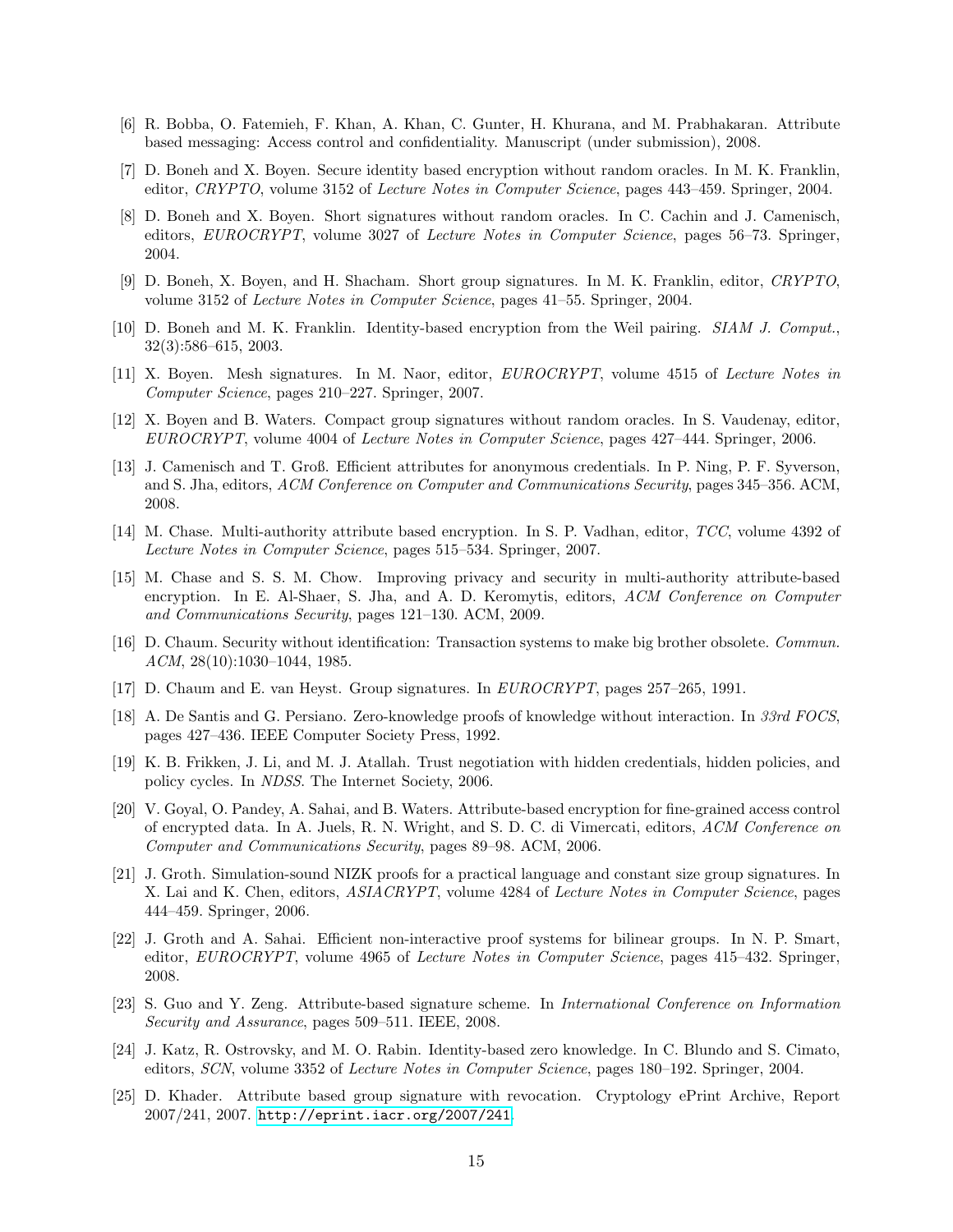[6] R. Bobba, O. Fatemieh, F. Khan, A. Khan, C. Gunter, H. Khurana, and M. Prabhakaran. Attribute based messaging: Access control and confidentiality. Manuscript (under submission), 2008.

[7] D. Boneh and X. Boyen. Secure identity based encryption without random oracles. In M. K. Franklin, editor, *CRYPTO*, volume 3152 of *Lecture Notes in Computer Science*, pages 443–459. Springer, 2004.

[8] D. Boneh and X. Boyen. Short signatures without random oracles. In C. Cachin and J. Camenisch, editors, *EUROCRYPT*, volume 3027 of *Lecture Notes in Computer Science*, pages 56–73. Springer, 2004.

[9] D. Boneh, X. Boyen, and H. Shacham. Short group signatures. In M. K. Franklin, editor, *CRYPTO*, volume 3152 of *Lecture Notes in Computer Science*, pages 41–55. Springer, 2004.

[10] D. Boneh and M. K. Franklin. Identity-based encryption from the Weil pairing. *SIAM J. Comput.*, 32(3):586–615, 2003.

[11] X. Boyen. Mesh signatures. In M. Naor, editor, *EUROCRYPT*, volume 4515 of *Lecture Notes in Computer Science*, pages 210–227. Springer, 2007.

[12] X. Boyen and B. Waters. Compact group signatures without random oracles. In S. Vaudenay, editor, *EUROCRYPT*, volume 4004 of *Lecture Notes in Computer Science*, pages 427–444. Springer, 2006.

[13] J. Camenisch and T. Groß. Efficient attributes for anonymous credentials. In P. Ning, P. F. Syverson, and S. Jha, editors, *ACM Conference on Computer and Communications Security*, pages 345–356. ACM, 2008.

[14] M. Chase. Multi-authority attribute based encryption. In S. P. Vadhan, editor, *TCC*, volume 4392 of *Lecture Notes in Computer Science*, pages 515–534. Springer, 2007.

[15] M. Chase and S. S. M. Chow. Improving privacy and security in multi-authority attribute-based encryption. In E. Al-Shaer, S. Jha, and A. D. Keromytis, editors, *ACM Conference on Computer and Communications Security*, pages 121–130. ACM, 2009.

[16] D. Chaum. Security without identification: Transaction systems to make big brother obsolete. *Commun. ACM*, 28(10):1030–1044, 1985.

[17] D. Chaum and E. van Heyst. Group signatures. In *EUROCRYPT*, pages 257–265, 1991.

[18] A. De Santis and G. Persiano. Zero-knowledge proofs of knowledge without interaction. In *33rd FOCS*, pages 427–436. IEEE Computer Society Press, 1992.

[19] K. B. Frikken, J. Li, and M. J. Atallah. Trust negotiation with hidden credentials, hidden policies, and policy cycles. In *NDSS*. The Internet Society, 2006.

[20] V. Goyal, O. Pandey, A. Sahai, and B. Waters. Attribute-based encryption for fine-grained access control of encrypted data. In A. Juels, R. N. Wright, and S. D. C. di Vimercati, editors, *ACM Conference on Computer and Communications Security*, pages 89–98. ACM, 2006.

[21] J. Groth. Simulation-sound NIZK proofs for a practical language and constant size group signatures. In X. Lai and K. Chen, editors, *ASIACRYPT*, volume 4284 of *Lecture Notes in Computer Science*, pages 444–459. Springer, 2006.

[22] J. Groth and A. Sahai. Efficient non-interactive proof systems for bilinear groups. In N. P. Smart, editor, *EUROCRYPT*, volume 4965 of *Lecture Notes in Computer Science*, pages 415–432. Springer, 2008.

[23] S. Guo and Y. Zeng. Attribute-based signature scheme. In *International Conference on Information Security and Assurance*, pages 509–511. IEEE, 2008.

[24] J. Katz, R. Ostrovsky, and M. O. Rabin. Identity-based zero knowledge. In C. Blundo and S. Cimato, editors, *SCN*, volume 3352 of *Lecture Notes in Computer Science*, pages 180–192. Springer, 2004.

[25] D. Khader. Attribute based group signature with revocation. Cryptology ePrint Archive, Report 2007/241, 2007. http://eprint.iacr.org/2007/241.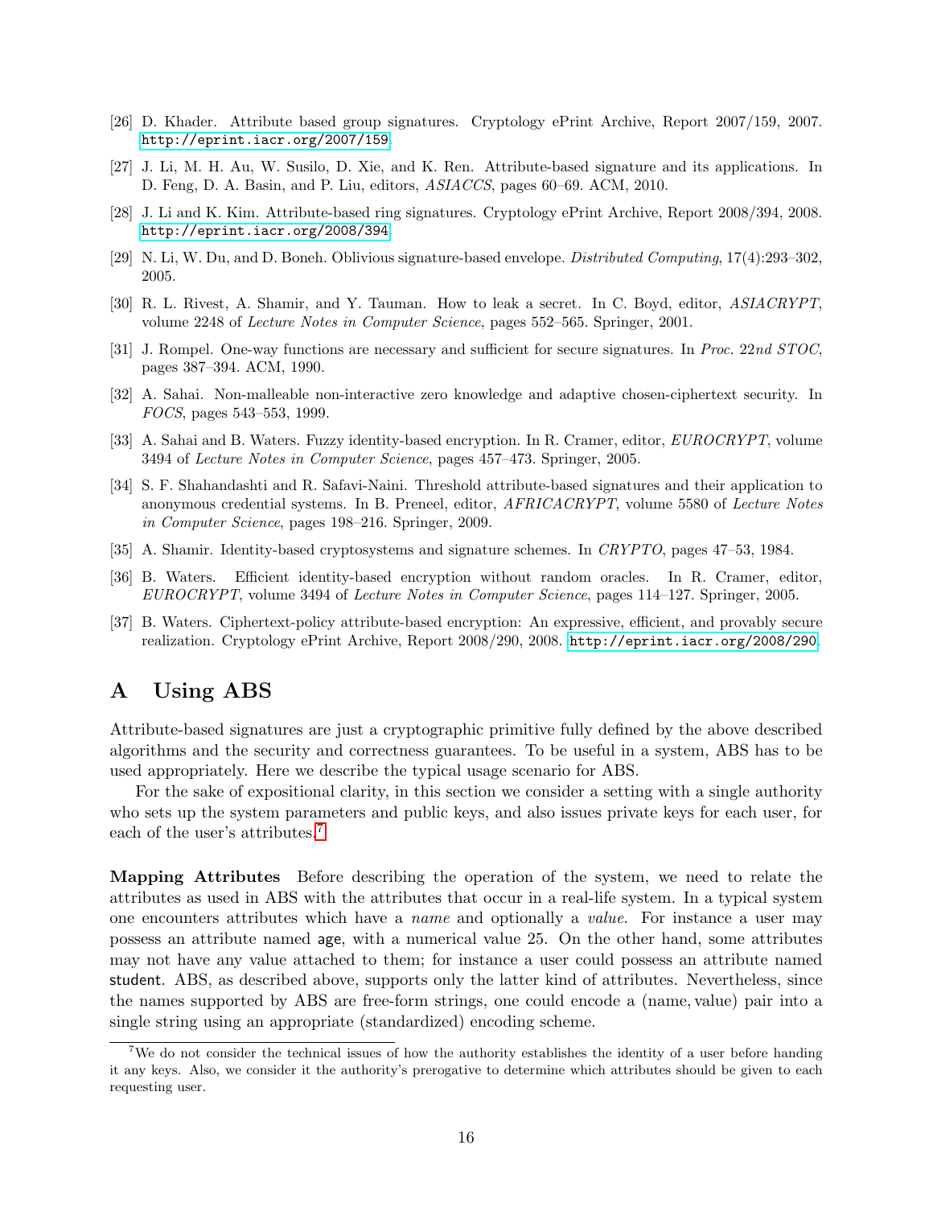[26] D. Khader. Attribute based group signatures. Cryptology ePrint Archive, Report 2007/159, 2007. http://eprint.iacr.org/2007/159.

[27] J. Li, M. H. Au, W. Susilo, D. Xie, and K. Ren. Attribute-based signature and its applications. In D. Feng, D. A. Basin, and P. Liu, editors, *ASIACCS*, pages 60–69. ACM, 2010.

[28] J. Li and K. Kim. Attribute-based ring signatures. Cryptology ePrint Archive, Report 2008/394, 2008. http://eprint.iacr.org/2008/394.

[29] N. Li, W. Du, and D. Boneh. Oblivious signature-based envelope. *Distributed Computing*, 17(4):293–302, 2005.

[30] R. L. Rivest, A. Shamir, and Y. Tauman. How to leak a secret. In C. Boyd, editor, *ASIACRYPT*, volume 2248 of *Lecture Notes in Computer Science*, pages 552–565. Springer, 2001.

[31] J. Rompel. One-way functions are necessary and sufficient for secure signatures. In *Proc. 22nd STOC*, pages 387–394. ACM, 1990.

[32] A. Sahai. Non-malleable non-interactive zero knowledge and adaptive chosen-ciphertext security. In *FOCS*, pages 543–553, 1999.

[33] A. Sahai and B. Waters. Fuzzy identity-based encryption. In R. Cramer, editor, *EUROCRYPT*, volume 3494 of *Lecture Notes in Computer Science*, pages 457–473. Springer, 2005.

[34] S. F. Shahandashti and R. Safavi-Naini. Threshold attribute-based signatures and their application to anonymous credential systems. In B. Preneel, editor, *AFRICACRYPT*, volume 5580 of *Lecture Notes in Computer Science*, pages 198–216. Springer, 2009.

[35] A. Shamir. Identity-based cryptosystems and signature schemes. In *CRYPTO*, pages 47–53, 1984.

[36] B. Waters. Efficient identity-based encryption without random oracles. In R. Cramer, editor, *EUROCRYPT*, volume 3494 of *Lecture Notes in Computer Science*, pages 114–127. Springer, 2005.

[37] B. Waters. Ciphertext-policy attribute-based encryption: An expressive, efficient, and provably secure realization. Cryptology ePrint Archive, Report 2008/290, 2008. http://eprint.iacr.org/2008/290.

# A Using ABS

Attribute-based signatures are just a cryptographic primitive fully defined by the above described algorithms and the security and correctness guarantees. To be useful in a system, ABS has to be used appropriately. Here we describe the typical usage scenario for ABS.

For the sake of expositional clarity, in this section we consider a setting with a single authority who sets up the system parameters and public keys, and also issues private keys for each user, for each of the user's attributes.[7]

**Mapping Attributes** Before describing the operation of the system, we need to relate the attributes as used in ABS with the attributes that occur in a real-life system. In a typical system one encounters attributes which have a *name* and optionally a *value*. For instance a user may possess an attribute named age, with a numerical value 25. On the other hand, some attributes may not have any value attached to them; for instance a user could possess an attribute named student. ABS, as described above, supports only the latter kind of attributes. Nevertheless, since the names supported by ABS are free-form strings, one could encode a (name, value) pair into a single string using an appropriate (standardized) encoding scheme.

[7] We do not consider the technical issues of how the authority establishes the identity of a user before handing it any keys. Also, we consider it the authority's prerogative to determine which attributes should be given to each requesting user.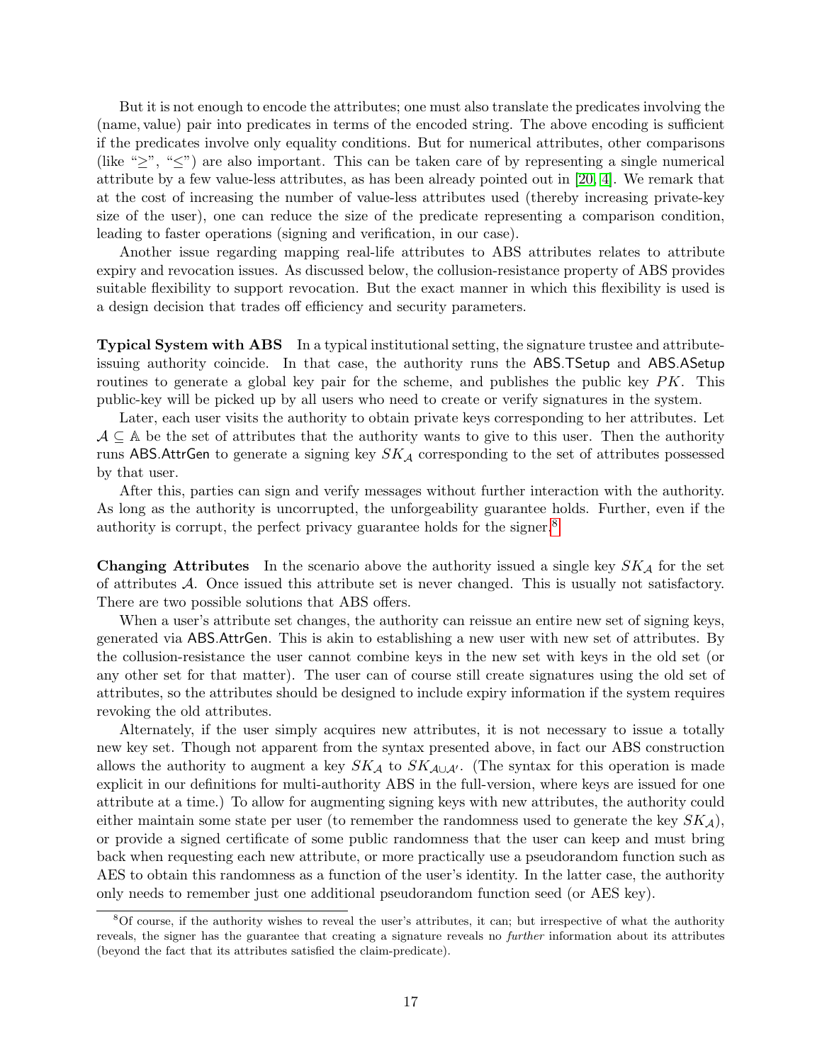But it is not enough to encode the attributes; one must also translate the predicates involving the (name, value) pair into predicates in terms of the encoded string. The above encoding is sufficient if the predicates involve only equality conditions. But for numerical attributes, other comparisons (like "$\geq$", "$\leq$") are also important. This can be taken care of by representing a single numerical attribute by a few value-less attributes, as has been already pointed out in [20, 4]. We remark that at the cost of increasing the number of value-less attributes used (thereby increasing private-key size of the user), one can reduce the size of the predicate representing a comparison condition, leading to faster operations (signing and verification, in our case).

Another issue regarding mapping real-life attributes to ABS attributes relates to attribute expiry and revocation issues. As discussed below, the collusion-resistance property of ABS provides suitable flexibility to support revocation. But the exact manner in which this flexibility is used is a design decision that trades off efficiency and security parameters.

**Typical System with ABS** In a typical institutional setting, the signature trustee and attribute-issuing authority coincide. In that case, the authority runs the ABS.TSetup and ABS.ASetup routines to generate a global key pair for the scheme, and publishes the public key $PK$. This public-key will be picked up by all users who need to create or verify signatures in the system.

Later, each user visits the authority to obtain private keys corresponding to her attributes. Let $\mathcal{A} \subseteq \mathbb{A}$ be the set of attributes that the authority wants to give to this user. Then the authority runs ABS.AttrGen to generate a signing key $SK_{\mathcal{A}}$ corresponding to the set of attributes possessed by that user.

After this, parties can sign and verify messages without further interaction with the authority. As long as the authority is uncorrupted, the unforgeability guarantee holds. Further, even if the authority is corrupt, the perfect privacy guarantee holds for the signer.[8]

**Changing Attributes** In the scenario above the authority issued a single key $SK_{\mathcal{A}}$ for the set of attributes $\mathcal{A}$. Once issued this attribute set is never changed. This is usually not satisfactory. There are two possible solutions that ABS offers.

When a user's attribute set changes, the authority can reissue an entire new set of signing keys, generated via ABS.AttrGen. This is akin to establishing a new user with new set of attributes. By the collusion-resistance the user cannot combine keys in the new set with keys in the old set (or any other set for that matter). The user can of course still create signatures using the old set of attributes, so the attributes should be designed to include expiry information if the system requires revoking the old attributes.

Alternately, if the user simply acquires new attributes, it is not necessary to issue a totally new key set. Though not apparent from the syntax presented above, in fact our ABS construction allows the authority to augment a key $SK_{\mathcal{A}}$ to $SK_{\mathcal{A}\cup\mathcal{A}'}$. (The syntax for this operation is made explicit in our definitions for multi-authority ABS in the full-version, where keys are issued for one attribute at a time.) To allow for augmenting signing keys with new attributes, the authority could either maintain some state per user (to remember the randomness used to generate the key $SK_{\mathcal{A}}$), or provide a signed certificate of some public randomness that the user can keep and must bring back when requesting each new attribute, or more practically use a pseudorandom function such as AES to obtain this randomness as a function of the user's identity. In the latter case, the authority only needs to remember just one additional pseudorandom function seed (or AES key).

[8] Of course, if the authority wishes to reveal the user's attributes, it can; but irrespective of what the authority reveals, the signer has the guarantee that creating a signature reveals no *further* information about its attributes (beyond the fact that its attributes satisfied the claim-predicate).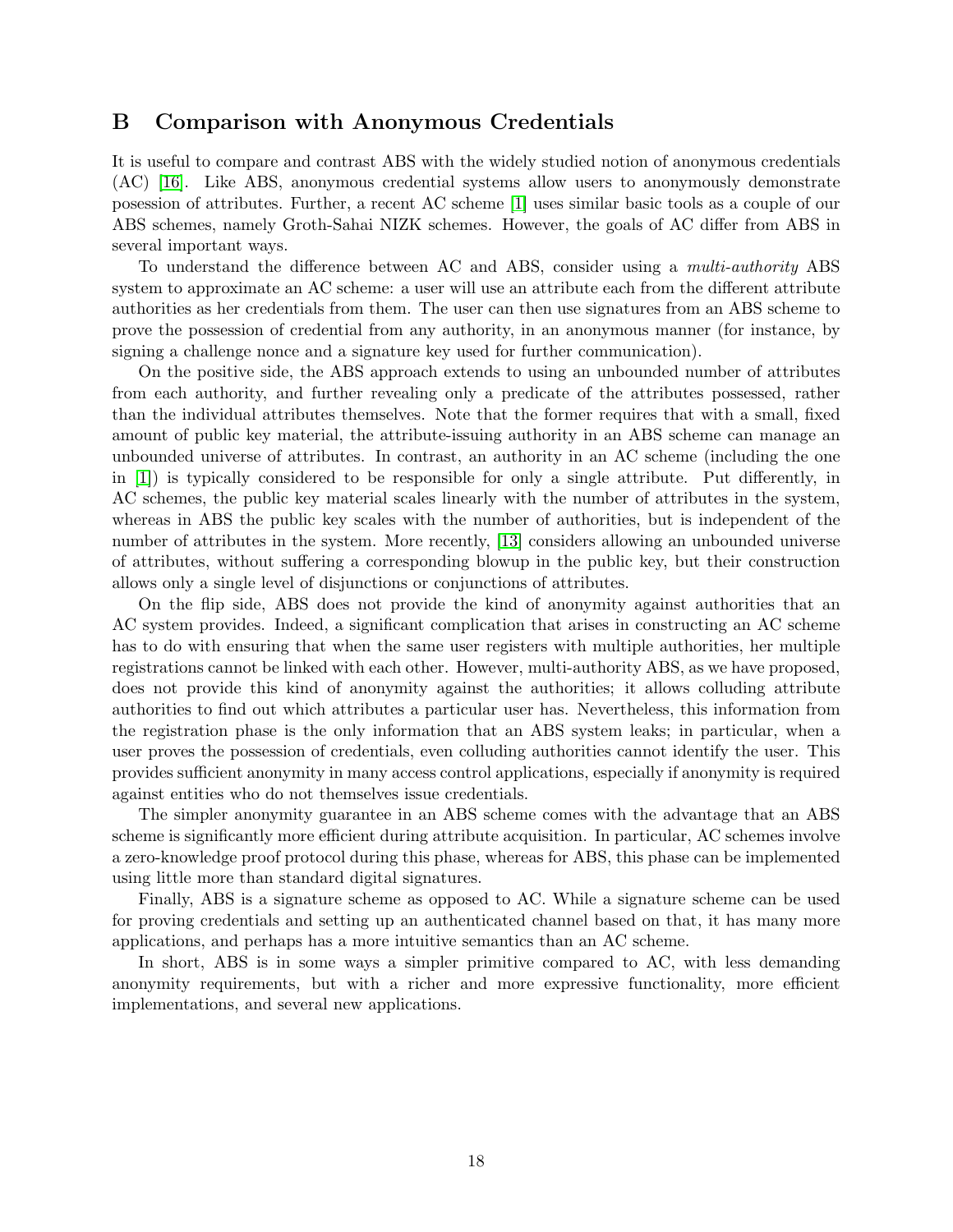## B Comparison with Anonymous Credentials

It is useful to compare and contrast ABS with the widely studied notion of anonymous credentials (AC) [16]. Like ABS, anonymous credential systems allow users to anonymously demonstrate posession of attributes. Further, a recent AC scheme [1] uses similar basic tools as a couple of our ABS schemes, namely Groth-Sahai NIZK schemes. However, the goals of AC differ from ABS in several important ways.

To understand the difference between AC and ABS, consider using a *multi-authority* ABS system to approximate an AC scheme: a user will use an attribute each from the different attribute authorities as her credentials from them. The user can then use signatures from an ABS scheme to prove the possession of credential from any authority, in an anonymous manner (for instance, by signing a challenge nonce and a signature key used for further communication).

On the positive side, the ABS approach extends to using an unbounded number of attributes from each authority, and further revealing only a predicate of the attributes possessed, rather than the individual attributes themselves. Note that the former requires that with a small, fixed amount of public key material, the attribute-issuing authority in an ABS scheme can manage an unbounded universe of attributes. In contrast, an authority in an AC scheme (including the one in [1]) is typically considered to be responsible for only a single attribute. Put differently, in AC schemes, the public key material scales linearly with the number of attributes in the system, whereas in ABS the public key scales with the number of authorities, but is independent of the number of attributes in the system. More recently, [13] considers allowing an unbounded universe of attributes, without suffering a corresponding blowup in the public key, but their construction allows only a single level of disjunctions or conjunctions of attributes.

On the flip side, ABS does not provide the kind of anonymity against authorities that an AC system provides. Indeed, a significant complication that arises in constructing an AC scheme has to do with ensuring that when the same user registers with multiple authorities, her multiple registrations cannot be linked with each other. However, multi-authority ABS, as we have proposed, does not provide this kind of anonymity against the authorities; it allows colluding attribute authorities to find out which attributes a particular user has. Nevertheless, this information from the registration phase is the only information that an ABS system leaks; in particular, when a user proves the possession of credentials, even colluding authorities cannot identify the user. This provides sufficient anonymity in many access control applications, especially if anonymity is required against entities who do not themselves issue credentials.

The simpler anonymity guarantee in an ABS scheme comes with the advantage that an ABS scheme is significantly more efficient during attribute acquisition. In particular, AC schemes involve a zero-knowledge proof protocol during this phase, whereas for ABS, this phase can be implemented using little more than standard digital signatures.

Finally, ABS is a signature scheme as opposed to AC. While a signature scheme can be used for proving credentials and setting up an authenticated channel based on that, it has many more applications, and perhaps has a more intuitive semantics than an AC scheme.

In short, ABS is in some ways a simpler primitive compared to AC, with less demanding anonymity requirements, but with a richer and more expressive functionality, more efficient implementations, and several new applications.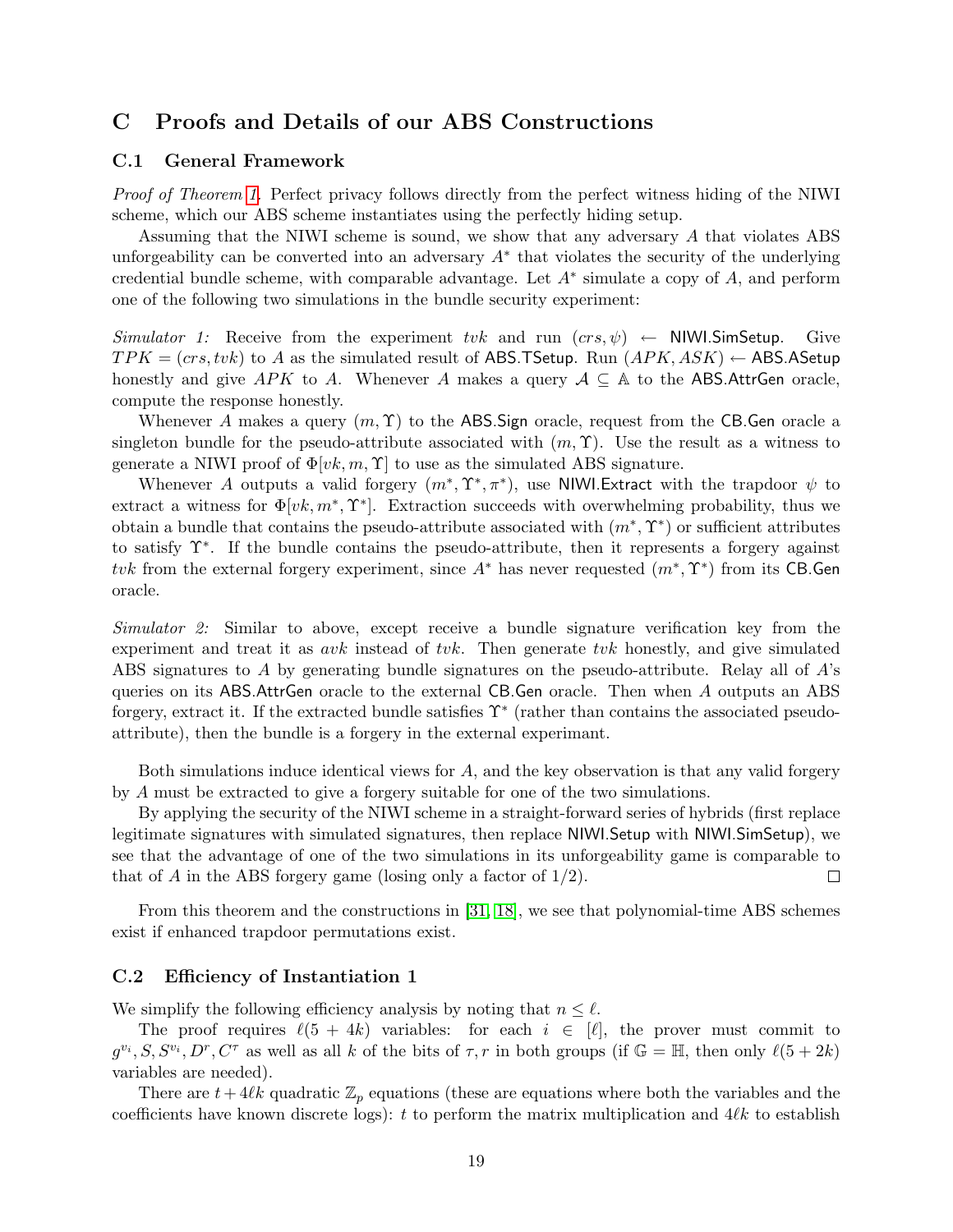# C Proofs and Details of our ABS Constructions

## C.1 General Framework

*Proof of Theorem 1.* Perfect privacy follows directly from the perfect witness hiding of the NIWI scheme, which our ABS scheme instantiates using the perfectly hiding setup.

Assuming that the NIWI scheme is sound, we show that any adversary $A$ that violates ABS unforgeability can be converted into an adversary $A^*$ that violates the security of the underlying credential bundle scheme, with comparable advantage. Let $A^*$ simulate a copy of $A$, and perform one of the following two simulations in the bundle security experiment:

*Simulator 1:* Receive from the experiment $tvk$ and run $(crs, \psi) \leftarrow \mathsf{NIWI.SimSetup}$. Give $TPK = (crs, tvk)$ to $A$ as the simulated result of $\mathsf{ABS.TSetup}$. Run $(APK, ASK) \leftarrow \mathsf{ABS.ASetup}$ honestly and give $APK$ to $A$. Whenever $A$ makes a query $\mathcal{A} \subseteq \mathbb{A}$ to the $\mathsf{ABS.AttrGen}$ oracle, compute the response honestly.

Whenever $A$ makes a query $(m, \Upsilon)$ to the $\mathsf{ABS.Sign}$ oracle, request from the $\mathsf{CB.Gen}$ oracle a singleton bundle for the pseudo-attribute associated with $(m, \Upsilon)$. Use the result as a witness to generate a NIWI proof of $\Phi[vk, m, \Upsilon]$ to use as the simulated ABS signature.

Whenever $A$ outputs a valid forgery $(m^*, \Upsilon^*, \pi^*)$, use $\mathsf{NIWI.Extract}$ with the trapdoor $\psi$ to extract a witness for $\Phi[vk, m^*, \Upsilon^*]$. Extraction succeeds with overwhelming probability, thus we obtain a bundle that contains the pseudo-attribute associated with $(m^*, \Upsilon^*)$ or sufficient attributes to satisfy $\Upsilon^*$. If the bundle contains the pseudo-attribute, then it represents a forgery against $tvk$ from the external forgery experiment, since $A^*$ has never requested $(m^*, \Upsilon^*)$ from its $\mathsf{CB.Gen}$ oracle.

*Simulator 2:* Similar to above, except receive a bundle signature verification key from the experiment and treat it as $avk$ instead of $tvk$. Then generate $tvk$ honestly, and give simulated ABS signatures to $A$ by generating bundle signatures on the pseudo-attribute. Relay all of $A$'s queries on its $\mathsf{ABS.AttrGen}$ oracle to the external $\mathsf{CB.Gen}$ oracle. Then when $A$ outputs an ABS forgery, extract it. If the extracted bundle satisfies $\Upsilon^*$ (rather than contains the associated pseudo-attribute), then the bundle is a forgery in the external experimant.

Both simulations induce identical views for $A$, and the key observation is that any valid forgery by $A$ must be extracted to give a forgery suitable for one of the two simulations.

By applying the security of the NIWI scheme in a straight-forward series of hybrids (first replace legitimate signatures with simulated signatures, then replace $\mathsf{NIWI.Setup}$ with $\mathsf{NIWI.SimSetup}$), we see that the advantage of one of the two simulations in its unforgeability game is comparable to that of $A$ in the ABS forgery game (losing only a factor of 1/2). □

From this theorem and the constructions in [31, 18], we see that polynomial-time ABS schemes exist if enhanced trapdoor permutations exist.

## C.2 Efficiency of Instantiation 1

We simplify the following efficiency analysis by noting that $n \leq \ell$.

The proof requires $\ell(5 + 4k)$ variables: for each $i \in [\ell]$, the prover must commit to $g^{v_i}, S, S^{v_i}, D^r, C^\tau$ as well as all $k$ of the bits of $\tau, r$ in both groups (if $\mathbb{G} = \mathbb{H}$, then only $\ell(5 + 2k)$ variables are needed).

There are $t + 4\ell k$ quadratic $\mathbb{Z}_p$ equations (these are equations where both the variables and the coefficients have known discrete logs): $t$ to perform the matrix multiplication and $4\ell k$ to establish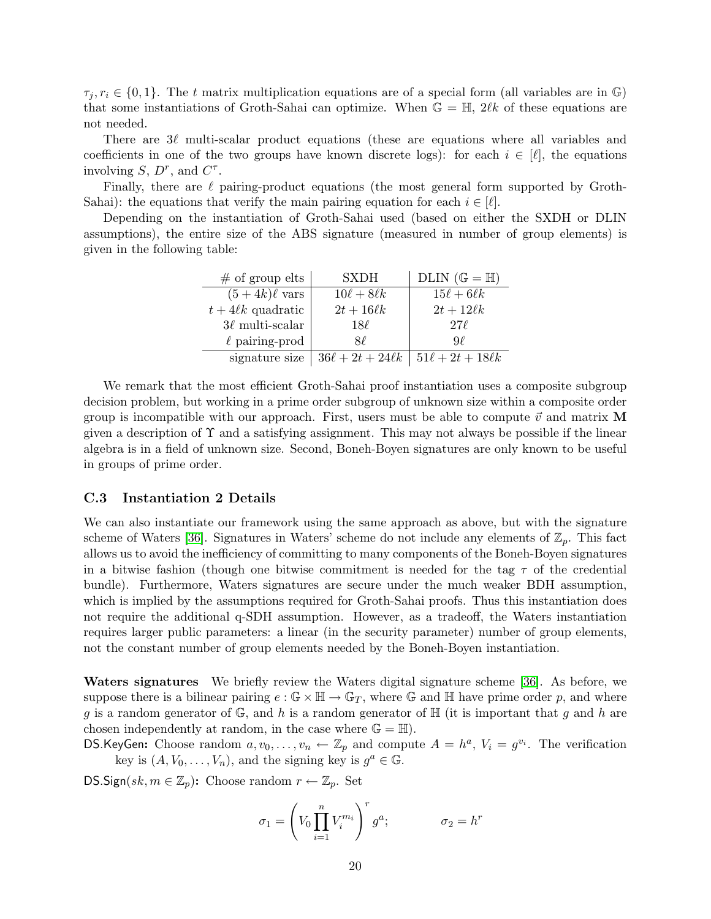$\tau_j, r_i \in \{0,1\}$. The $t$ matrix multiplication equations are of a special form (all variables are in $\mathbb{G}$) that some instantiations of Groth-Sahai can optimize. When $\mathbb{G} = \mathbb{H}$, $2\ell k$ of these equations are not needed.

There are $3\ell$ multi-scalar product equations (these are equations where all variables and coefficients in one of the two groups have known discrete logs): for each $i \in [\ell]$, the equations involving $S$, $D^r$, and $C^\tau$.

Finally, there are $\ell$ pairing-product equations (the most general form supported by Groth-Sahai): the equations that verify the main pairing equation for each $i \in [\ell]$.

Depending on the instantiation of Groth-Sahai used (based on either the SXDH or DLIN assumptions), the entire size of the ABS signature (measured in number of group elements) is given in the following table:

| # of group elts | SXDH | DLIN ($\mathbb{G} = \mathbb{H}$) |
|---|---|---|
| $(5 + 4k)\ell$ vars | $10\ell + 8\ell k$ | $15\ell + 6\ell k$ |
| $t + 4\ell k$ quadratic | $2t + 16\ell k$ | $2t + 12\ell k$ |
| $3\ell$ multi-scalar | $18\ell$ | $27\ell$ |
| $\ell$ pairing-prod | $8\ell$ | $9\ell$ |
| signature size | $36\ell + 2t + 24\ell k$ | $51\ell + 2t + 18\ell k$ |

We remark that the most efficient Groth-Sahai proof instantiation uses a composite subgroup decision problem, but working in a prime order subgroup of unknown size within a composite order group is incompatible with our approach. First, users must be able to compute $\vec{v}$ and matrix $\mathbf{M}$ given a description of $\Upsilon$ and a satisfying assignment. This may not always be possible if the linear algebra is in a field of unknown size. Second, Boneh-Boyen signatures are only known to be useful in groups of prime order.

### C.3 Instantiation 2 Details

We can also instantiate our framework using the same approach as above, but with the signature scheme of Waters [36]. Signatures in Waters' scheme do not include any elements of $\mathbb{Z}_p$. This fact allows us to avoid the inefficiency of committing to many components of the Boneh-Boyen signatures in a bitwise fashion (though one bitwise commitment is needed for the tag $\tau$ of the credential bundle). Furthermore, Waters signatures are secure under the much weaker BDH assumption, which is implied by the assumptions required for Groth-Sahai proofs. Thus this instantiation does not require the additional q-SDH assumption. However, as a tradeoff, the Waters instantiation requires larger public parameters: a linear (in the security parameter) number of group elements, not the constant number of group elements needed by the Boneh-Boyen instantiation.

**Waters signatures** We briefly review the Waters digital signature scheme [36]. As before, we suppose there is a bilinear pairing $e : \mathbb{G} \times \mathbb{H} \to \mathbb{G}_T$, where $\mathbb{G}$ and $\mathbb{H}$ have prime order $p$, and where $g$ is a random generator of $\mathbb{G}$, and $h$ is a random generator of $\mathbb{H}$ (it is important that $g$ and $h$ are chosen independently at random, in the case where $\mathbb{G} = \mathbb{H}$).

$\mathsf{DS.KeyGen}$**:** Choose random $a, v_0, \ldots, v_n \leftarrow \mathbb{Z}_p$ and compute $A = h^a$, $V_i = g^{v_i}$. The verification key is $(A, V_0, \ldots, V_n)$, and the signing key is $g^a \in \mathbb{G}$.

$\mathsf{DS.Sign}(sk, m \in \mathbb{Z}_p)$**:** Choose random $r \leftarrow \mathbb{Z}_p$. Set

$$\sigma_1 = \left( V_0 \prod_{i=1}^{n} V_i^{m_i} \right)^r g^a; \qquad \sigma_2 = h^r$$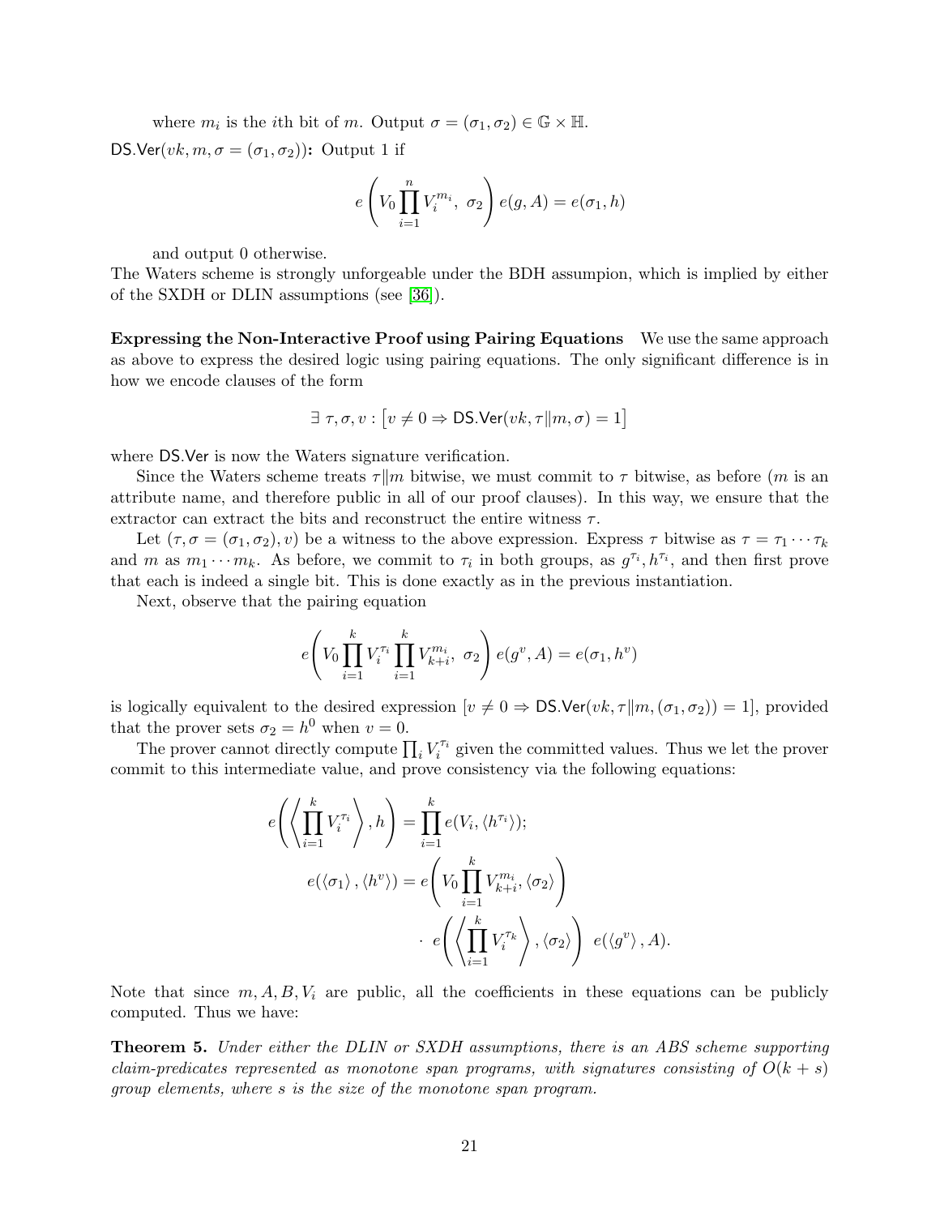where $m_i$ is the $i$th bit of $m$. Output $\sigma = (\sigma_1, \sigma_2) \in \mathbb{G} \times \mathbb{H}$.

$\mathsf{DS.Ver}(vk, m, \sigma = (\sigma_1, \sigma_2))$**:** Output 1 if

$$e\left(V_0 \prod_{i=1}^{n} V_i^{m_i},\ \sigma_2\right) e(g, A) = e(\sigma_1, h)$$

and output 0 otherwise.

The Waters scheme is strongly unforgeable under the BDH assumpion, which is implied by either of the SXDH or DLIN assumptions (see [36]).

**Expressing the Non-Interactive Proof using Pairing Equations** We use the same approach as above to express the desired logic using pairing equations. The only significant difference is in how we encode clauses of the form

$$\exists\ \tau, \sigma, v : \left[v \neq 0 \Rightarrow \mathsf{DS.Ver}(vk, \tau \| m, \sigma) = 1\right]$$

where $\mathsf{DS.Ver}$ is now the Waters signature verification.

Since the Waters scheme treats $\tau \| m$ bitwise, we must commit to $\tau$ bitwise, as before ($m$ is an attribute name, and therefore public in all of our proof clauses). In this way, we ensure that the extractor can extract the bits and reconstruct the entire witness $\tau$.

Let $(\tau, \sigma = (\sigma_1, \sigma_2), v)$ be a witness to the above expression. Express $\tau$ bitwise as $\tau = \tau_1 \cdots \tau_k$ and $m$ as $m_1 \cdots m_k$. As before, we commit to $\tau_i$ in both groups, as $g^{\tau_i}, h^{\tau_i}$, and then first prove that each is indeed a single bit. This is done exactly as in the previous instantiation.

Next, observe that the pairing equation

$$e\left(V_0 \prod_{i=1}^{k} V_i^{\tau_i} \prod_{i=1}^{k} V_{k+i}^{m_i},\ \sigma_2\right) e(g^v, A) = e(\sigma_1, h^v)$$

is logically equivalent to the desired expression $[v \neq 0 \Rightarrow \mathsf{DS.Ver}(vk, \tau \| m, (\sigma_1, \sigma_2)) = 1]$, provided that the prover sets $\sigma_2 = h^0$ when $v = 0$.

The prover cannot directly compute $\prod_i V_i^{\tau_i}$ given the committed values. Thus we let the prover commit to this intermediate value, and prove consistency via the following equations:

$$e\left(\left\langle \prod_{i=1}^{k} V_i^{\tau_i} \right\rangle, h\right) = \prod_{i=1}^{k} e(V_i, \langle h^{\tau_i} \rangle);$$

$$e(\langle \sigma_1 \rangle, \langle h^v \rangle) = e\left(V_0 \prod_{i=1}^{k} V_{k+i}^{m_i}, \langle \sigma_2 \rangle\right) \cdot\ e\left(\left\langle \prod_{i=1}^{k} V_i^{\tau_k} \right\rangle, \langle \sigma_2 \rangle\right)\ e(\langle g^v \rangle, A).$$

Note that since $m, A, B, V_i$ are public, all the coefficients in these equations can be publicly computed. Thus we have:

**Theorem 5.** *Under either the DLIN or SXDH assumptions, there is an ABS scheme supporting claim-predicates represented as monotone span programs, with signatures consisting of $O(k + s)$ group elements, where $s$ is the size of the monotone span program.*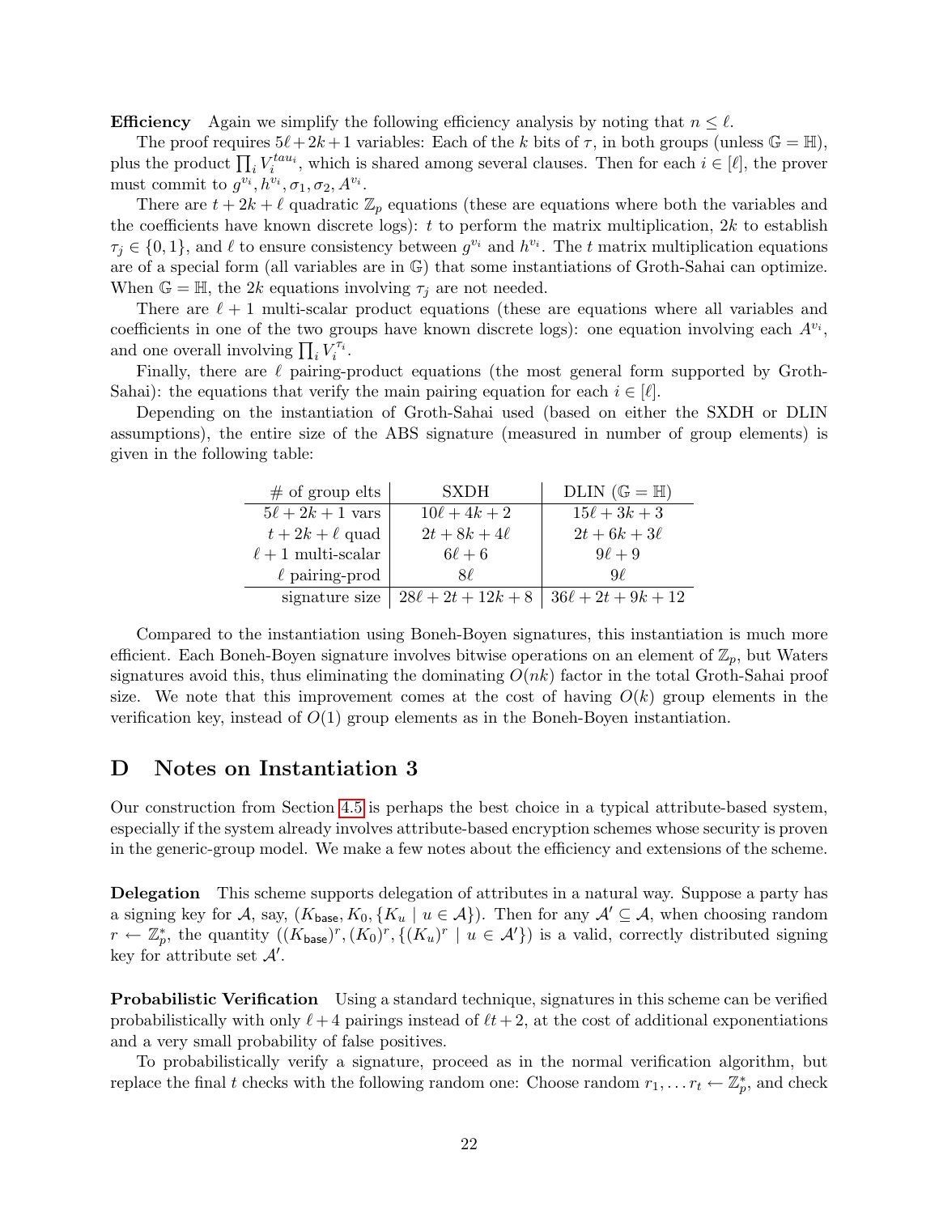**Efficiency** Again we simplify the following efficiency analysis by noting that $n \le \ell$.

The proof requires $5\ell + 2k + 1$ variables: Each of the $k$ bits of $\tau$, in both groups (unless $\mathbb{G} = \mathbb{H}$), plus the product $\prod_i V_i^{tau_i}$, which is shared among several clauses. Then for each $i \in [\ell]$, the prover must commit to $g^{v_i}, h^{v_i}, \sigma_1, \sigma_2, A^{v_i}$.

There are $t + 2k + \ell$ quadratic $\mathbb{Z}_p$ equations (these are equations where both the variables and the coefficients have known discrete logs): $t$ to perform the matrix multiplication, $2k$ to establish $\tau_j \in \{0, 1\}$, and $\ell$ to ensure consistency between $g^{v_i}$ and $h^{v_i}$. The $t$ matrix multiplication equations are of a special form (all variables are in $\mathbb{G}$) that some instantiations of Groth-Sahai can optimize. When $\mathbb{G} = \mathbb{H}$, the $2k$ equations involving $\tau_j$ are not needed.

There are $\ell + 1$ multi-scalar product equations (these are equations where all variables and coefficients in one of the two groups have known discrete logs): one equation involving each $A^{v_i}$, and one overall involving $\prod_i V_i^{\tau_i}$.

Finally, there are $\ell$ pairing-product equations (the most general form supported by Groth-Sahai): the equations that verify the main pairing equation for each $i \in [\ell]$.

Depending on the instantiation of Groth-Sahai used (based on either the SXDH or DLIN assumptions), the entire size of the ABS signature (measured in number of group elements) is given in the following table:

| # of group elts | SXDH | DLIN ($\mathbb{G} = \mathbb{H}$) |
|---|---|---|
| $5\ell + 2k + 1$ vars | $10\ell + 4k + 2$ | $15\ell + 3k + 3$ |
| $t + 2k + \ell$ quad | $2t + 8k + 4\ell$ | $2t + 6k + 3\ell$ |
| $\ell + 1$ multi-scalar | $6\ell + 6$ | $9\ell + 9$ |
| $\ell$ pairing-prod | $8\ell$ | $9\ell$ |
| signature size | $28\ell + 2t + 12k + 8$ | $36\ell + 2t + 9k + 12$ |

Compared to the instantiation using Boneh-Boyen signatures, this instantiation is much more efficient. Each Boneh-Boyen signature involves bitwise operations on an element of $\mathbb{Z}_p$, but Waters signatures avoid this, thus eliminating the dominating $O(nk)$ factor in the total Groth-Sahai proof size. We note that this improvement comes at the cost of having $O(k)$ group elements in the verification key, instead of $O(1)$ group elements as in the Boneh-Boyen instantiation.

# D Notes on Instantiation 3

Our construction from Section 4.5 is perhaps the best choice in a typical attribute-based system, especially if the system already involves attribute-based encryption schemes whose security is proven in the generic-group model. We make a few notes about the efficiency and extensions of the scheme.

**Delegation** This scheme supports delegation of attributes in a natural way. Suppose a party has a signing key for $\mathcal{A}$, say, $(K_{\mathsf{base}}, K_0, \{K_u \mid u \in \mathcal{A}\})$. Then for any $\mathcal{A}' \subseteq \mathcal{A}$, when choosing random $r \leftarrow \mathbb{Z}_p^*$, the quantity $((K_{\mathsf{base}})^r, (K_0)^r, \{(K_u)^r \mid u \in \mathcal{A}'\})$ is a valid, correctly distributed signing key for attribute set $\mathcal{A}'$.

**Probabilistic Verification** Using a standard technique, signatures in this scheme can be verified probabilistically with only $\ell + 4$ pairings instead of $\ell t + 2$, at the cost of additional exponentiations and a very small probability of false positives.

To probabilistically verify a signature, proceed as in the normal verification algorithm, but replace the final $t$ checks with the following random one: Choose random $r_1, \ldots r_t \leftarrow \mathbb{Z}_p^*$, and check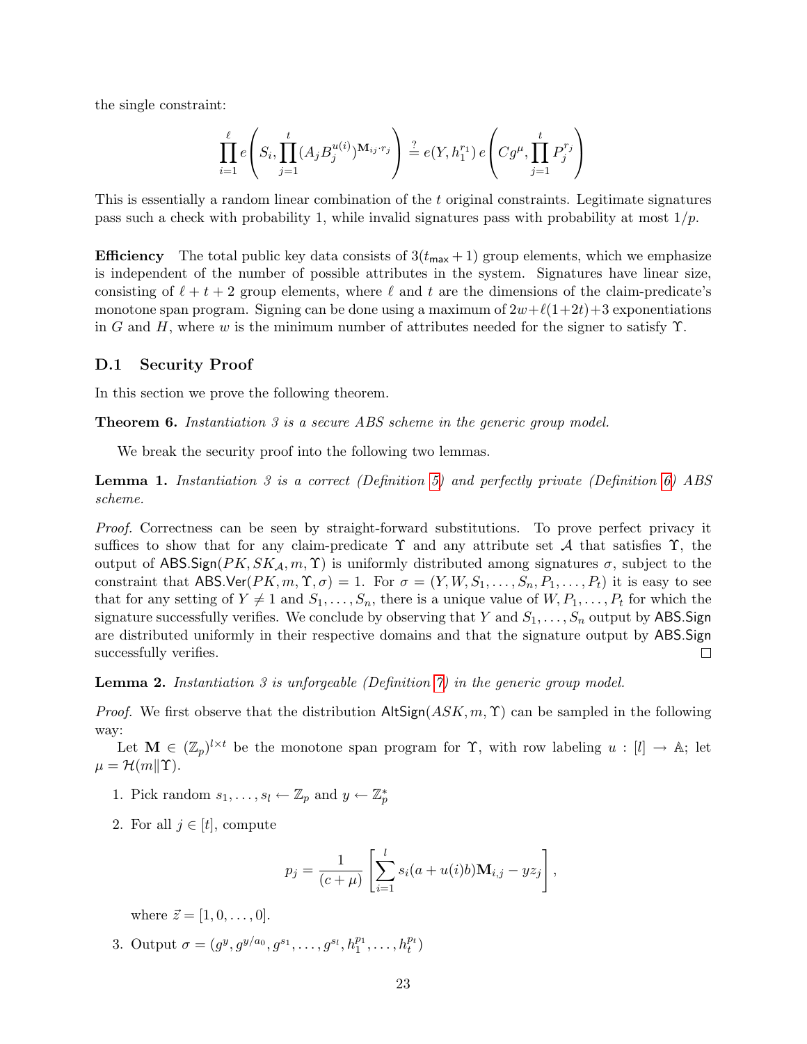the single constraint:

$$\prod_{i=1}^{\ell} e\left(S_i, \prod_{j=1}^{t} (A_j B_j^{u(i)})^{\mathbf{M}_{ij} \cdot r_j}\right) \stackrel{?}{=} e(Y, h_1^{r_1})\, e\left(Cg^{\mu}, \prod_{j=1}^{t} P_j^{r_j}\right)$$

This is essentially a random linear combination of the $t$ original constraints. Legitimate signatures pass such a check with probability 1, while invalid signatures pass with probability at most $1/p$.

**Efficiency** The total public key data consists of $3(t_{\mathsf{max}}+1)$ group elements, which we emphasize is independent of the number of possible attributes in the system. Signatures have linear size, consisting of $\ell + t + 2$ group elements, where $\ell$ and $t$ are the dimensions of the claim-predicate's monotone span program. Signing can be done using a maximum of $2w+\ell(1+2t)+3$ exponentiations in $G$ and $H$, where $w$ is the minimum number of attributes needed for the signer to satisfy $\Upsilon$.

### D.1 Security Proof

In this section we prove the following theorem.

**Theorem 6.** *Instantiation 3 is a secure ABS scheme in the generic group model.*

We break the security proof into the following two lemmas.

**Lemma 1.** *Instantiation 3 is a correct (Definition 5) and perfectly private (Definition 6) ABS scheme.*

*Proof.* Correctness can be seen by straight-forward substitutions. To prove perfect privacy it suffices to show that for any claim-predicate $\Upsilon$ and any attribute set $\mathcal{A}$ that satisfies $\Upsilon$, the output of $\mathsf{ABS.Sign}(PK, SK_{\mathcal{A}}, m, \Upsilon)$ is uniformly distributed among signatures $\sigma$, subject to the constraint that $\mathsf{ABS.Ver}(PK, m, \Upsilon, \sigma) = 1$. For $\sigma = (Y, W, S_1, \ldots, S_n, P_1, \ldots, P_t)$ it is easy to see that for any setting of $Y \neq 1$ and $S_1, \ldots, S_n$, there is a unique value of $W, P_1, \ldots, P_t$ for which the signature successfully verifies. We conclude by observing that $Y$ and $S_1, \ldots, S_n$ output by $\mathsf{ABS.Sign}$ are distributed uniformly in their respective domains and that the signature output by $\mathsf{ABS.Sign}$ successfully verifies. $\square$

**Lemma 2.** *Instantiation 3 is unforgeable (Definition 7) in the generic group model.*

*Proof.* We first observe that the distribution $\mathsf{AltSign}(ASK, m, \Upsilon)$ can be sampled in the following way:

Let $\mathbf{M} \in (\mathbb{Z}_p)^{l \times t}$ be the monotone span program for $\Upsilon$, with row labeling $u : [l] \to \mathbb{A}$; let $\mu = \mathcal{H}(m \| \Upsilon)$.

1. Pick random $s_1, \ldots, s_l \leftarrow \mathbb{Z}_p$ and $y \leftarrow \mathbb{Z}_p^*$
2. For all $j \in [t]$, compute

   $$p_j = \frac{1}{(c+\mu)} \left[ \sum_{i=1}^{l} s_i (a + u(i) b) \mathbf{M}_{i,j} - y z_j \right],$$

   where $\vec{z} = [1, 0, \ldots, 0]$.
3. Output $\sigma = (g^y, g^{y/a_0}, g^{s_1}, \ldots, g^{s_l}, h_1^{p_1}, \ldots, h_t^{p_t})$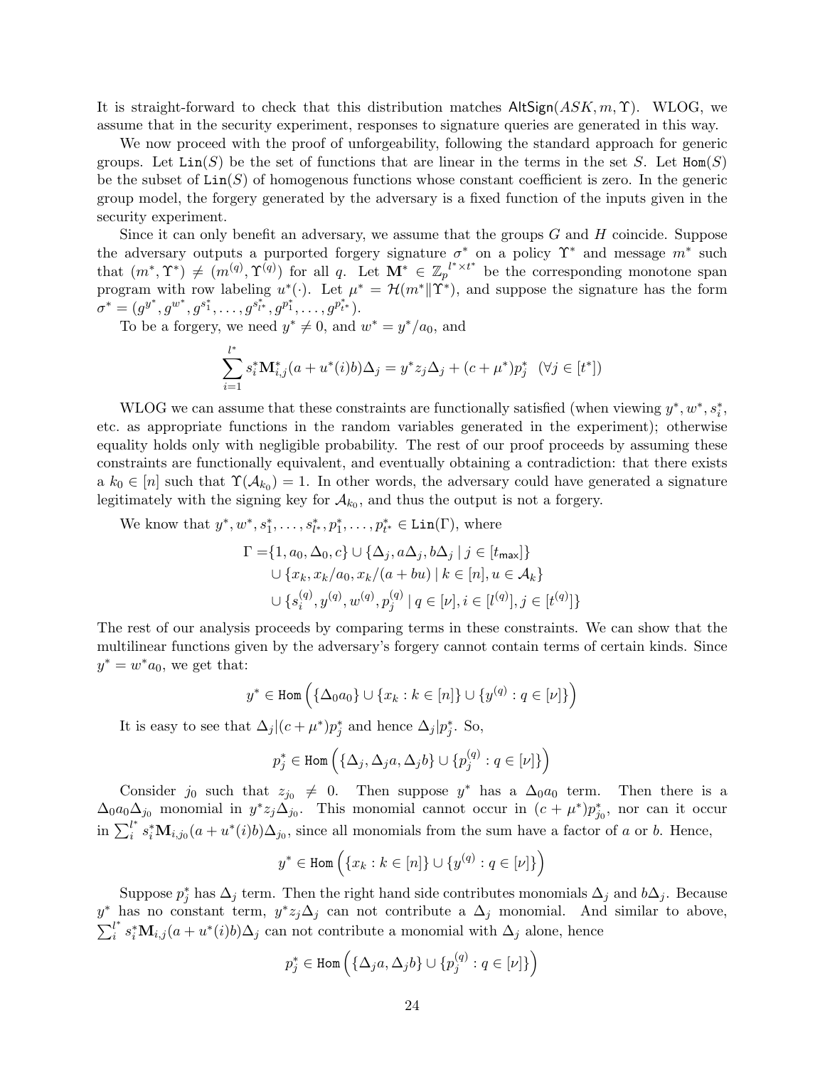It is straight-forward to check that this distribution matches $\mathsf{AltSign}(ASK, m, \Upsilon)$. WLOG, we assume that in the security experiment, responses to signature queries are generated in this way.

We now proceed with the proof of unforgeability, following the standard approach for generic groups. Let $\mathtt{Lin}(S)$ be the set of functions that are linear in the terms in the set $S$. Let $\mathtt{Hom}(S)$ be the subset of $\mathtt{Lin}(S)$ of homogenous functions whose constant coefficient is zero. In the generic group model, the forgery generated by the adversary is a fixed function of the inputs given in the security experiment.

Since it can only benefit an adversary, we assume that the groups $G$ and $H$ coincide. Suppose the adversary outputs a purported forgery signature $\sigma^*$ on a policy $\Upsilon^*$ and message $m^*$ such that $(m^*, \Upsilon^*) \neq (m^{(q)}, \Upsilon^{(q)})$ for all $q$. Let $\mathbf{M}^* \in \mathbb{Z}_p{}^{l^* \times t^*}$ be the corresponding monotone span program with row labeling $u^*(\cdot)$. Let $\mu^* = \mathcal{H}(m^* \| \Upsilon^*)$, and suppose the signature has the form $\sigma^* = (g^{y^*}, g^{w^*}, g^{s_1^*}, \ldots, g^{s_{l^*}^*}, g^{p_1^*}, \ldots, g^{p_{t^*}^*})$.

To be a forgery, we need $y^* \neq 0$, and $w^* = y^*/a_0$, and

$$\sum_{i=1}^{l^*} s_i^* \mathbf{M}_{i,j}^* (a + u^*(i)b)\Delta_j = y^* z_j \Delta_j + (c + \mu^*) p_j^* \quad (\forall j \in [t^*])$$

WLOG we can assume that these constraints are functionally satisfied (when viewing $y^*, w^*, s_i^*$, etc. as appropriate functions in the random variables generated in the experiment); otherwise equality holds only with negligible probability. The rest of our proof proceeds by assuming these constraints are functionally equivalent, and eventually obtaining a contradiction: that there exists a $k_0 \in [n]$ such that $\Upsilon(\mathcal{A}_{k_0}) = 1$. In other words, the adversary could have generated a signature legitimately with the signing key for $\mathcal{A}_{k_0}$, and thus the output is not a forgery.

We know that $y^*, w^*, s_1^*, \ldots, s_{l^*}^*, p_1^*, \ldots, p_{t^*}^* \in \mathtt{Lin}(\Gamma)$, where

$$\begin{aligned}
\Gamma = &\{1, a_0, \Delta_0, c\} \cup \{\Delta_j, a\Delta_j, b\Delta_j \mid j \in [t_{\mathsf{max}}]\} \\
&\cup \{x_k, x_k/a_0, x_k/(a + bu) \mid k \in [n], u \in \mathcal{A}_k\} \\
&\cup \{s_i^{(q)}, y^{(q)}, w^{(q)}, p_j^{(q)} \mid q \in [\nu], i \in [l^{(q)}], j \in [t^{(q)}]\}
\end{aligned}$$

The rest of our analysis proceeds by comparing terms in these constraints. We can show that the multilinear functions given by the adversary's forgery cannot contain terms of certain kinds. Since $y^* = w^* a_0$, we get that:

$$y^* \in \mathtt{Hom}\left(\{\Delta_0 a_0\} \cup \{x_k : k \in [n]\} \cup \{y^{(q)} : q \in [\nu]\}\right)$$

It is easy to see that $\Delta_j | (c + \mu^*) p_j^*$ and hence $\Delta_j | p_j^*$. So,

$$p_j^* \in \mathtt{Hom}\left(\{\Delta_j, \Delta_j a, \Delta_j b\} \cup \{p_j^{(q)} : q \in [\nu]\}\right)$$

Consider $j_0$ such that $z_{j_0} \neq 0$. Then suppose $y^*$ has a $\Delta_0 a_0$ term. Then there is a $\Delta_0 a_0 \Delta_{j_0}$ monomial in $y^* z_j \Delta_{j_0}$. This monomial cannot occur in $(c + \mu^*) p_{j_0}^*$, nor can it occur in $\sum_i^{l^*} s_i^* \mathbf{M}_{i,j_0}(a + u^*(i)b)\Delta_{j_0}$, since all monomials from the sum have a factor of $a$ or $b$. Hence,

$$y^* \in \mathtt{Hom}\left(\{x_k : k \in [n]\} \cup \{y^{(q)} : q \in [\nu]\}\right)$$

Suppose $p_j^*$ has $\Delta_j$ term. Then the right hand side contributes monomials $\Delta_j$ and $b\Delta_j$. Because $y^*$ has no constant term, $y^* z_j \Delta_j$ can not contribute a $\Delta_j$ monomial. And similar to above, $\sum_i^{l^*} s_i^* \mathbf{M}_{i,j}(a + u^*(i)b)\Delta_j$ can not contribute a monomial with $\Delta_j$ alone, hence

$$p_j^* \in \mathtt{Hom}\left(\{\Delta_j a, \Delta_j b\} \cup \{p_j^{(q)} : q \in [\nu]\}\right)$$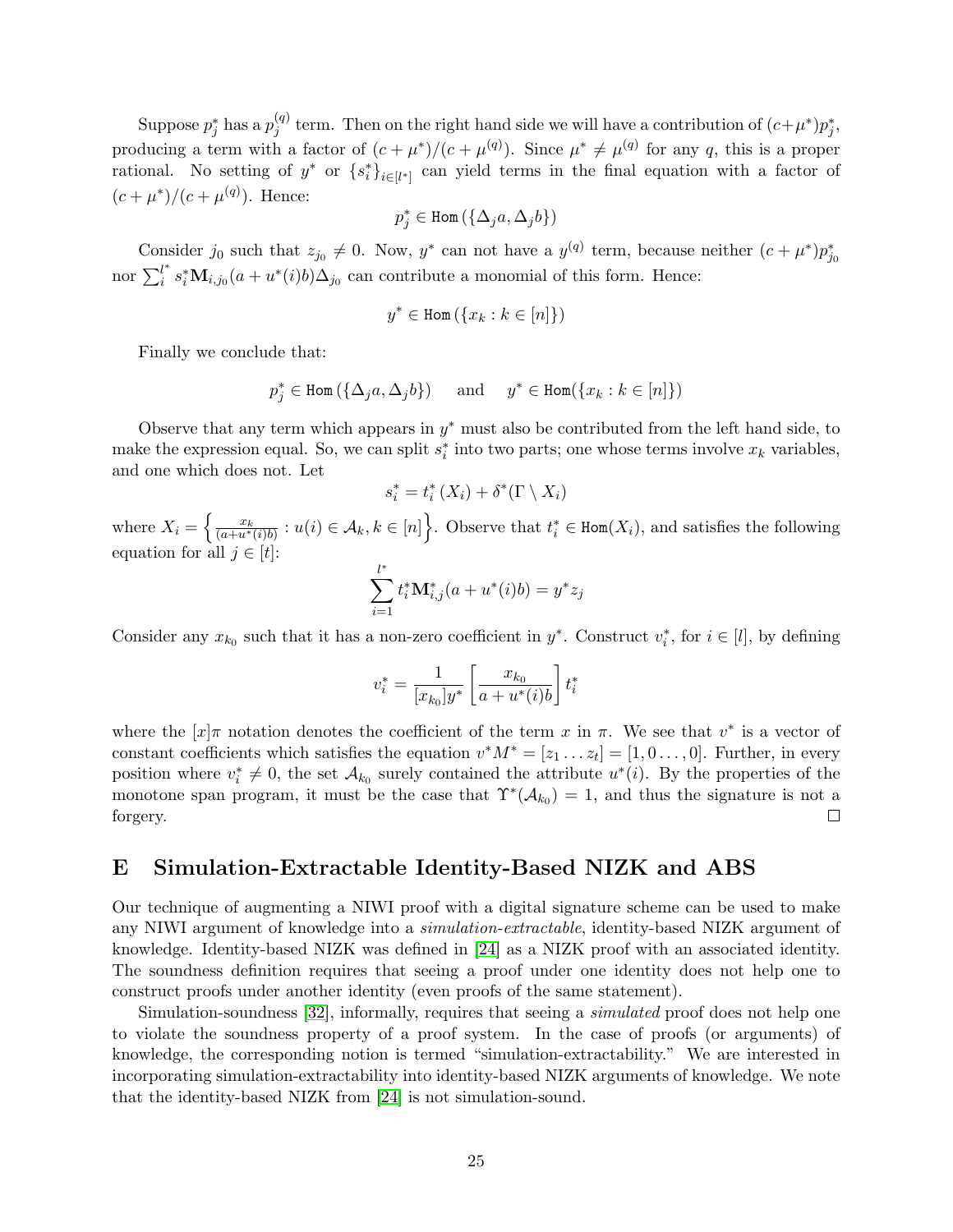Suppose $p_j^*$ has a $p_j^{(q)}$ term. Then on the right hand side we will have a contribution of $(c+\mu^*)p_j^*$, producing a term with a factor of $(c+\mu^*)/(c+\mu^{(q)})$. Since $\mu^* \neq \mu^{(q)}$ for any $q$, this is a proper rational. No setting of $y^*$ or $\{s_i^*\}_{i\in[l^*]}$ can yield terms in the final equation with a factor of $(c+\mu^*)/(c+\mu^{(q)})$. Hence:

$$p_j^* \in \texttt{Hom}\left(\{\Delta_j a, \Delta_j b\}\right)$$

Consider $j_0$ such that $z_{j_0} \neq 0$. Now, $y^*$ can not have a $y^{(q)}$ term, because neither $(c+\mu^*)p_{j_0}^*$ nor $\sum_i^{l^*} s_i^* \mathbf{M}_{i,j_0}(a+u^*(i)b)\Delta_{j_0}$ can contribute a monomial of this form. Hence:

$$y^* \in \texttt{Hom}\left(\{x_k : k \in [n]\}\right)$$

Finally we conclude that:

$$p_j^* \in \texttt{Hom}\left(\{\Delta_j a, \Delta_j b\}\right) \quad \text{ and } \quad y^* \in \texttt{Hom}(\{x_k : k \in [n]\})$$

Observe that any term which appears in $y^*$ must also be contributed from the left hand side, to make the expression equal. So, we can split $s_i^*$ into two parts; one whose terms involve $x_k$ variables, and one which does not. Let

$$s_i^* = t_i^*\left(X_i\right) + \delta^*(\Gamma \setminus X_i)$$

where $X_i = \left\{\frac{x_k}{(a+u^*(i)b)} : u(i) \in \mathcal{A}_k, k \in [n]\right\}$. Observe that $t_i^* \in \texttt{Hom}(X_i)$, and satisfies the following equation for all $j \in [t]$:

$$\sum_{i=1}^{l^*} t_i^* \mathbf{M}_{i,j}^* (a + u^*(i)b) = y^* z_j$$

Consider any $x_{k_0}$ such that it has a non-zero coefficient in $y^*$. Construct $v_i^*$, for $i \in [l]$, by defining

$$v_i^* = \frac{1}{[x_{k_0}]y^*}\left[\frac{x_{k_0}}{a+u^*(i)b}\right] t_i^*$$

where the $[x]\pi$ notation denotes the coefficient of the term $x$ in $\pi$. We see that $v^*$ is a vector of constant coefficients which satisfies the equation $v^* M^* = [z_1 \ldots z_t] = [1, 0 \ldots, 0]$. Further, in every position where $v_i^* \neq 0$, the set $\mathcal{A}_{k_0}$ surely contained the attribute $u^*(i)$. By the properties of the monotone span program, it must be the case that $\Upsilon^*(\mathcal{A}_{k_0}) = 1$, and thus the signature is not a forgery. $\square$

# E Simulation-Extractable Identity-Based NIZK and ABS

Our technique of augmenting a NIWI proof with a digital signature scheme can be used to make any NIWI argument of knowledge into a *simulation-extractable*, identity-based NIZK argument of knowledge. Identity-based NIZK was defined in [24] as a NIZK proof with an associated identity. The soundness definition requires that seeing a proof under one identity does not help one to construct proofs under another identity (even proofs of the same statement).

Simulation-soundness [32], informally, requires that seeing a *simulated* proof does not help one to violate the soundness property of a proof system. In the case of proofs (or arguments) of knowledge, the corresponding notion is termed "simulation-extractability." We are interested in incorporating simulation-extractability into identity-based NIZK arguments of knowledge. We note that the identity-based NIZK from [24] is not simulation-sound.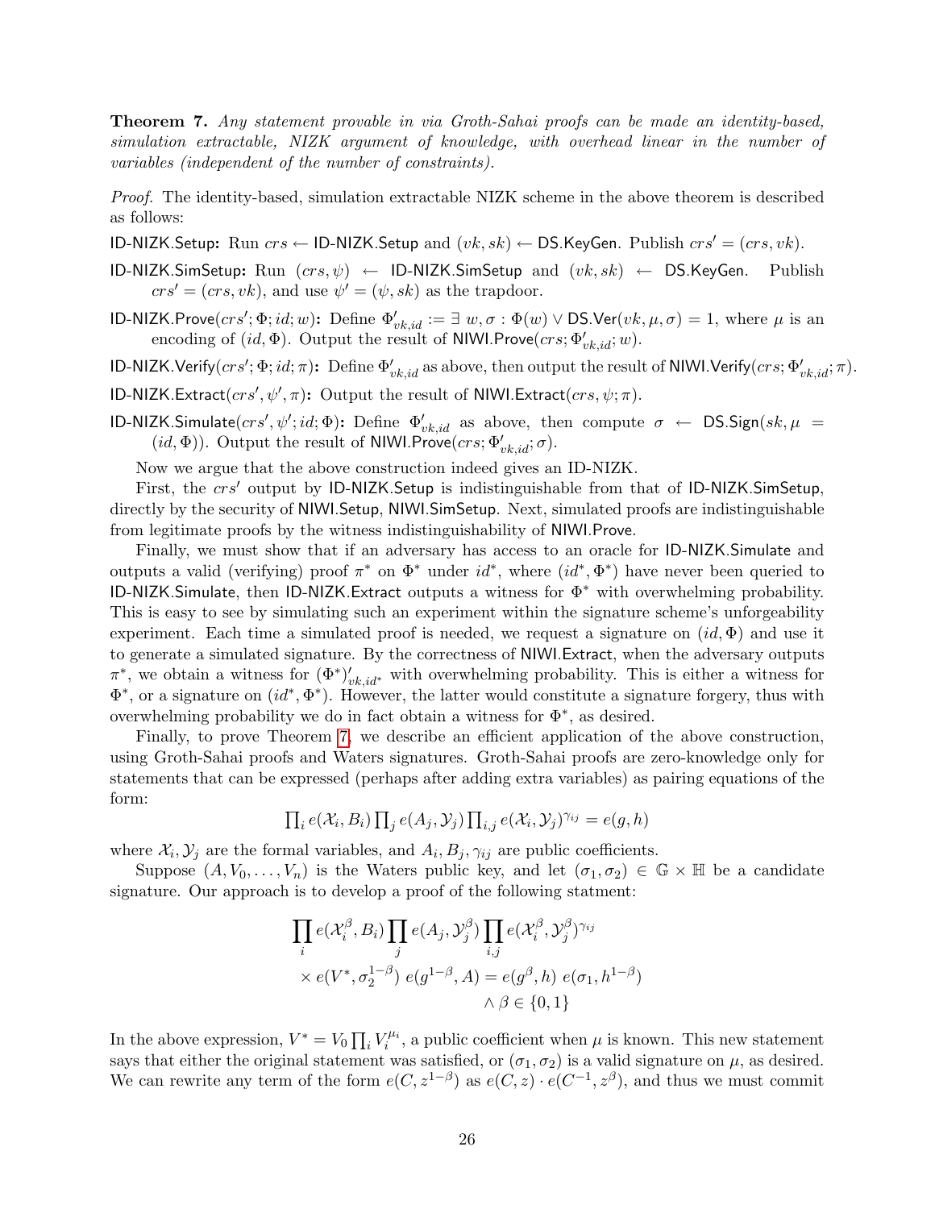**Theorem 7.** *Any statement provable in via Groth-Sahai proofs can be made an identity-based, simulation extractable, NIZK argument of knowledge, with overhead linear in the number of variables (independent of the number of constraints).*

*Proof.* The identity-based, simulation extractable NIZK scheme in the above theorem is described as follows:

ID-NIZK.Setup: Run $crs \leftarrow$ ID-NIZK.Setup and $(vk, sk) \leftarrow$ DS.KeyGen. Publish $crs' = (crs, vk)$.

ID-NIZK.SimSetup: Run $(crs, \psi) \leftarrow$ ID-NIZK.SimSetup and $(vk, sk) \leftarrow$ DS.KeyGen. Publish $crs' = (crs, vk)$, and use $\psi' = (\psi, sk)$ as the trapdoor.

ID-NIZK.Prove$(crs'; \Phi; id; w)$: Define $\Phi'_{vk,id} := \exists\ w, \sigma : \Phi(w) \vee \mathsf{DS.Ver}(vk, \mu, \sigma) = 1$, where $\mu$ is an encoding of $(id, \Phi)$. Output the result of NIWI.Prove$(crs; \Phi'_{vk,id}; w)$.

ID-NIZK.Verify$(crs'; \Phi; id; \pi)$: Define $\Phi'_{vk,id}$ as above, then output the result of NIWI.Verify$(crs; \Phi'_{vk,id}; \pi)$.

ID-NIZK.Extract$(crs', \psi', \pi)$: Output the result of NIWI.Extract$(crs, \psi; \pi)$.

ID-NIZK.Simulate$(crs', \psi'; id; \Phi)$: Define $\Phi'_{vk,id}$ as above, then compute $\sigma \leftarrow \mathsf{DS.Sign}(sk, \mu = (id, \Phi))$. Output the result of NIWI.Prove$(crs; \Phi'_{vk,id}; \sigma)$.

Now we argue that the above construction indeed gives an ID-NIZK.

First, the $crs'$ output by ID-NIZK.Setup is indistinguishable from that of ID-NIZK.SimSetup, directly by the security of NIWI.Setup, NIWI.SimSetup. Next, simulated proofs are indistinguishable from legitimate proofs by the witness indistinguishability of NIWI.Prove.

Finally, we must show that if an adversary has access to an oracle for ID-NIZK.Simulate and outputs a valid (verifying) proof $\pi^*$ on $\Phi^*$ under $id^*$, where $(id^*, \Phi^*)$ have never been queried to ID-NIZK.Simulate, then ID-NIZK.Extract outputs a witness for $\Phi^*$ with overwhelming probability. This is easy to see by simulating such an experiment within the signature scheme's unforgeability experiment. Each time a simulated proof is needed, we request a signature on $(id, \Phi)$ and use it to generate a simulated signature. By the correctness of NIWI.Extract, when the adversary outputs $\pi^*$, we obtain a witness for $(\Phi^*)'_{vk,id^*}$ with overwhelming probability. This is either a witness for $\Phi^*$, or a signature on $(id^*, \Phi^*)$. However, the latter would constitute a signature forgery, thus with overwhelming probability we do in fact obtain a witness for $\Phi^*$, as desired.

Finally, to prove Theorem 7, we describe an efficient application of the above construction, using Groth-Sahai proofs and Waters signatures. Groth-Sahai proofs are zero-knowledge only for statements that can be expressed (perhaps after adding extra variables) as pairing equations of the form:

$$\prod_i e(\mathcal{X}_i, B_i) \prod_j e(A_j, \mathcal{Y}_j) \prod_{i,j} e(\mathcal{X}_i, \mathcal{Y}_j)^{\gamma_{ij}} = e(g, h)$$

where $\mathcal{X}_i, \mathcal{Y}_j$ are the formal variables, and $A_i, B_j, \gamma_{ij}$ are public coefficients.

Suppose $(A, V_0, \ldots, V_n)$ is the Waters public key, and let $(\sigma_1, \sigma_2) \in \mathbb{G} \times \mathbb{H}$ be a candidate signature. Our approach is to develop a proof of the following statment:

$$\begin{aligned} \prod_i e(\mathcal{X}_i^\beta, B_i) \prod_j e(A_j, \mathcal{Y}_j^\beta) \prod_{i,j} e(\mathcal{X}_i^\beta, \mathcal{Y}_j^\beta)^{\gamma_{ij}} & \\ \times\, e(V^*, \sigma_2^{1-\beta})\ e(g^{1-\beta}, A) = e(g^\beta, h)\ & e(\sigma_1, h^{1-\beta}) \\ & \wedge \beta \in \{0, 1\} \end{aligned}$$

In the above expression, $V^* = V_0 \prod_i V_i^{\mu_i}$, a public coefficient when $\mu$ is known. This new statement says that either the original statement was satisfied, or $(\sigma_1, \sigma_2)$ is a valid signature on $\mu$, as desired. We can rewrite any term of the form $e(C, z^{1-\beta})$ as $e(C, z) \cdot e(C^{-1}, z^\beta)$, and thus we must commit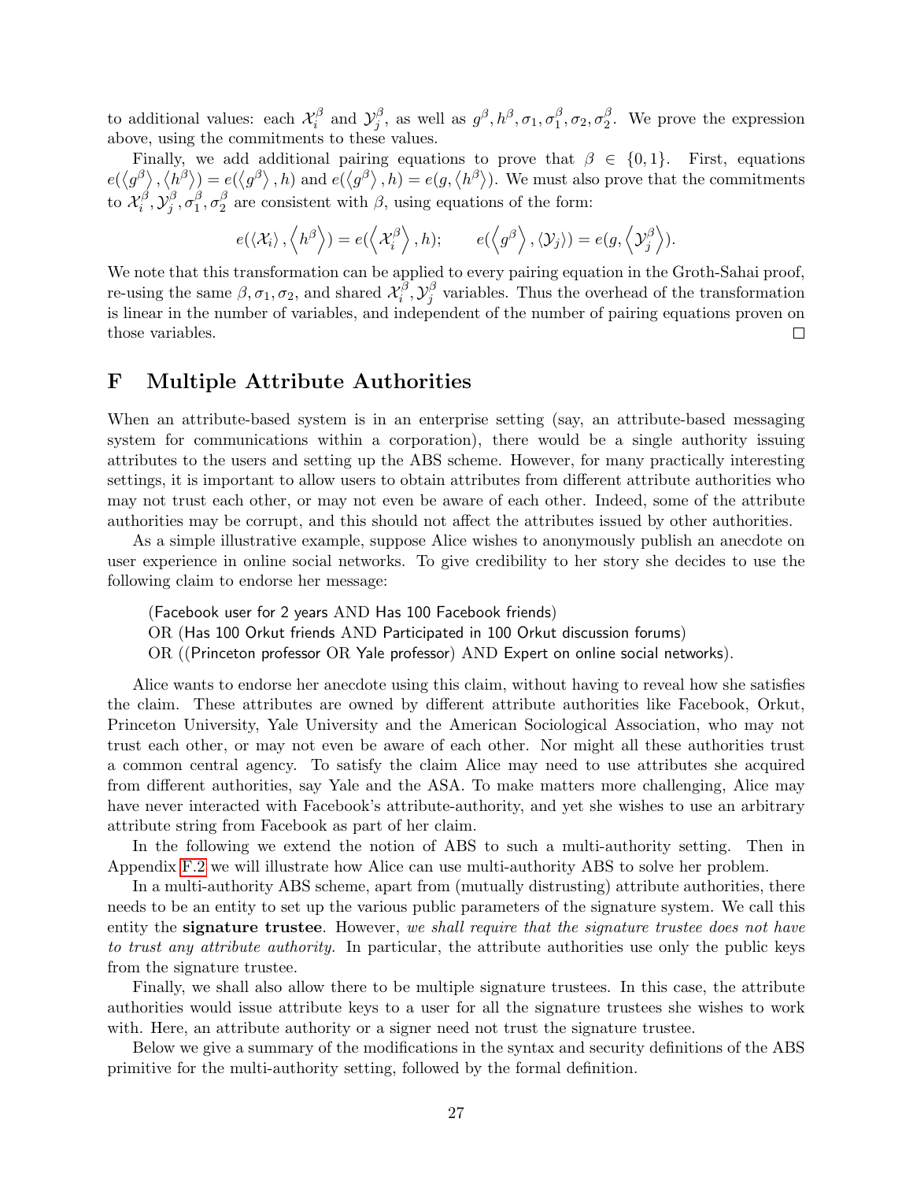to additional values: each $\mathcal{X}_i^\beta$ and $\mathcal{Y}_j^\beta$, as well as $g^\beta, h^\beta, \sigma_1, \sigma_1^\beta, \sigma_2, \sigma_2^\beta$. We prove the expression above, using the commitments to these values.

Finally, we add additional pairing equations to prove that $\beta \in \{0,1\}$. First, equations $e(\langle g^\beta \rangle, \langle h^\beta \rangle) = e(\langle g^\beta \rangle, h)$ and $e(\langle g^\beta \rangle, h) = e(g, \langle h^\beta \rangle)$. We must also prove that the commitments to $\mathcal{X}_i^\beta, \mathcal{Y}_j^\beta, \sigma_1^\beta, \sigma_2^\beta$ are consistent with $\beta$, using equations of the form:

$$e(\langle \mathcal{X}_i \rangle, \langle h^\beta \rangle) = e(\langle \mathcal{X}_i^\beta \rangle, h); \qquad e(\langle g^\beta \rangle, \langle \mathcal{Y}_j \rangle) = e(g, \langle \mathcal{Y}_j^\beta \rangle).$$

We note that this transformation can be applied to every pairing equation in the Groth-Sahai proof, re-using the same $\beta, \sigma_1, \sigma_2$, and shared $\mathcal{X}_i^\beta, \mathcal{Y}_j^\beta$ variables. Thus the overhead of the transformation is linear in the number of variables, and independent of the number of pairing equations proven on those variables. □

# F Multiple Attribute Authorities

When an attribute-based system is in an enterprise setting (say, an attribute-based messaging system for communications within a corporation), there would be a single authority issuing attributes to the users and setting up the ABS scheme. However, for many practically interesting settings, it is important to allow users to obtain attributes from different attribute authorities who may not trust each other, or may not even be aware of each other. Indeed, some of the attribute authorities may be corrupt, and this should not affect the attributes issued by other authorities.

As a simple illustrative example, suppose Alice wishes to anonymously publish an anecdote on user experience in online social networks. To give credibility to her story she decides to use the following claim to endorse her message:

> (Facebook user for 2 years AND Has 100 Facebook friends)
> OR (Has 100 Orkut friends AND Participated in 100 Orkut discussion forums)
> OR ((Princeton professor OR Yale professor) AND Expert on online social networks).

Alice wants to endorse her anecdote using this claim, without having to reveal how she satisfies the claim. These attributes are owned by different attribute authorities like Facebook, Orkut, Princeton University, Yale University and the American Sociological Association, who may not trust each other, or may not even be aware of each other. Nor might all these authorities trust a common central agency. To satisfy the claim Alice may need to use attributes she acquired from different authorities, say Yale and the ASA. To make matters more challenging, Alice may have never interacted with Facebook's attribute-authority, and yet she wishes to use an arbitrary attribute string from Facebook as part of her claim.

In the following we extend the notion of ABS to such a multi-authority setting. Then in Appendix F.2 we will illustrate how Alice can use multi-authority ABS to solve her problem.

In a multi-authority ABS scheme, apart from (mutually distrusting) attribute authorities, there needs to be an entity to set up the various public parameters of the signature system. We call this entity the **signature trustee**. However, *we shall require that the signature trustee does not have to trust any attribute authority.* In particular, the attribute authorities use only the public keys from the signature trustee.

Finally, we shall also allow there to be multiple signature trustees. In this case, the attribute authorities would issue attribute keys to a user for all the signature trustees she wishes to work with. Here, an attribute authority or a signer need not trust the signature trustee.

Below we give a summary of the modifications in the syntax and security definitions of the ABS primitive for the multi-authority setting, followed by the formal definition.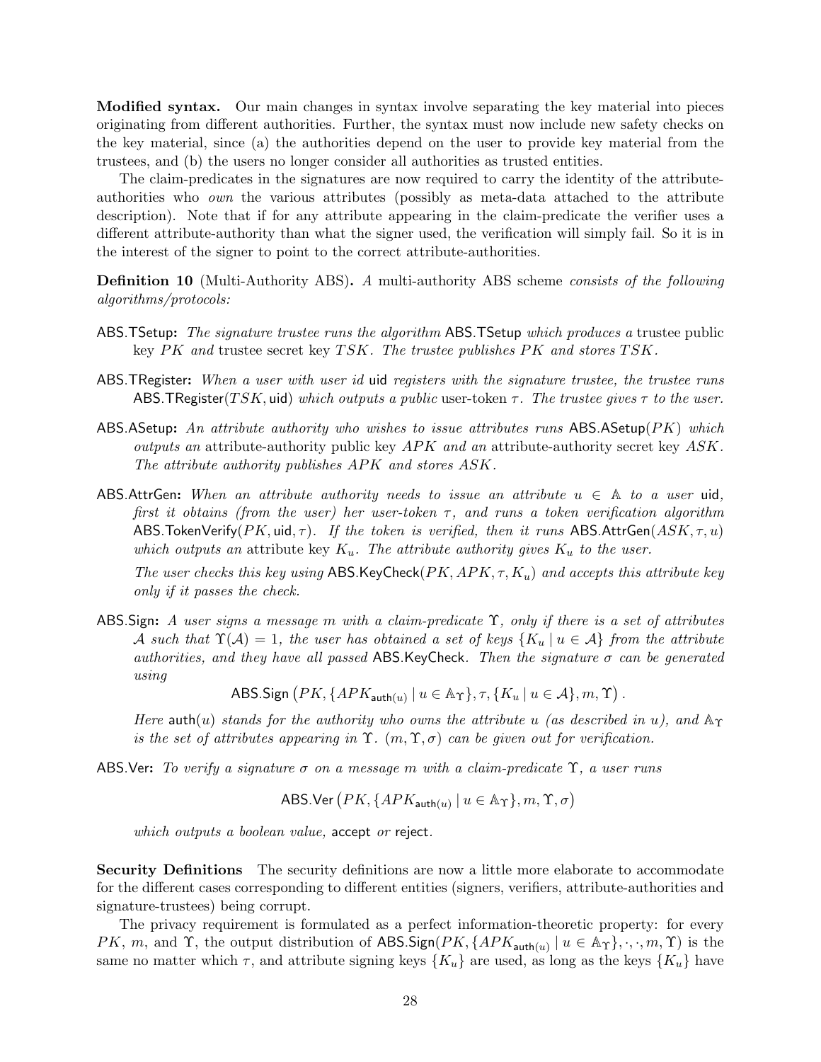**Modified syntax.** Our main changes in syntax involve separating the key material into pieces originating from different authorities. Further, the syntax must now include new safety checks on the key material, since (a) the authorities depend on the user to provide key material from the trustees, and (b) the users no longer consider all authorities as trusted entities.

The claim-predicates in the signatures are now required to carry the identity of the attribute-authorities who *own* the various attributes (possibly as meta-data attached to the attribute description). Note that if for any attribute appearing in the claim-predicate the verifier uses a different attribute-authority than what the signer used, the verification will simply fail. So it is in the interest of the signer to point to the correct attribute-authorities.

**Definition 10** (Multi-Authority ABS)**.** *A multi-authority ABS scheme consists of the following algorithms/protocols:*

$\mathsf{ABS.TSetup}$**:** *The signature trustee runs the algorithm* $\mathsf{ABS.TSetup}$ *which produces a* trustee public key $PK$ *and* trustee secret key $TSK$*. The trustee publishes* $PK$ *and stores* $TSK$*.*

$\mathsf{ABS.TRegister}$**:** *When a user with user id* $\mathsf{uid}$ *registers with the signature trustee, the trustee runs* $\mathsf{ABS.TRegister}(TSK, \mathsf{uid})$ *which outputs a public* user-token $\tau$*. The trustee gives* $\tau$ *to the user.*

$\mathsf{ABS.ASetup}$**:** *An attribute authority who wishes to issue attributes runs* $\mathsf{ABS.ASetup}(PK)$ *which outputs an* attribute-authority public key $APK$ *and an* attribute-authority secret key $ASK$*. The attribute authority publishes* $APK$ *and stores* $ASK$*.*

$\mathsf{ABS.AttrGen}$**:** *When an attribute authority needs to issue an attribute* $u \in \mathbb{A}$ *to a user* $\mathsf{uid}$*, first it obtains (from the user) her user-token* $\tau$*, and runs a token verification algorithm* $\mathsf{ABS.TokenVerify}(PK, \mathsf{uid}, \tau)$*. If the token is verified, then it runs* $\mathsf{ABS.AttrGen}(ASK, \tau, u)$ *which outputs an* attribute key $K_u$*. The attribute authority gives* $K_u$ *to the user.*

*The user checks this key using* $\mathsf{ABS.KeyCheck}(PK, APK, \tau, K_u)$ *and accepts this attribute key only if it passes the check.*

$\mathsf{ABS.Sign}$**:** *A user signs a message* $m$ *with a claim-predicate* $\Upsilon$*, only if there is a set of attributes* $\mathcal{A}$ *such that* $\Upsilon(\mathcal{A}) = 1$*, the user has obtained a set of keys* $\{K_u \mid u \in \mathcal{A}\}$ *from the attribute authorities, and they have all passed* $\mathsf{ABS.KeyCheck}$*. Then the signature* $\sigma$ *can be generated using*

$$\mathsf{ABS.Sign}\left(PK, \{APK_{\mathsf{auth}(u)} \mid u \in \mathbb{A}_\Upsilon\}, \tau, \{K_u \mid u \in \mathcal{A}\}, m, \Upsilon\right).$$

*Here* $\mathsf{auth}(u)$ *stands for the authority who owns the attribute* $u$ *(as described in* $u$*), and* $\mathbb{A}_\Upsilon$ *is the set of attributes appearing in* $\Upsilon$*.* $(m, \Upsilon, \sigma)$ *can be given out for verification.*

$\mathsf{ABS.Ver}$**:** *To verify a signature* $\sigma$ *on a message* $m$ *with a claim-predicate* $\Upsilon$*, a user runs*

$$\mathsf{ABS.Ver}\left(PK, \{APK_{\mathsf{auth}(u)} \mid u \in \mathbb{A}_\Upsilon\}, m, \Upsilon, \sigma\right)$$

*which outputs a boolean value,* accept *or* reject*.*

**Security Definitions** The security definitions are now a little more elaborate to accommodate for the different cases corresponding to different entities (signers, verifiers, attribute-authorities and signature-trustees) being corrupt.

The privacy requirement is formulated as a perfect information-theoretic property: for every $PK$, $m$, and $\Upsilon$, the output distribution of $\mathsf{ABS.Sign}(PK, \{APK_{\mathsf{auth}(u)} \mid u \in \mathbb{A}_\Upsilon\}, \cdot, \cdot, m, \Upsilon)$ is the same no matter which $\tau$, and attribute signing keys $\{K_u\}$ are used, as long as the keys $\{K_u\}$ have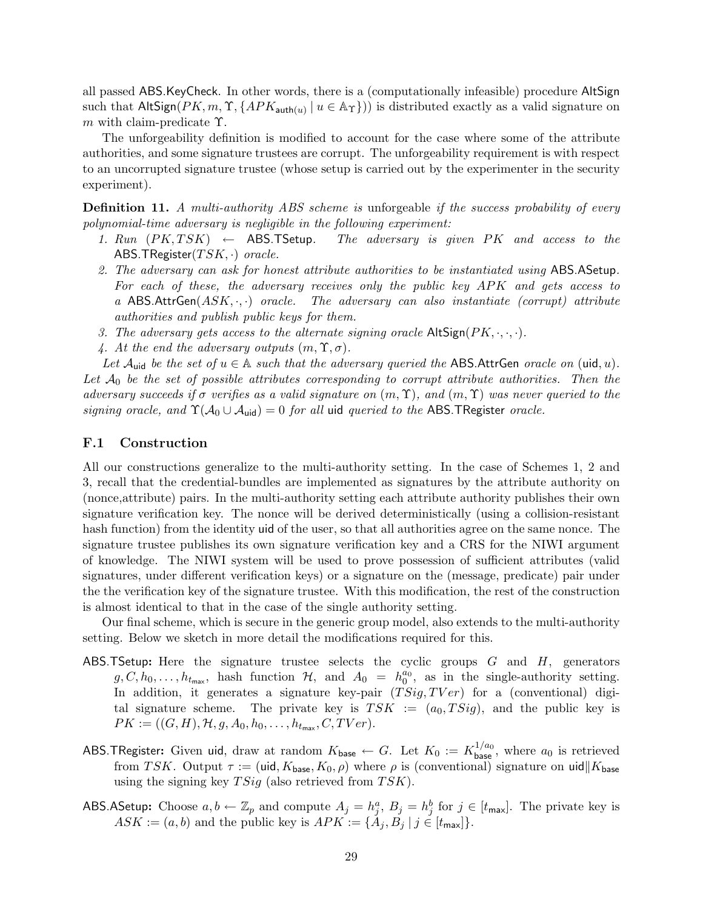all passed ABS.KeyCheck. In other words, there is a (computationally infeasible) procedure AltSign such that $\mathsf{AltSign}(PK, m, \Upsilon, \{APK_{\mathsf{auth}(u)} \mid u \in \mathbb{A}_\Upsilon\})$ is distributed exactly as a valid signature on $m$ with claim-predicate $\Upsilon$.

The unforgeability definition is modified to account for the case where some of the attribute authorities, and some signature trustees are corrupt. The unforgeability requirement is with respect to an uncorrupted signature trustee (whose setup is carried out by the experimenter in the security experiment).

**Definition 11.** *A multi-authority ABS scheme is* unforgeable *if the success probability of every polynomial-time adversary is negligible in the following experiment:*

1. *Run* $(PK, TSK) \leftarrow \mathsf{ABS.TSetup}$. *The adversary is given* $PK$ *and access to the* $\mathsf{ABS.TRegister}(TSK, \cdot)$ *oracle.*
2. *The adversary can ask for honest attribute authorities to be instantiated using* ABS.ASetup. *For each of these, the adversary receives only the public key* $APK$ *and gets access to a* $\mathsf{ABS.AttrGen}(ASK, \cdot, \cdot)$ *oracle. The adversary can also instantiate (corrupt) attribute authorities and publish public keys for them.*
3. *The adversary gets access to the alternate signing oracle* $\mathsf{AltSign}(PK, \cdot, \cdot, \cdot)$.
4. *At the end the adversary outputs* $(m, \Upsilon, \sigma)$.

*Let* $\mathcal{A}_{\mathsf{uid}}$ *be the set of* $u \in \mathbb{A}$ *such that the adversary queried the* ABS.AttrGen *oracle on* $(\mathsf{uid}, u)$. *Let* $\mathcal{A}_0$ *be the set of possible attributes corresponding to corrupt attribute authorities. Then the adversary succeeds if* $\sigma$ *verifies as a valid signature on* $(m, \Upsilon)$*, and* $(m, \Upsilon)$ *was never queried to the signing oracle, and* $\Upsilon(\mathcal{A}_0 \cup \mathcal{A}_{\mathsf{uid}}) = 0$ *for all* uid *queried to the* ABS.TRegister *oracle.*

### F.1 Construction

All our constructions generalize to the multi-authority setting. In the case of Schemes 1, 2 and 3, recall that the credential-bundles are implemented as signatures by the attribute authority on (nonce,attribute) pairs. In the multi-authority setting each attribute authority publishes their own signature verification key. The nonce will be derived deterministically (using a collision-resistant hash function) from the identity uid of the user, so that all authorities agree on the same nonce. The signature trustee publishes its own signature verification key and a CRS for the NIWI argument of knowledge. The NIWI system will be used to prove possession of sufficient attributes (valid signatures, under different verification keys) or a signature on the (message, predicate) pair under the the verification key of the signature trustee. With this modification, the rest of the construction is almost identical to that in the case of the single authority setting.

Our final scheme, which is secure in the generic group model, also extends to the multi-authority setting. Below we sketch in more detail the modifications required for this.

**ABS.TSetup:** Here the signature trustee selects the cyclic groups $G$ and $H$, generators $g, C, h_0, \ldots, h_{t_{\mathsf{max}}}$, hash function $\mathcal{H}$, and $A_0 = h_0^{a_0}$, as in the single-authority setting. In addition, it generates a signature key-pair $(TSig, TVer)$ for a (conventional) digital signature scheme. The private key is $TSK := (a_0, TSig)$, and the public key is $PK := ((G, H), \mathcal{H}, g, A_0, h_0, \ldots, h_{t_{\mathsf{max}}}, C, TVer)$.

**ABS.TRegister:** Given uid, draw at random $K_{\mathsf{base}} \leftarrow G$. Let $K_0 := K_{\mathsf{base}}^{1/a_0}$, where $a_0$ is retrieved from $TSK$. Output $\tau := (\mathsf{uid}, K_{\mathsf{base}}, K_0, \rho)$ where $\rho$ is (conventional) signature on $\mathsf{uid} \| K_{\mathsf{base}}$ using the signing key $TSig$ (also retrieved from $TSK$).

**ABS.ASetup:** Choose $a, b \leftarrow \mathbb{Z}_p$ and compute $A_j = h_j^a$, $B_j = h_j^b$ for $j \in [t_{\mathsf{max}}]$. The private key is $ASK := (a, b)$ and the public key is $APK := \{A_j, B_j \mid j \in [t_{\mathsf{max}}]\}$.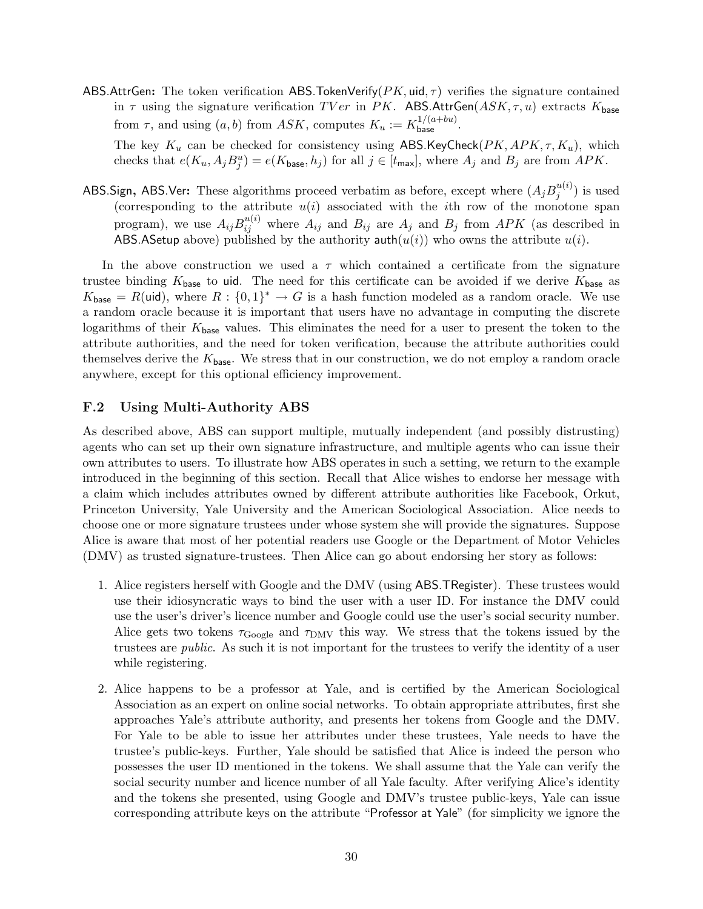- **ABS.AttrGen:** The token verification $\mathsf{ABS.TokenVerify}(PK, \mathsf{uid}, \tau)$ verifies the signature contained in $\tau$ using the signature verification $TVer$ in $PK$. $\mathsf{ABS.AttrGen}(ASK, \tau, u)$ extracts $K_{\mathsf{base}}$ from $\tau$, and using $(a, b)$ from $ASK$, computes $K_u := K_{\mathsf{base}}^{1/(a+bu)}$.

  The key $K_u$ can be checked for consistency using $\mathsf{ABS.KeyCheck}(PK, APK, \tau, K_u)$, which checks that $e(K_u, A_j B_j^u) = e(K_{\mathsf{base}}, h_j)$ for all $j \in [t_{\mathsf{max}}]$, where $A_j$ and $B_j$ are from $APK$.

- **ABS.Sign, ABS.Ver:** These algorithms proceed verbatim as before, except where $(A_j B_j^{u(i)})$ is used (corresponding to the attribute $u(i)$ associated with the $i$th row of the monotone span program), we use $A_{ij} B_{ij}^{u(i)}$ where $A_{ij}$ and $B_{ij}$ are $A_j$ and $B_j$ from $APK$ (as described in $\mathsf{ABS.ASetup}$ above) published by the authority $\mathsf{auth}(u(i))$ who owns the attribute $u(i)$.

In the above construction we used a $\tau$ which contained a certificate from the signature trustee binding $K_{\mathsf{base}}$ to $\mathsf{uid}$. The need for this certificate can be avoided if we derive $K_{\mathsf{base}}$ as $K_{\mathsf{base}} = R(\mathsf{uid})$, where $R : \{0,1\}^* \to G$ is a hash function modeled as a random oracle. We use a random oracle because it is important that users have no advantage in computing the discrete logarithms of their $K_{\mathsf{base}}$ values. This eliminates the need for a user to present the token to the attribute authorities, and the need for token verification, because the attribute authorities could themselves derive the $K_{\mathsf{base}}$. We stress that in our construction, we do not employ a random oracle anywhere, except for this optional efficiency improvement.

## F.2 Using Multi-Authority ABS

As described above, ABS can support multiple, mutually independent (and possibly distrusting) agents who can set up their own signature infrastructure, and multiple agents who can issue their own attributes to users. To illustrate how ABS operates in such a setting, we return to the example introduced in the beginning of this section. Recall that Alice wishes to endorse her message with a claim which includes attributes owned by different attribute authorities like Facebook, Orkut, Princeton University, Yale University and the American Sociological Association. Alice needs to choose one or more signature trustees under whose system she will provide the signatures. Suppose Alice is aware that most of her potential readers use Google or the Department of Motor Vehicles (DMV) as trusted signature-trustees. Then Alice can go about endorsing her story as follows:

1. Alice registers herself with Google and the DMV (using ABS.TRegister). These trustees would use their idiosyncratic ways to bind the user with a user ID. For instance the DMV could use the user's driver's licence number and Google could use the user's social security number. Alice gets two tokens $\tau_{\text{Google}}$ and $\tau_{\text{DMV}}$ this way. We stress that the tokens issued by the trustees are *public*. As such it is not important for the trustees to verify the identity of a user while registering.

2. Alice happens to be a professor at Yale, and is certified by the American Sociological Association as an expert on online social networks. To obtain appropriate attributes, first she approaches Yale's attribute authority, and presents her tokens from Google and the DMV. For Yale to be able to issue her attributes under these trustees, Yale needs to have the trustee's public-keys. Further, Yale should be satisfied that Alice is indeed the person who possesses the user ID mentioned in the tokens. We shall assume that the Yale can verify the social security number and licence number of all Yale faculty. After verifying Alice's identity and the tokens she presented, using Google and DMV's trustee public-keys, Yale can issue corresponding attribute keys on the attribute "Professor at Yale" (for simplicity we ignore the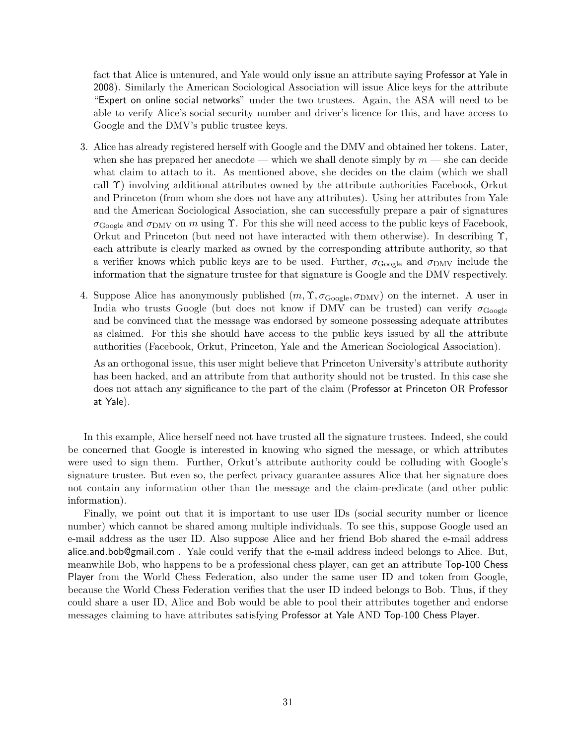fact that Alice is untenured, and Yale would only issue an attribute saying Professor at Yale in 2008). Similarly the American Sociological Association will issue Alice keys for the attribute "Expert on online social networks" under the two trustees. Again, the ASA will need to be able to verify Alice's social security number and driver's licence for this, and have access to Google and the DMV's public trustee keys.

3. Alice has already registered herself with Google and the DMV and obtained her tokens. Later, when she has prepared her anecdote — which we shall denote simply by $m$ — she can decide what claim to attach to it. As mentioned above, she decides on the claim (which we shall call $\Upsilon$) involving additional attributes owned by the attribute authorities Facebook, Orkut and Princeton (from whom she does not have any attributes). Using her attributes from Yale and the American Sociological Association, she can successfully prepare a pair of signatures $\sigma_{\text{Google}}$ and $\sigma_{\text{DMV}}$ on $m$ using $\Upsilon$. For this she will need access to the public keys of Facebook, Orkut and Princeton (but need not have interacted with them otherwise). In describing $\Upsilon$, each attribute is clearly marked as owned by the corresponding attribute authority, so that a verifier knows which public keys are to be used. Further, $\sigma_{\text{Google}}$ and $\sigma_{\text{DMV}}$ include the information that the signature trustee for that signature is Google and the DMV respectively.

4. Suppose Alice has anonymously published $(m, \Upsilon, \sigma_{\text{Google}}, \sigma_{\text{DMV}})$ on the internet. A user in India who trusts Google (but does not know if DMV can be trusted) can verify $\sigma_{\text{Google}}$ and be convinced that the message was endorsed by someone possessing adequate attributes as claimed. For this she should have access to the public keys issued by all the attribute authorities (Facebook, Orkut, Princeton, Yale and the American Sociological Association).

   As an orthogonal issue, this user might believe that Princeton University's attribute authority has been hacked, and an attribute from that authority should not be trusted. In this case she does not attach any significance to the part of the claim (Professor at Princeton OR Professor at Yale).

In this example, Alice herself need not have trusted all the signature trustees. Indeed, she could be concerned that Google is interested in knowing who signed the message, or which attributes were used to sign them. Further, Orkut's attribute authority could be colluding with Google's signature trustee. But even so, the perfect privacy guarantee assures Alice that her signature does not contain any information other than the message and the claim-predicate (and other public information).

Finally, we point out that it is important to use user IDs (social security number or licence number) which cannot be shared among multiple individuals. To see this, suppose Google used an e-mail address as the user ID. Also suppose Alice and her friend Bob shared the e-mail address alice.and.bob@gmail.com . Yale could verify that the e-mail address indeed belongs to Alice. But, meanwhile Bob, who happens to be a professional chess player, can get an attribute Top-100 Chess Player from the World Chess Federation, also under the same user ID and token from Google, because the World Chess Federation verifies that the user ID indeed belongs to Bob. Thus, if they could share a user ID, Alice and Bob would be able to pool their attributes together and endorse messages claiming to have attributes satisfying Professor at Yale AND Top-100 Chess Player.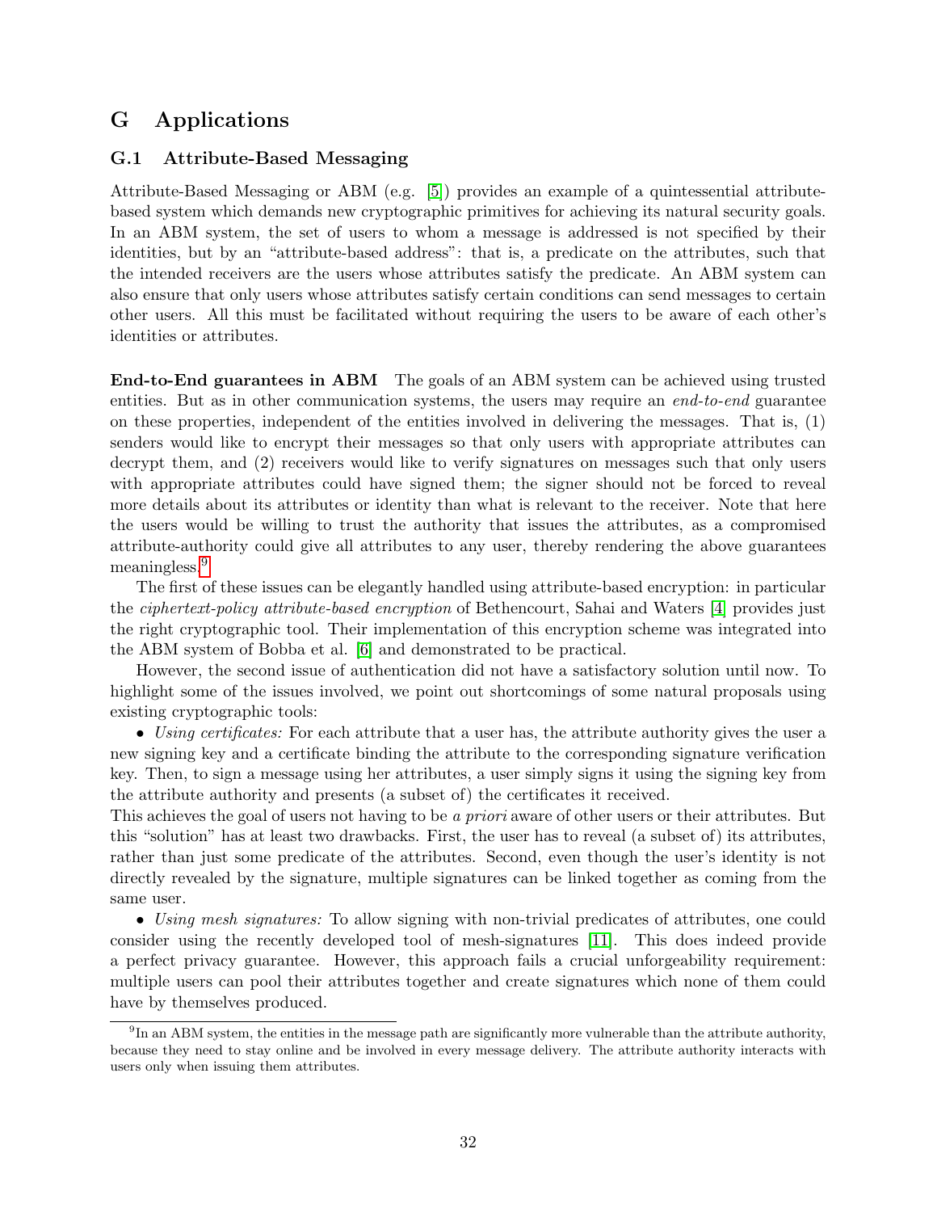# G Applications

## G.1 Attribute-Based Messaging

Attribute-Based Messaging or ABM (e.g. [5]) provides an example of a quintessential attribute-based system which demands new cryptographic primitives for achieving its natural security goals. In an ABM system, the set of users to whom a message is addressed is not specified by their identities, but by an "attribute-based address": that is, a predicate on the attributes, such that the intended receivers are the users whose attributes satisfy the predicate. An ABM system can also ensure that only users whose attributes satisfy certain conditions can send messages to certain other users. All this must be facilitated without requiring the users to be aware of each other's identities or attributes.

**End-to-End guarantees in ABM** The goals of an ABM system can be achieved using trusted entities. But as in other communication systems, the users may require an *end-to-end* guarantee on these properties, independent of the entities involved in delivering the messages. That is, (1) senders would like to encrypt their messages so that only users with appropriate attributes can decrypt them, and (2) receivers would like to verify signatures on messages such that only users with appropriate attributes could have signed them; the signer should not be forced to reveal more details about its attributes or identity than what is relevant to the receiver. Note that here the users would be willing to trust the authority that issues the attributes, as a compromised attribute-authority could give all attributes to any user, thereby rendering the above guarantees meaningless.[9]

The first of these issues can be elegantly handled using attribute-based encryption: in particular the *ciphertext-policy attribute-based encryption* of Bethencourt, Sahai and Waters [4] provides just the right cryptographic tool. Their implementation of this encryption scheme was integrated into the ABM system of Bobba et al. [6] and demonstrated to be practical.

However, the second issue of authentication did not have a satisfactory solution until now. To highlight some of the issues involved, we point out shortcomings of some natural proposals using existing cryptographic tools:

- *Using certificates:* For each attribute that a user has, the attribute authority gives the user a new signing key and a certificate binding the attribute to the corresponding signature verification key. Then, to sign a message using her attributes, a user simply signs it using the signing key from the attribute authority and presents (a subset of) the certificates it received.

This achieves the goal of users not having to be *a priori* aware of other users or their attributes. But this "solution" has at least two drawbacks. First, the user has to reveal (a subset of) its attributes, rather than just some predicate of the attributes. Second, even though the user's identity is not directly revealed by the signature, multiple signatures can be linked together as coming from the same user.

- *Using mesh signatures:* To allow signing with non-trivial predicates of attributes, one could consider using the recently developed tool of mesh-signatures [11]. This does indeed provide a perfect privacy guarantee. However, this approach fails a crucial unforgeability requirement: multiple users can pool their attributes together and create signatures which none of them could have by themselves produced.

[9] In an ABM system, the entities in the message path are significantly more vulnerable than the attribute authority, because they need to stay online and be involved in every message delivery. The attribute authority interacts with users only when issuing them attributes.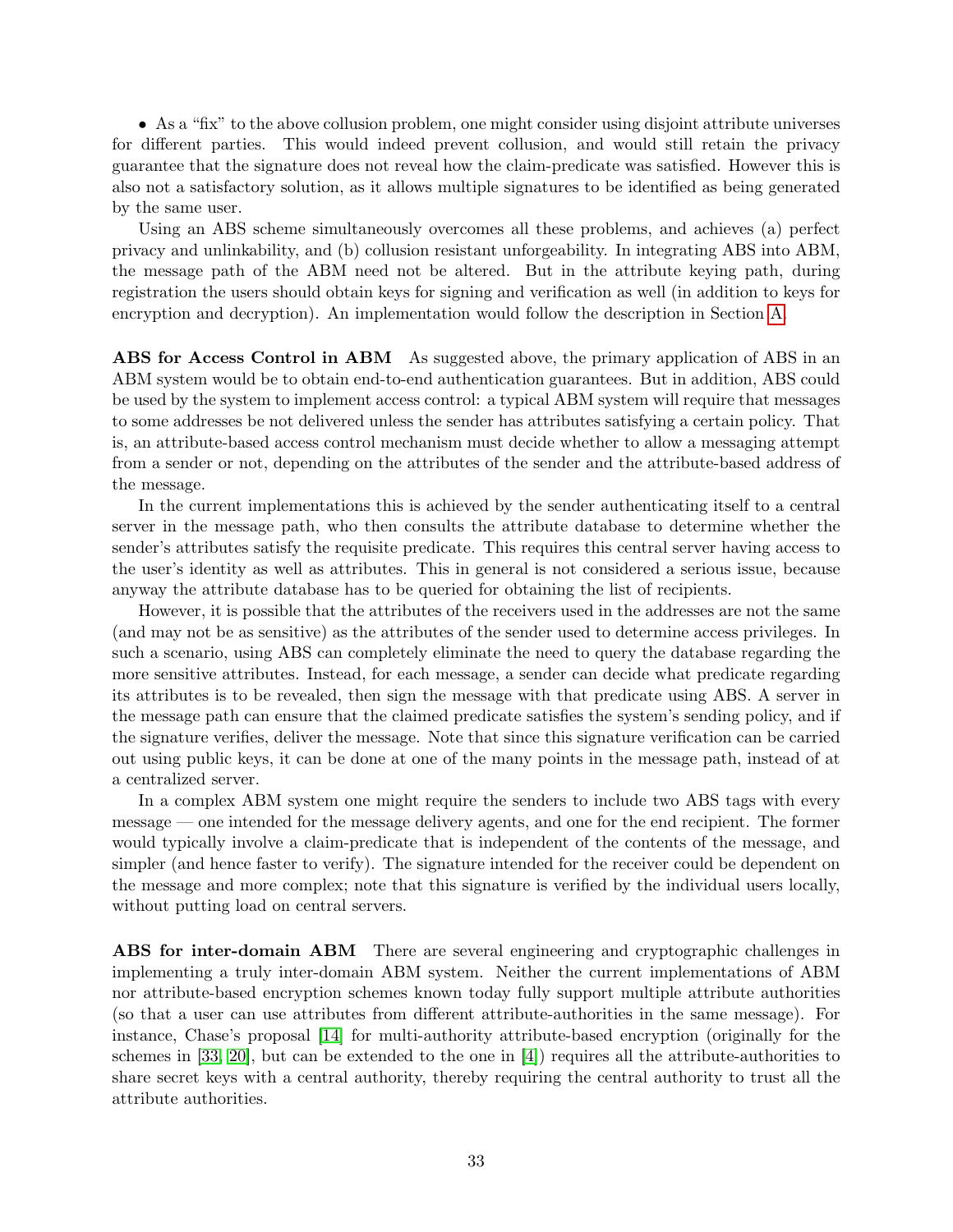• As a "fix" to the above collusion problem, one might consider using disjoint attribute universes for different parties. This would indeed prevent collusion, and would still retain the privacy guarantee that the signature does not reveal how the claim-predicate was satisfied. However this is also not a satisfactory solution, as it allows multiple signatures to be identified as being generated by the same user.

Using an ABS scheme simultaneously overcomes all these problems, and achieves (a) perfect privacy and unlinkability, and (b) collusion resistant unforgeability. In integrating ABS into ABM, the message path of the ABM need not be altered. But in the attribute keying path, during registration the users should obtain keys for signing and verification as well (in addition to keys for encryption and decryption). An implementation would follow the description in Section A.

**ABS for Access Control in ABM** As suggested above, the primary application of ABS in an ABM system would be to obtain end-to-end authentication guarantees. But in addition, ABS could be used by the system to implement access control: a typical ABM system will require that messages to some addresses be not delivered unless the sender has attributes satisfying a certain policy. That is, an attribute-based access control mechanism must decide whether to allow a messaging attempt from a sender or not, depending on the attributes of the sender and the attribute-based address of the message.

In the current implementations this is achieved by the sender authenticating itself to a central server in the message path, who then consults the attribute database to determine whether the sender's attributes satisfy the requisite predicate. This requires this central server having access to the user's identity as well as attributes. This in general is not considered a serious issue, because anyway the attribute database has to be queried for obtaining the list of recipients.

However, it is possible that the attributes of the receivers used in the addresses are not the same (and may not be as sensitive) as the attributes of the sender used to determine access privileges. In such a scenario, using ABS can completely eliminate the need to query the database regarding the more sensitive attributes. Instead, for each message, a sender can decide what predicate regarding its attributes is to be revealed, then sign the message with that predicate using ABS. A server in the message path can ensure that the claimed predicate satisfies the system's sending policy, and if the signature verifies, deliver the message. Note that since this signature verification can be carried out using public keys, it can be done at one of the many points in the message path, instead of at a centralized server.

In a complex ABM system one might require the senders to include two ABS tags with every message — one intended for the message delivery agents, and one for the end recipient. The former would typically involve a claim-predicate that is independent of the contents of the message, and simpler (and hence faster to verify). The signature intended for the receiver could be dependent on the message and more complex; note that this signature is verified by the individual users locally, without putting load on central servers.

**ABS for inter-domain ABM** There are several engineering and cryptographic challenges in implementing a truly inter-domain ABM system. Neither the current implementations of ABM nor attribute-based encryption schemes known today fully support multiple attribute authorities (so that a user can use attributes from different attribute-authorities in the same message). For instance, Chase's proposal [14] for multi-authority attribute-based encryption (originally for the schemes in [33, 20], but can be extended to the one in [4]) requires all the attribute-authorities to share secret keys with a central authority, thereby requiring the central authority to trust all the attribute authorities.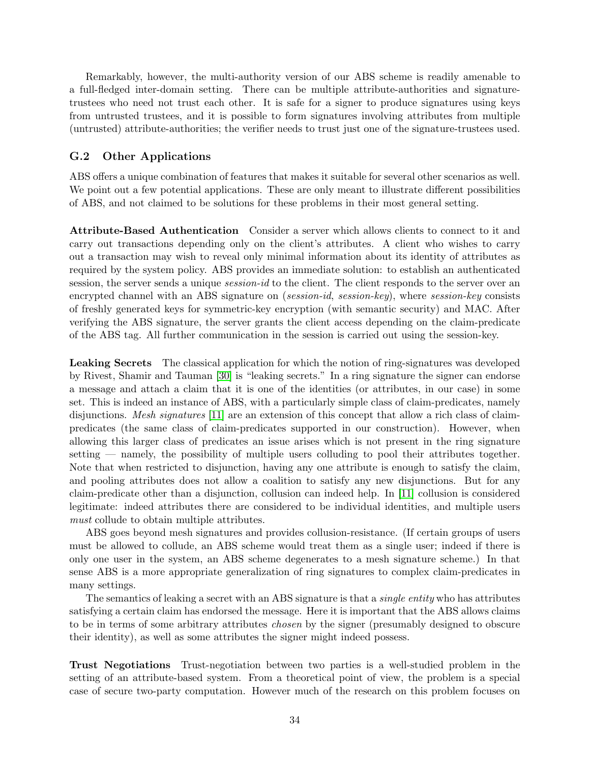Remarkably, however, the multi-authority version of our ABS scheme is readily amenable to a full-fledged inter-domain setting. There can be multiple attribute-authorities and signature-trustees who need not trust each other. It is safe for a signer to produce signatures using keys from untrusted trustees, and it is possible to form signatures involving attributes from multiple (untrusted) attribute-authorities; the verifier needs to trust just one of the signature-trustees used.

### G.2 Other Applications

ABS offers a unique combination of features that makes it suitable for several other scenarios as well. We point out a few potential applications. These are only meant to illustrate different possibilities of ABS, and not claimed to be solutions for these problems in their most general setting.

**Attribute-Based Authentication** Consider a server which allows clients to connect to it and carry out transactions depending only on the client's attributes. A client who wishes to carry out a transaction may wish to reveal only minimal information about its identity of attributes as required by the system policy. ABS provides an immediate solution: to establish an authenticated session, the server sends a unique *session-id* to the client. The client responds to the server over an encrypted channel with an ABS signature on (*session-id*, *session-key*), where *session-key* consists of freshly generated keys for symmetric-key encryption (with semantic security) and MAC. After verifying the ABS signature, the server grants the client access depending on the claim-predicate of the ABS tag. All further communication in the session is carried out using the session-key.

**Leaking Secrets** The classical application for which the notion of ring-signatures was developed by Rivest, Shamir and Tauman [30] is "leaking secrets." In a ring signature the signer can endorse a message and attach a claim that it is one of the identities (or attributes, in our case) in some set. This is indeed an instance of ABS, with a particularly simple class of claim-predicates, namely disjunctions. *Mesh signatures* [11] are an extension of this concept that allow a rich class of claim-predicates (the same class of claim-predicates supported in our construction). However, when allowing this larger class of predicates an issue arises which is not present in the ring signature setting — namely, the possibility of multiple users colluding to pool their attributes together. Note that when restricted to disjunction, having any one attribute is enough to satisfy the claim, and pooling attributes does not allow a coalition to satisfy any new disjunctions. But for any claim-predicate other than a disjunction, collusion can indeed help. In [11] collusion is considered legitimate: indeed attributes there are considered to be individual identities, and multiple users *must* collude to obtain multiple attributes.

ABS goes beyond mesh signatures and provides collusion-resistance. (If certain groups of users must be allowed to collude, an ABS scheme would treat them as a single user; indeed if there is only one user in the system, an ABS scheme degenerates to a mesh signature scheme.) In that sense ABS is a more appropriate generalization of ring signatures to complex claim-predicates in many settings.

The semantics of leaking a secret with an ABS signature is that a *single entity* who has attributes satisfying a certain claim has endorsed the message. Here it is important that the ABS allows claims to be in terms of some arbitrary attributes *chosen* by the signer (presumably designed to obscure their identity), as well as some attributes the signer might indeed possess.

**Trust Negotiations** Trust-negotiation between two parties is a well-studied problem in the setting of an attribute-based system. From a theoretical point of view, the problem is a special case of secure two-party computation. However much of the research on this problem focuses on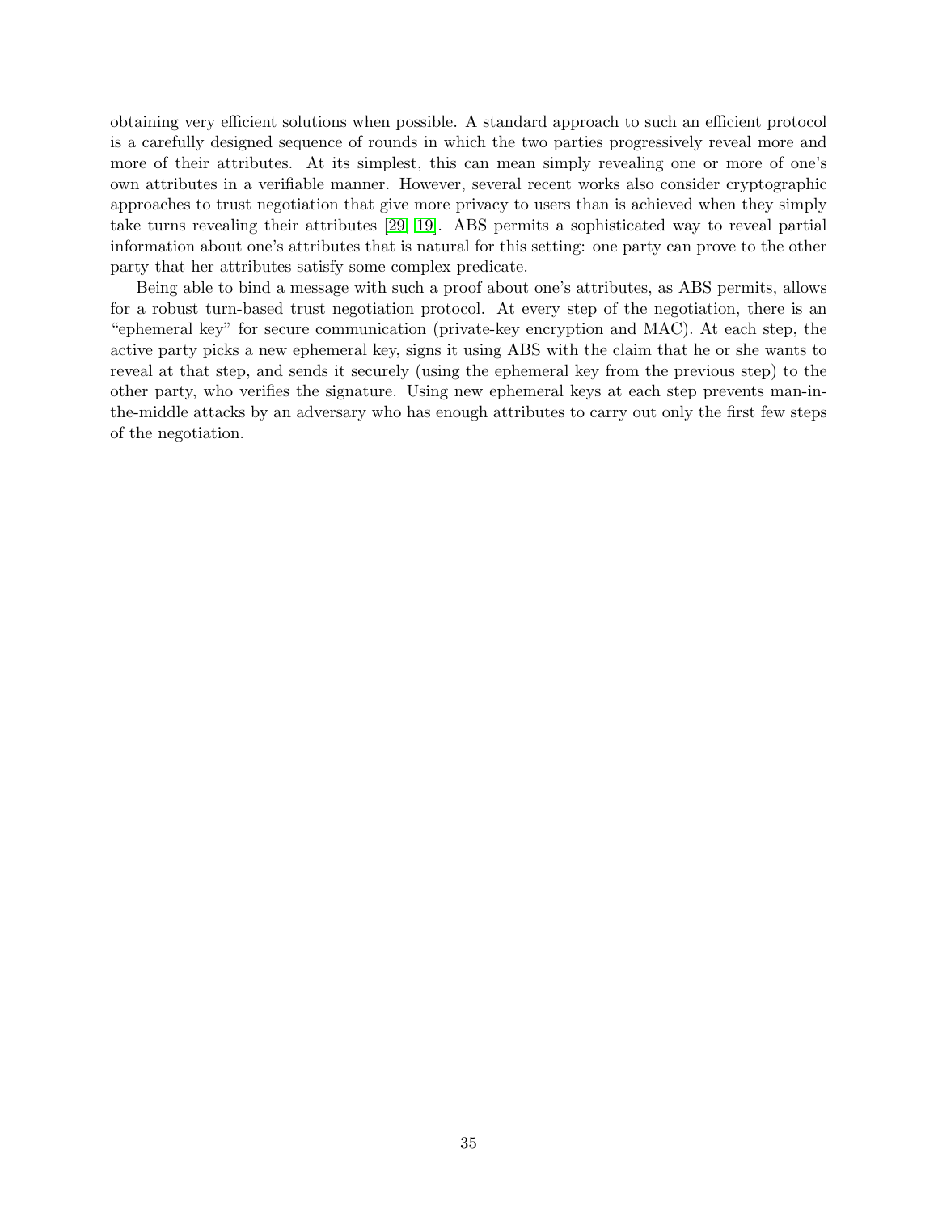obtaining very efficient solutions when possible. A standard approach to such an efficient protocol is a carefully designed sequence of rounds in which the two parties progressively reveal more and more of their attributes. At its simplest, this can mean simply revealing one or more of one's own attributes in a verifiable manner. However, several recent works also consider cryptographic approaches to trust negotiation that give more privacy to users than is achieved when they simply take turns revealing their attributes [29, 19]. ABS permits a sophisticated way to reveal partial information about one's attributes that is natural for this setting: one party can prove to the other party that her attributes satisfy some complex predicate.

Being able to bind a message with such a proof about one's attributes, as ABS permits, allows for a robust turn-based trust negotiation protocol. At every step of the negotiation, there is an "ephemeral key" for secure communication (private-key encryption and MAC). At each step, the active party picks a new ephemeral key, signs it using ABS with the claim that he or she wants to reveal at that step, and sends it securely (using the ephemeral key from the previous step) to the other party, who verifies the signature. Using new ephemeral keys at each step prevents man-in-the-middle attacks by an adversary who has enough attributes to carry out only the first few steps of the negotiation.